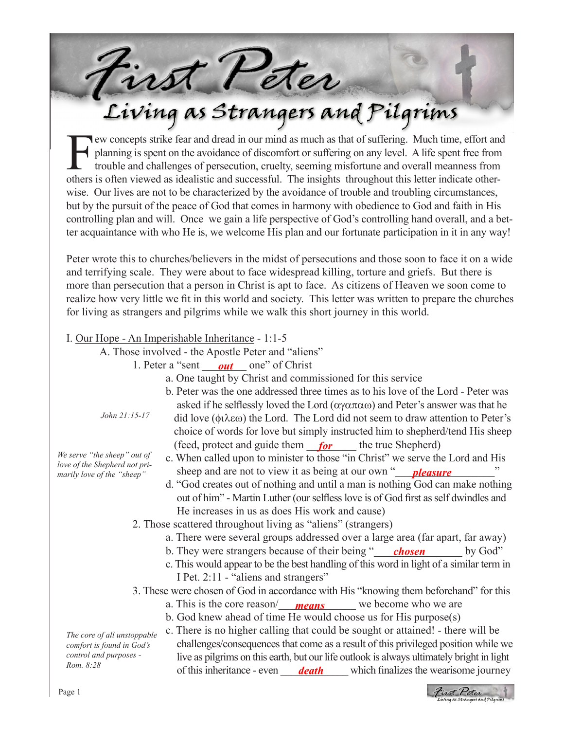# First Peter

## Living as Strangers and Pilgrims

Few concepts strike fear and dread in our mind as much as that of suffering. Much time, effort and planning is spent on the avoidance of discomfort or suffering on any level. A life spent free from trouble and challenges of persecution, cruelty, seeming misfortune and overall meanness from others is often viewed as idealistic and successful. The insights throughout this letter indicate otherwise. Our lives are not to be characterized by the avoidance of trouble and troubling circumstances, but by the pursuit of the peace of God that comes in harmony with obedience to God and faith in His controlling plan and will. Once we gain a life perspective of God's controlling hand overall, and a better acquaintance with who He is, we welcome His plan and our fortunate participation in it in any way!

Peter wrote this to churches/believers in the midst of persecutions and those soon to face it on a wide and terrifying scale. They were about to face widespread killing, torture and griefs. But there is more than persecution that a person in Christ is apt to face. As citizens of Heaven we soon come to realize how very little we fit in this world and society. This letter was written to prepare the churches for living as strangers and pilgrims while we walk this short journey in this world.

I. Our Hope - An Imperishable Inheritance - 1:1-5

- A. Those involved - the Apostle Peter and "aliens"
  - 1. Peter a "sent ***out*** one" of Christ
    - a. One taught by Christ and commissioned for this service
    - b. Peter was the one addressed three times as to his love of the Lord - Peter was asked if he selflessly loved the Lord (αγαπαω) and Peter's answer was that he did love (φιλεω) the Lord. The Lord did not seem to draw attention to Peter's choice of words for love but simply instructed him to shepherd/tend His sheep (feed, protect and guide them ***for*** the true Shepherd)

      *John 21:15-17*
    - c. When called upon to minister to those "in Christ" we serve the Lord and His sheep and are not to view it as being at our own "***pleasure***"

      *We serve "the sheep" out of love of the Shepherd not primarily love of the "sheep"*
    - d. "God creates out of nothing and until a man is nothing God can make nothing out of him" - Martin Luther (our selfless love is of God first as self dwindles and He increases in us as does His work and cause)
  - 2. Those scattered throughout living as "aliens" (strangers)
    - a. There were several groups addressed over a large area (far apart, far away)
    - b. They were strangers because of their being "***chosen*** by God"
    - c. This would appear to be the best handling of this word in light of a similar term in I Pet. 2:11 - "aliens and strangers"
  - 3. These were chosen of God in accordance with His "knowing them beforehand" for this
    - a. This is the core reason/***means*** we become who we are
    - b. God knew ahead of time He would choose us for His purpose(s)
    - c. There is no higher calling that could be sought or attained! - there will be challenges/consequences that come as a result of this privileged position while we live as pilgrims on this earth, but our life outlook is always ultimately bright in light of this inheritance - even ***death*** which finalizes the wearisome journey

      *The core of all unstoppable comfort is found in God's control and purposes - Rom. 8:28*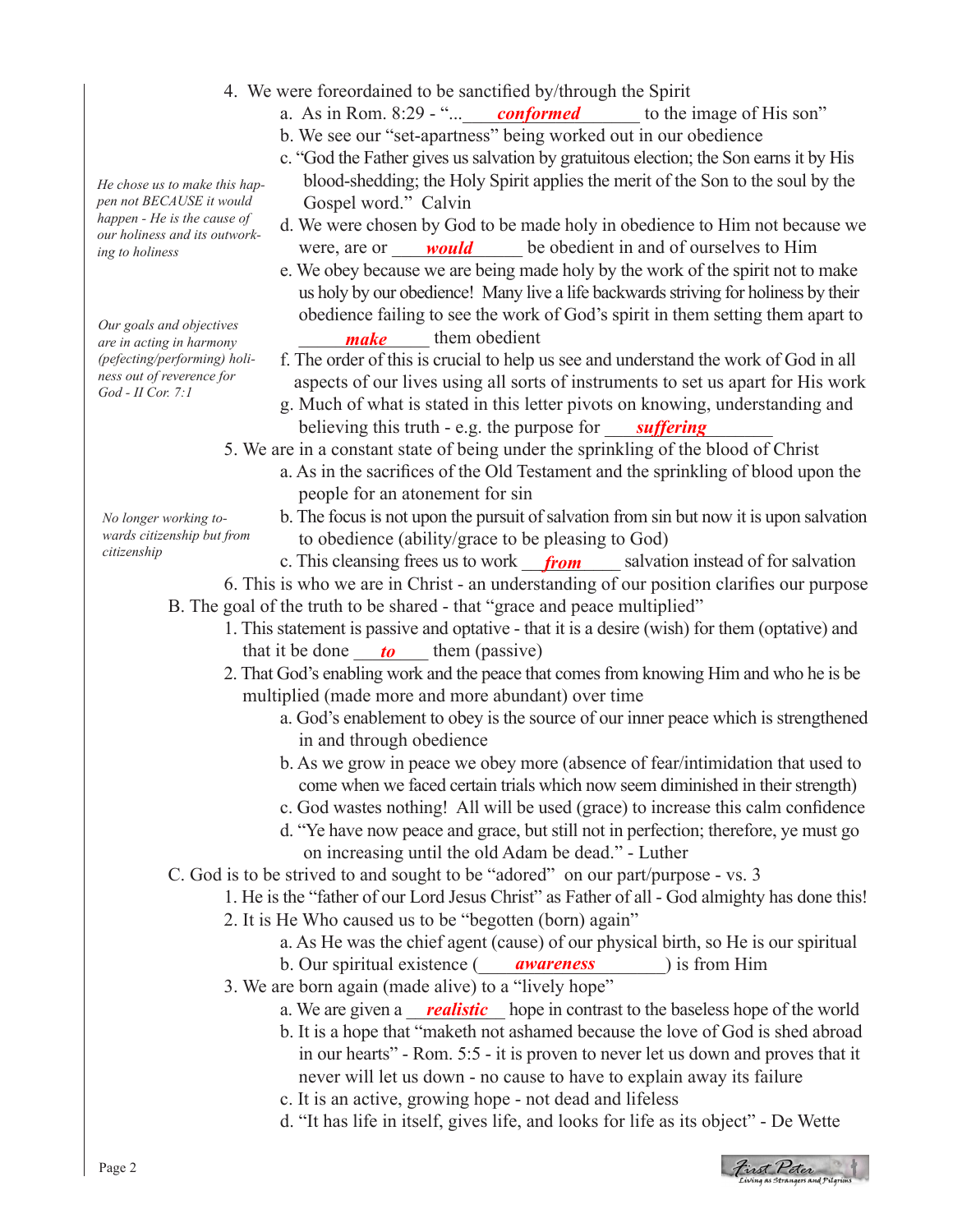4. We were foreordained to be sanctified by/through the Spirit
   a. As in Rom. 8:29 - "...____***conformed***______ to the image of His son"
   b. We see our "set-apartness" being worked out in our obedience
   c. "God the Father gives us salvation by gratuitous election; the Son earns it by His blood-shedding; the Holy Spirit applies the merit of the Son to the soul by the Gospel word." Calvin
   d. We were chosen by God to be made holy in obedience to Him not because we were, are or ____***would***_____ be obedient in and of ourselves to Him
   e. We obey because we are being made holy by the work of the spirit not to make us holy by our obedience! Many live a life backwards striving for holiness by their obedience failing to see the work of God's spirit in them setting them apart to ______***make***_____ them obedient
   f. The order of this is crucial to help us see and understand the work of God in all aspects of our lives using all sorts of instruments to set us apart for His work
   g. Much of what is stated in this letter pivots on knowing, understanding and believing this truth - e.g. the purpose for ___***suffering***_______

*He chose us to make this happen not BECAUSE it would happen - He is the cause of our holiness and its outworking to holiness*

*Our goals and objectives are in acting in harmony (pefecting/performing) holiness out of reverence for God - II Cor. 7:1*

5. We are in a constant state of being under the sprinkling of the blood of Christ
   a. As in the sacrifices of the Old Testament and the sprinkling of blood upon the people for an atonement for sin
   b. The focus is not upon the pursuit of salvation from sin but now it is upon salvation to obedience (ability/grace to be pleasing to God)
   c. This cleansing frees us to work __***from***_____ salvation instead of for salvation

*No longer working towards citizenship but from citizenship*

6. This is who we are in Christ - an understanding of our position clarifies our purpose

B. The goal of the truth to be shared - that "grace and peace multiplied"
   1. This statement is passive and optative - that it is a desire (wish) for them (optative) and that it be done ___***to***____ them (passive)
   2. That God's enabling work and the peace that comes from knowing Him and who he is be multiplied (made more and more abundant) over time
      a. God's enablement to obey is the source of our inner peace which is strengthened in and through obedience
      b. As we grow in peace we obey more (absence of fear/intimidation that used to come when we faced certain trials which now seem diminished in their strength)
      c. God wastes nothing! All will be used (grace) to increase this calm confidence
      d. "Ye have now peace and grace, but still not in perfection; therefore, ye must go on increasing until the old Adam be dead." - Luther

C. God is to be strived to and sought to be "adored" on our part/purpose - vs. 3
   1. He is the "father of our Lord Jesus Christ" as Father of all - God almighty has done this!
   2. It is He Who caused us to be "begotten (born) again"
      a. As He was the chief agent (cause) of our physical birth, so He is our spiritual
      b. Our spiritual existence (____***awareness***_________) is from Him
   3. We are born again (made alive) to a "lively hope"
      a. We are given a __***realistic***__ hope in contrast to the baseless hope of the world
      b. It is a hope that "maketh not ashamed because the love of God is shed abroad in our hearts" - Rom. 5:5 - it is proven to never let us down and proves that it never will let us down - no cause to have to explain away its failure
      c. It is an active, growing hope - not dead and lifeless
      d. "It has life in itself, gives life, and looks for life as its object" - De Wette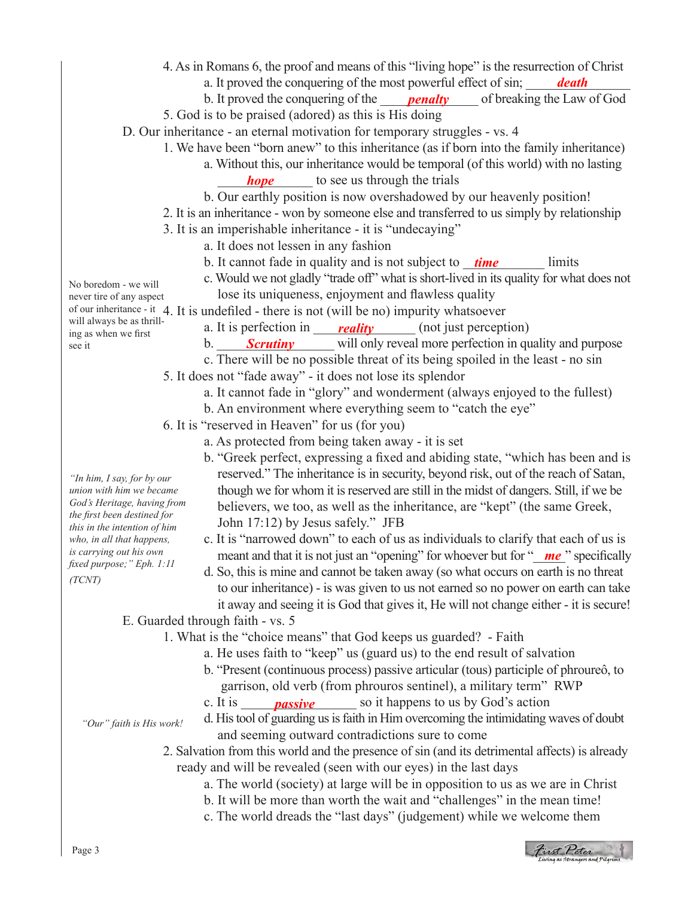4. As in Romans 6, the proof and means of this "living hope" is the resurrection of Christ
    - a. It proved the conquering of the most powerful effect of sin; ____***death***____
    - b. It proved the conquering of the ____***penalty***____ of breaking the Law of God
5. God is to be praised (adored) as this is His doing

D. Our inheritance - an eternal motivation for temporary struggles - vs. 4

1. We have been "born anew" to this inheritance (as if born into the family inheritance)
    - a. Without this, our inheritance would be temporal (of this world) with no lasting ____***hope***____ to see us through the trials
    - b. Our earthly position is now overshadowed by our heavenly position!
2. It is an inheritance - won by someone else and transferred to us simply by relationship
3. It is an imperishable inheritance - it is "undecaying"
    - a. It does not lessen in any fashion
    - b. It cannot fade in quality and is not subject to ____***time***____ limits
    - c. Would we not gladly "trade off" what is short-lived in its quality for what does not lose its uniqueness, enjoyment and flawless quality
4. It is undefiled - there is not (will be no) impurity whatsoever
    - a. It is perfection in ____***reality***____ (not just perception)
    - b. ____***Scrutiny***____ will only reveal more perfection in quality and purpose
    - c. There will be no possible threat of its being spoiled in the least - no sin

> No boredom - we will never tire of any aspect of our inheritance - it will always be as thrilling as when we first see it

5. It does not "fade away" - it does not lose its splendor
    - a. It cannot fade in "glory" and wonderment (always enjoyed to the fullest)
    - b. An environment where everything seem to "catch the eye"
6. It is "reserved in Heaven" for us (for you)
    - a. As protected from being taken away - it is set
    - b. "Greek perfect, expressing a fixed and abiding state, "which has been and is reserved." The inheritance is in security, beyond risk, out of the reach of Satan, though we for whom it is reserved are still in the midst of dangers. Still, if we be believers, we too, as well as the inheritance, are "kept" (the same Greek, John 17:12) by Jesus safely." JFB
    - c. It is "narrowed down" to each of us as individuals to clarify that each of us is meant and that it is not just an "opening" for whoever but for "___***me***___" specifically
    - d. So, this is mine and cannot be taken away (so what occurs on earth is no threat to our inheritance) - is was given to us not earned so no power on earth can take it away and seeing it is God that gives it, He will not change either - it is secure!

> *"In him, I say, for by our union with him we became God's Heritage, having from the first been destined for this in the intention of him who, in all that happens, is carrying out his own fixed purpose;" Eph. 1:11 (TCNT)*

E. Guarded through faith - vs. 5

1. What is the "choice means" that God keeps us guarded? - Faith
    - a. He uses faith to "keep" us (guard us) to the end result of salvation
    - b. "Present (continuous process) passive articular (tous) participle of phrоureô, to garrison, old verb (from phrouros sentinel), a military term" RWP
    - c. It is ____***passive***____ so it happens to us by God's action
    - d. His tool of guarding us is faith in Him overcoming the intimidating waves of doubt and seeming outward contradictions sure to come

> *"Our" faith is His work!*

2. Salvation from this world and the presence of sin (and its detrimental affects) is already ready and will be revealed (seen with our eyes) in the last days
    - a. The world (society) at large will be in opposition to us as we are in Christ
    - b. It will be more than worth the wait and "challenges" in the mean time!
    - c. The world dreads the "last days" (judgement) while we welcome them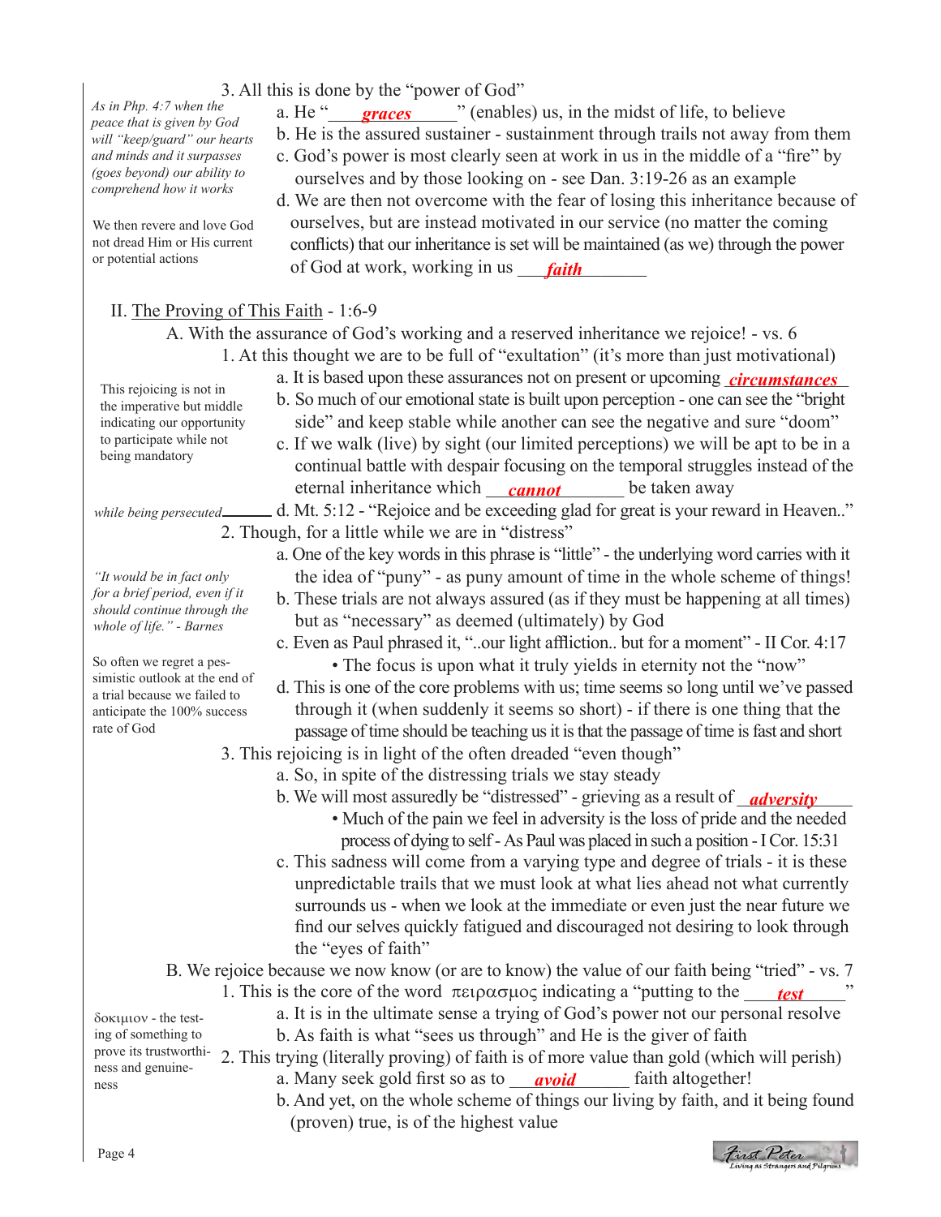3. All this is done by the "power of God"

*As in Php. 4:7 when the peace that is given by God will "keep/guard" our hearts and minds and it surpasses (goes beyond) our ability to comprehend how it works*

We then revere and love God not dread Him or His current or potential actions

a. He "___***graces***___" (enables) us, in the midst of life, to believe

b. He is the assured sustainer - sustainment through trails not away from them

c. God's power is most clearly seen at work in us in the middle of a "fire" by ourselves and by those looking on - see Dan. 3:19-26 as an example

d. We are then not overcome with the fear of losing this inheritance because of ourselves, but are instead motivated in our service (no matter the coming conflicts) that our inheritance is set will be maintained (as we) through the power of God at work, working in us ___***faith***___

II. The Proving of This Faith - 1:6-9

A. With the assurance of God's working and a reserved inheritance we rejoice! - vs. 6

1. At this thought we are to be full of "exultation" (it's more than just motivational)

This rejoicing is not in the imperative but middle indicating our opportunity to participate while not being mandatory

a. It is based upon these assurances not on present or upcoming ***circumstances***

b. So much of our emotional state is built upon perception - one can see the "bright side" and keep stable while another can see the negative and sure "doom"

c. If we walk (live) by sight (our limited perceptions) we will be apt to be in a continual battle with despair focusing on the temporal struggles instead of the eternal inheritance which ___***cannot***___ be taken away

*while being persecuted* — d. Mt. 5:12 - "Rejoice and be exceeding glad for great is your reward in Heaven.."

2. Though, for a little while we are in "distress"

*"It would be in fact only for a brief period, even if it should continue through the whole of life." - Barnes*

So often we regret a pessimistic outlook at the end of a trial because we failed to anticipate the 100% success rate of God

a. One of the key words in this phrase is "little" - the underlying word carries with it the idea of "puny" - as puny amount of time in the whole scheme of things!

b. These trials are not always assured (as if they must be happening at all times) but as "necessary" as deemed (ultimately) by God

c. Even as Paul phrased it, "..our light affliction.. but for a moment" - II Cor. 4:17

- The focus is upon what it truly yields in eternity not the "now"

d. This is one of the core problems with us; time seems so long until we've passed through it (when suddenly it seems so short) - if there is one thing that the passage of time should be teaching us it is that the passage of time is fast and short

3. This rejoicing is in light of the often dreaded "even though"

a. So, in spite of the distressing trials we stay steady

b. We will most assuredly be "distressed" - grieving as a result of ***adversity***

- Much of the pain we feel in adversity is the loss of pride and the needed process of dying to self - As Paul was placed in such a position - I Cor. 15:31

c. This sadness will come from a varying type and degree of trials - it is these unpredictable trails that we must look at what lies ahead not what currently surrounds us - when we look at the immediate or even just the near future we find our selves quickly fatigued and discouraged not desiring to look through the "eyes of faith"

B. We rejoice because we now know (or are to know) the value of our faith being "tried" - vs. 7

1. This is the core of the word πειρασμος indicating a "putting to the ___***test***___"

δοκιμιον - the testing of something to prove its trustworthiness and genuineness

a. It is in the ultimate sense a trying of God's power not our personal resolve

b. As faith is what "sees us through" and He is the giver of faith

2. This trying (literally proving) of faith is of more value than gold (which will perish)

a. Many seek gold first so as to ___***avoid***___ faith altogether!

b. And yet, on the whole scheme of things our living by faith, and it being found (proven) true, is of the highest value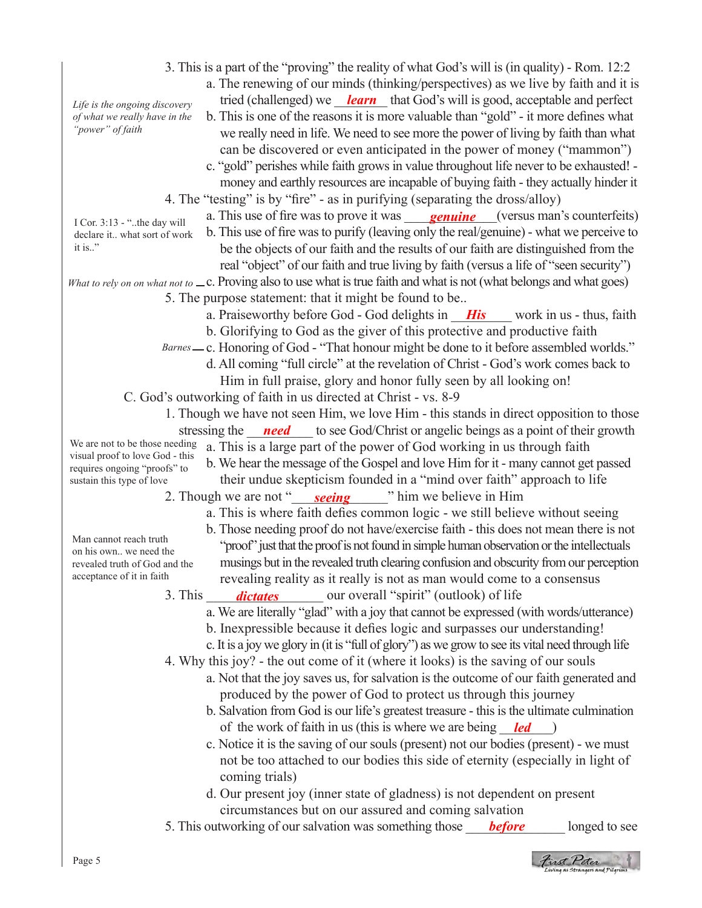3. This is a part of the "proving" the reality of what God's will is (in quality) - Rom. 12:2
   - a. The renewing of our minds (thinking/perspectives) as we live by faith and it is tried (challenged) we ___***learn***___ that God's will is good, acceptable and perfect
   - b. This is one of the reasons it is more valuable than "gold" - it more defines what we really need in life. We need to see more the power of living by faith than what can be discovered or even anticipated in the power of money ("mammon")
   - c. "gold" perishes while faith grows in value throughout life never to be exhausted! - money and earthly resources are incapable of buying faith - they actually hinder it

*Life is the ongoing discovery of what we really have in the "power" of faith*

4. The "testing" is by "fire" - as in purifying (separating the dross/alloy)
   - a. This use of fire was to prove it was ___***genuine***___ (versus man's counterfeits)
   - b. This use of fire was to purify (leaving only the real/genuine) - what we perceive to be the objects of our faith and the results of our faith are distinguished from the real "object" of our faith and true living by faith (versus a life of "seen security")
   - c. Proving also to use what is true faith and what is not (what belongs and what goes)

I Cor. 3:13 - "..the day will declare it.. what sort of work it is.."

*What to rely on on what not to*

5. The purpose statement: that it might be found to be..
   - a. Praiseworthy before God - God delights in ___***His***___ work in us - thus, faith
   - b. Glorifying to God as the giver of this protective and productive faith
   - c. Honoring of God - "That honour might be done to it before assembled worlds." (*Barnes*)
   - d. All coming "full circle" at the revelation of Christ - God's work comes back to Him in full praise, glory and honor fully seen by all looking on!

C. God's outworking of faith in us directed at Christ - vs. 8-9

1. Though we have not seen Him, we love Him - this stands in direct opposition to those stressing the ___***need***___ to see God/Christ or angelic beings as a point of their growth
   - a. This is a large part of the power of God working in us through faith
   - b. We hear the message of the Gospel and love Him for it - many cannot get passed their undue skepticism founded in a "mind over faith" approach to life

We are not to be those needing visual proof to love God - this requires ongoing "proofs" to sustain this type of love

2. Though we are not "___***seeing***___" him we believe in Him
   - a. This is where faith defies common logic - we still believe without seeing
   - b. Those needing proof do not have/exercise faith - this does not mean there is not "proof" just that the proof is not found in simple human observation or the intellectuals musings but in the revealed truth clearing confusion and obscurity from our perception revealing reality as it really is not as man would come to a consensus

Man cannot reach truth on his own.. we need the revealed truth of God and the acceptance of it in faith

3. This ___***dictates***___ our overall "spirit" (outlook) of life
   - a. We are literally "glad" with a joy that cannot be expressed (with words/utterance)
   - b. Inexpressible because it defies logic and surpasses our understanding!
   - c. It is a joy we glory in (it is "full of glory") as we grow to see its vital need through life
4. Why this joy? - the out come of it (where it looks) is the saving of our souls
   - a. Not that the joy saves us, for salvation is the outcome of our faith generated and produced by the power of God to protect us through this journey
   - b. Salvation from God is our life's greatest treasure - this is the ultimate culmination of the work of faith in us (this is where we are being ___***led***___)
   - c. Notice it is the saving of our souls (present) not our bodies (present) - we must not be too attached to our bodies this side of eternity (especially in light of coming trials)
   - d. Our present joy (inner state of gladness) is not dependent on present circumstances but on our assured and coming salvation
5. This outworking of our salvation was something those ___***before***___ longed to see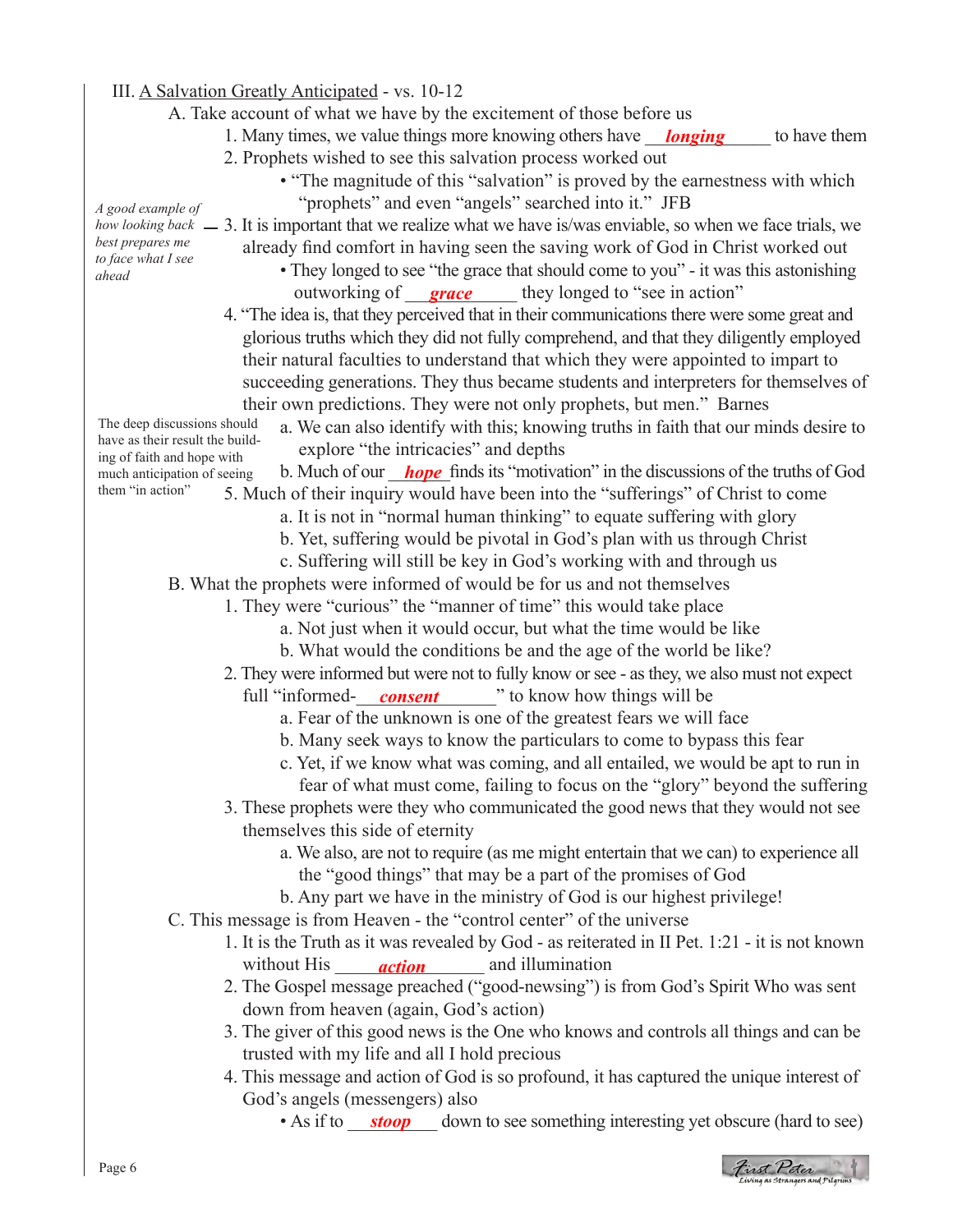III. <u>A Salvation Greatly Anticipated</u> - vs. 10-12

A. Take account of what we have by the excitement of those before us

1. Many times, we value things more knowing others have ___***longing***_____ to have them
2. Prophets wished to see this salvation process worked out
   - "The magnitude of this "salvation" is proved by the earnestness with which "prophets" and even "angels" searched into it." JFB

*A good example of how looking back best prepares me to face what I see ahead*

3. It is important that we realize what we have is/was enviable, so when we face trials, we already find comfort in having seen the saving work of God in Christ worked out
   - They longed to see "the grace that should come to you" - it was this astonishing outworking of ___***grace***_____ they longed to "see in action"
4. "The idea is, that they perceived that in their communications there were some great and glorious truths which they did not fully comprehend, and that they diligently employed their natural faculties to understand that which they were appointed to impart to succeeding generations. They thus became students and interpreters for themselves of their own predictions. They were not only prophets, but men." Barnes

The deep discussions should have as their result the building of faith and hope with much anticipation of seeing them "in action"

   a. We can also identify with this; knowing truths in faith that our minds desire to explore "the intricacies" and depths
   b. Much of our __***hope***_ finds its "motivation" in the discussions of the truths of God
5. Much of their inquiry would have been into the "sufferings" of Christ to come
   a. It is not in "normal human thinking" to equate suffering with glory
   b. Yet, suffering would be pivotal in God's plan with us through Christ
   c. Suffering will still be key in God's working with and through us

B. What the prophets were informed of would be for us and not themselves

1. They were "curious" the "manner of time" this would take place
   a. Not just when it would occur, but what the time would be like
   b. What would the conditions be and the age of the world be like?
2. They were informed but were not to fully know or see - as they, we also must not expect full "informed-___***consent***_______" to know how things will be
   a. Fear of the unknown is one of the greatest fears we will face
   b. Many seek ways to know the particulars to come to bypass this fear
   c. Yet, if we know what was coming, and all entailed, we would be apt to run in fear of what must come, failing to focus on the "glory" beyond the suffering
3. These prophets were they who communicated the good news that they would not see themselves this side of eternity
   a. We also, are not to require (as me might entertain that we can) to experience all the "good things" that may be a part of the promises of God
   b. Any part we have in the ministry of God is our highest privilege!

C. This message is from Heaven - the "control center" of the universe

1. It is the Truth as it was revealed by God - as reiterated in II Pet. 1:21 - it is not known without His _____***action***_______ and illumination
2. The Gospel message preached ("good-newsing") is from God's Spirit Who was sent down from heaven (again, God's action)
3. The giver of this good news is the One who knows and controls all things and can be trusted with my life and all I hold precious
4. This message and action of God is so profound, it has captured the unique interest of God's angels (messengers) also
   - As if to ___***stoop***____ down to see something interesting yet obscure (hard to see)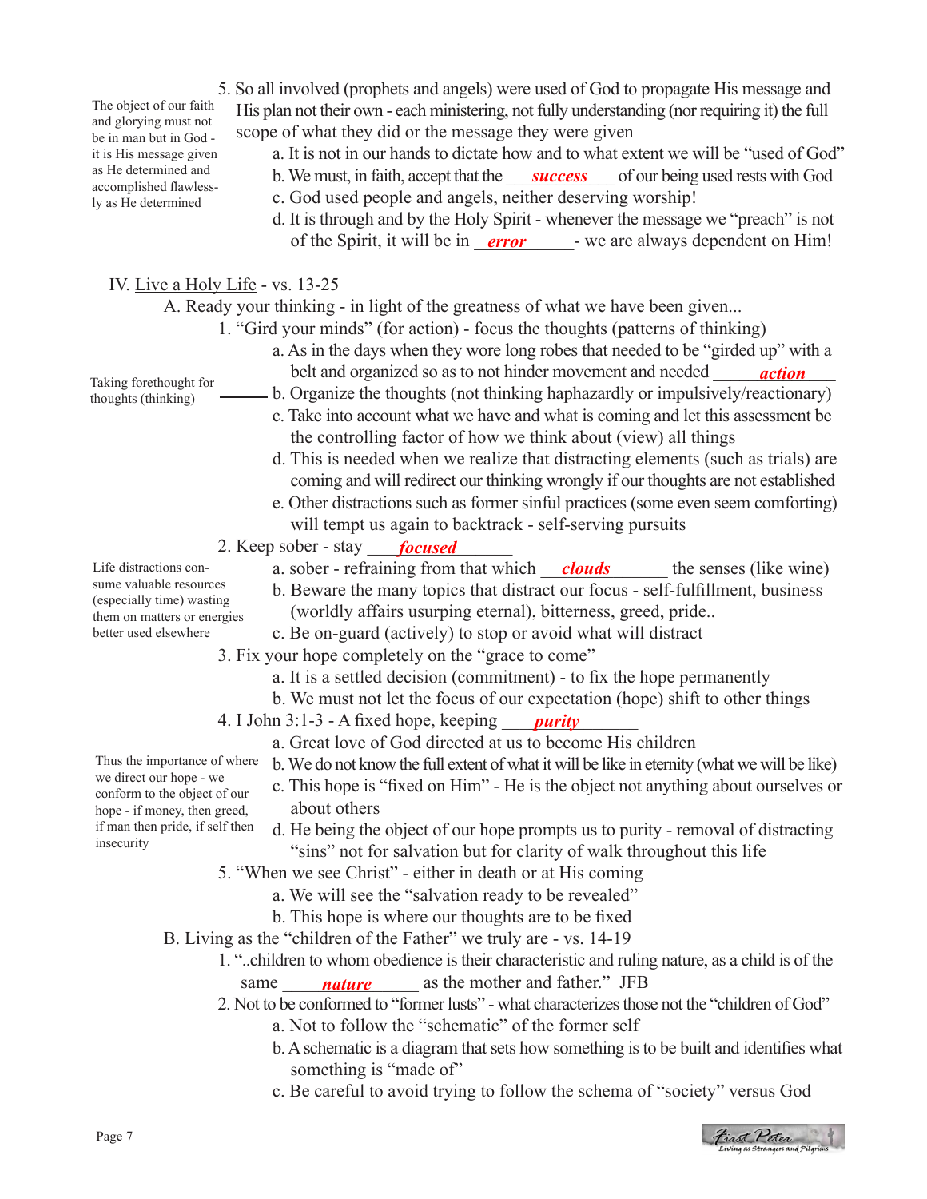5. So all involved (prophets and angels) were used of God to propagate His message and His plan not their own - each ministering, not fully understanding (nor requiring it) the full scope of what they did or the message they were given

> The object of our faith and glorying must not be in man but in God - it is His message given as He determined and accomplished flawlessly as He determined

a. It is not in our hands to dictate how and to what extent we will be "used of God"

b. We must, in faith, accept that the ***success*** of our being used rests with God

c. God used people and angels, neither deserving worship!

d. It is through and by the Holy Spirit - whenever the message we "preach" is not of the Spirit, it will be in ***error*** - we are always dependent on Him!

IV. Live a Holy Life - vs. 13-25

A. Ready your thinking - in light of the greatness of what we have been given...

1. "Gird your minds" (for action) - focus the thoughts (patterns of thinking)

a. As in the days when they wore long robes that needed to be "girded up" with a belt and organized so as to not hinder movement and needed ***action***

> Taking forethought for thoughts (thinking)

b. Organize the thoughts (not thinking haphazardly or impulsively/reactionary)

c. Take into account what we have and what is coming and let this assessment be the controlling factor of how we think about (view) all things

d. This is needed when we realize that distracting elements (such as trials) are coming and will redirect our thinking wrongly if our thoughts are not established

e. Other distractions such as former sinful practices (some even seem comforting) will tempt us again to backtrack - self-serving pursuits

2. Keep sober - stay ***focused***

> Life distractions consume valuable resources (especially time) wasting them on matters or energies better used elsewhere

a. sober - refraining from that which ***clouds*** the senses (like wine)

b. Beware the many topics that distract our focus - self-fulfillment, business (worldly affairs usurping eternal), bitterness, greed, pride..

c. Be on-guard (actively) to stop or avoid what will distract

3. Fix your hope completely on the "grace to come"

a. It is a settled decision (commitment) - to fix the hope permanently

b. We must not let the focus of our expectation (hope) shift to other things

4. I John 3:1-3 - A fixed hope, keeping ***purity***

> Thus the importance of where we direct our hope - we conform to the object of our hope - if money, then greed, if man then pride, if self then insecurity

a. Great love of God directed at us to become His children

b. We do not know the full extent of what it will be like in eternity (what we will be like)

c. This hope is "fixed on Him" - He is the object not anything about ourselves or about others

d. He being the object of our hope prompts us to purity - removal of distracting "sins" not for salvation but for clarity of walk throughout this life

5. "When we see Christ" - either in death or at His coming

a. We will see the "salvation ready to be revealed"

b. This hope is where our thoughts are to be fixed

B. Living as the "children of the Father" we truly are - vs. 14-19

1. "..children to whom obedience is their characteristic and ruling nature, as a child is of the same ***nature*** as the mother and father." JFB

2. Not to be conformed to "former lusts" - what characterizes those not the "children of God"

a. Not to follow the "schematic" of the former self

b. A schematic is a diagram that sets how something is to be built and identifies what something is "made of"

c. Be careful to avoid trying to follow the schema of "society" versus God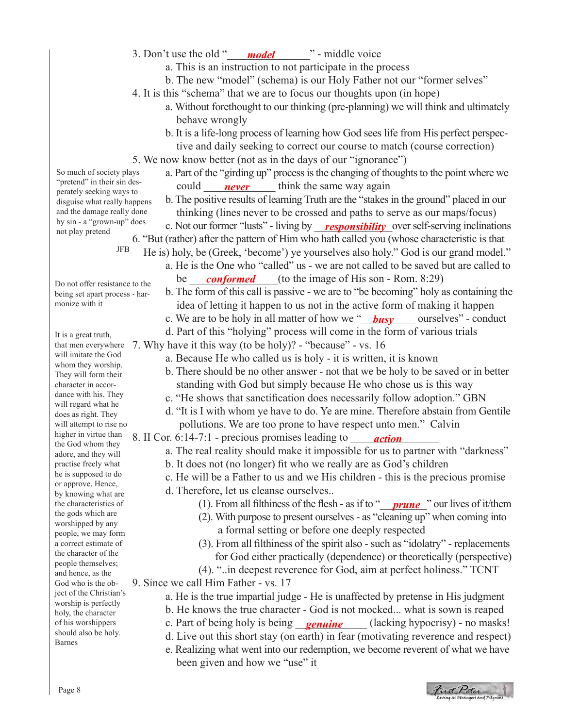3. Don't use the old "___*model*_______" - middle voice

   a. This is an instruction to not participate in the process

   b. The new "model" (schema) is our Holy Father not our "former selves"

4. It is this "schema" that we are to focus our thoughts upon (in hope)

   a. Without forethought to our thinking (pre-planning) we will think and ultimately behave wrongly

   b. It is a life-long process of learning how God sees life from His perfect perspective and daily seeking to correct our course to match (course correction)

5. We now know better (not as in the days of our "ignorance")

   a. Part of the "girding up" process is the changing of thoughts to the point where we could ____*never*_____ think the same way again

   b. The positive results of learning Truth are the "stakes in the ground" placed in our thinking (lines never to be crossed and paths to serve as our maps/focus)

   c. Not our former "lusts" - living by __*responsibility*_ over self-serving inclinations

> So much of society plays "pretend" in their sin desperately seeking ways to disguise what really happens and the damage really done by sin - a "grown-up" does not play pretend

6. "But (rather) after the pattern of Him who hath called you (whose characteristic is that He is) holy, be (Greek, 'become') ye yourselves also holy." God is our grand model." JFB

   a. He is the One who "called" us - we are not called to be saved but are called to be ___*conformed*____(to the image of His son - Rom. 8:29)

   b. The form of this call is passive - we are to "be becoming" holy as containing the idea of letting it happen to us not in the active form of making it happen

   c. We are to be holy in all matter of how we "__*busy*____ ourselves" - conduct

   d. Part of this "holying" process will come in the form of various trials

> Do not offer resistance to the being set apart process - harmonize with it

7. Why have it this way (to be holy)? - "because" - vs. 16

   a. Because He who called us is holy - it is written, it is known

   b. There should be no other answer - not that we be holy to be saved or in better standing with God but simply because He who chose us is this way

   c. "He shows that sanctification does necessarily follow adoption." GBN

   d. "It is I with whom ye have to do. Ye are mine. Therefore abstain from Gentile pollutions. We are too prone to have respect unto men." Calvin

8. II Cor. 6:14-7:1 - precious promises leading to ____*action*_______

   a. The real reality should make it impossible for us to partner with "darkness"

   b. It does not (no longer) fit who we really are as God's children

   c. He will be a Father to us and we His children - this is the precious promise

   d. Therefore, let us cleanse ourselves..

      (1). From all filthiness of the flesh - as if to "__*prune*_" our lives of it/them

      (2). With purpose to present ourselves - as "cleaning up" when coming into a formal setting or before one deeply respected

      (3). From all filthiness of the spirit also - such as "idolatry" - replacements for God either practically (dependence) or theoretically (perspective)

      (4). "..in deepest reverence for God, aim at perfect holiness." TCNT

9. Since we call Him Father - vs. 17

   a. He is the true impartial judge - He is unaffected by pretense in His judgment

   b. He knows the true character - God is not mocked... what is sown is reaped

   c. Part of being holy is being __*genuine*_____ (lacking hypocrisy) - no masks!

   d. Live out this short stay (on earth) in fear (motivating reverence and respect)

   e. Realizing what went into our redemption, we become reverent of what we have been given and how we "use" it

> It is a great truth, that men everywhere will imitate the God whom they worship. They will form their character in accordance with his. They will regard what he does as right. They will attempt to rise no higher in virtue than the God whom they adore, and they will practise freely what he is supposed to do or approve. Hence, by knowing what are the characteristics of the gods which are worshipped by any people, we may form a correct estimate of the character of the people themselves; and hence, as the God who is the object of the Christian's worship is perfectly holy, the character of his worshippers should also be holy. Barnes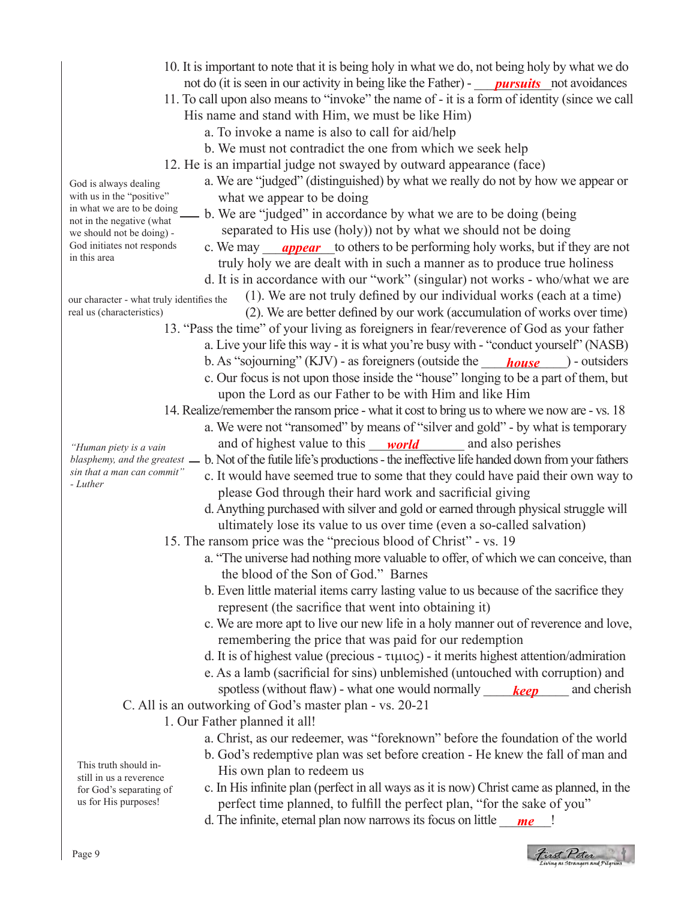10. It is important to note that it is being holy in what we do, not being holy by what we do not do (it is seen in our activity in being like the Father) - ***pursuits*** not avoidances
11. To call upon also means to "invoke" the name of - it is a form of identity (since we call His name and stand with Him, we must be like Him)
    a. To invoke a name is also to call for aid/help
    b. We must not contradict the one from which we seek help
12. He is an impartial judge not swayed by outward appearance (face)
    a. We are "judged" (distinguished) by what we really do not by how we appear or what we appear to be doing
    b. We are "judged" in accordance by what we are to be doing (being separated to His use (holy)) not by what we should not be doing

    > God is always dealing with us in the "positive" in what we are to be doing not in the negative (what we should not be doing) - God initiates not responds in this area

    c. We may ***appear*** to others to be performing holy works, but if they are not truly holy we are dealt with in such a manner as to produce true holiness
    d. It is in accordance with our "work" (singular) not works - who/what we are

    > our character - what truly identifies the real us (characteristics)

       (1). We are not truly defined by our individual works (each at a time)
       (2). We are better defined by our work (accumulation of works over time)
13. "Pass the time" of your living as foreigners in fear/reverence of God as your father
    a. Live your life this way - it is what you're busy with - "conduct yourself" (NASB)
    b. As "sojourning" (KJV) - as foreigners (outside the ***house***) - outsiders
    c. Our focus is not upon those inside the "house" longing to be a part of them, but upon the Lord as our Father to be with Him and like Him
14. Realize/remember the ransom price - what it cost to bring us to where we now are - vs. 18
    a. We were not "ransomed" by means of "silver and gold" - by what is temporary and of highest value to this ***world*** and also perishes
    b. Not of the futile life's productions - the ineffective life handed down from your fathers

    > *"Human piety is a vain blasphemy, and the greatest sin that a man can commit" - Luther*

    c. It would have seemed true to some that they could have paid their own way to please God through their hard work and sacrificial giving
    d. Anything purchased with silver and gold or earned through physical struggle will ultimately lose its value to us over time (even a so-called salvation)
15. The ransom price was the "precious blood of Christ" - vs. 19
    a. "The universe had nothing more valuable to offer, of which we can conceive, than the blood of the Son of God." Barnes
    b. Even little material items carry lasting value to us because of the sacrifice they represent (the sacrifice that went into obtaining it)
    c. We are more apt to live our new life in a holy manner out of reverence and love, remembering the price that was paid for our redemption
    d. It is of highest value (precious - τιμιος) - it merits highest attention/admiration
    e. As a lamb (sacrificial for sins) unblemished (untouched with corruption) and spotless (without flaw) - what one would normally ***keep*** and cherish

C. All is an outworking of God's master plan - vs. 20-21

1. Our Father planned it all!
    a. Christ, as our redeemer, was "foreknown" before the foundation of the world
    b. God's redemptive plan was set before creation - He knew the fall of man and His own plan to redeem us

    > This truth should instill in us a reverence for God's separating of us for His purposes!

    c. In His infinite plan (perfect in all ways as it is now) Christ came as planned, in the perfect time planned, to fulfill the perfect plan, "for the sake of you"
    d. The infinite, eternal plan now narrows its focus on little ***me***!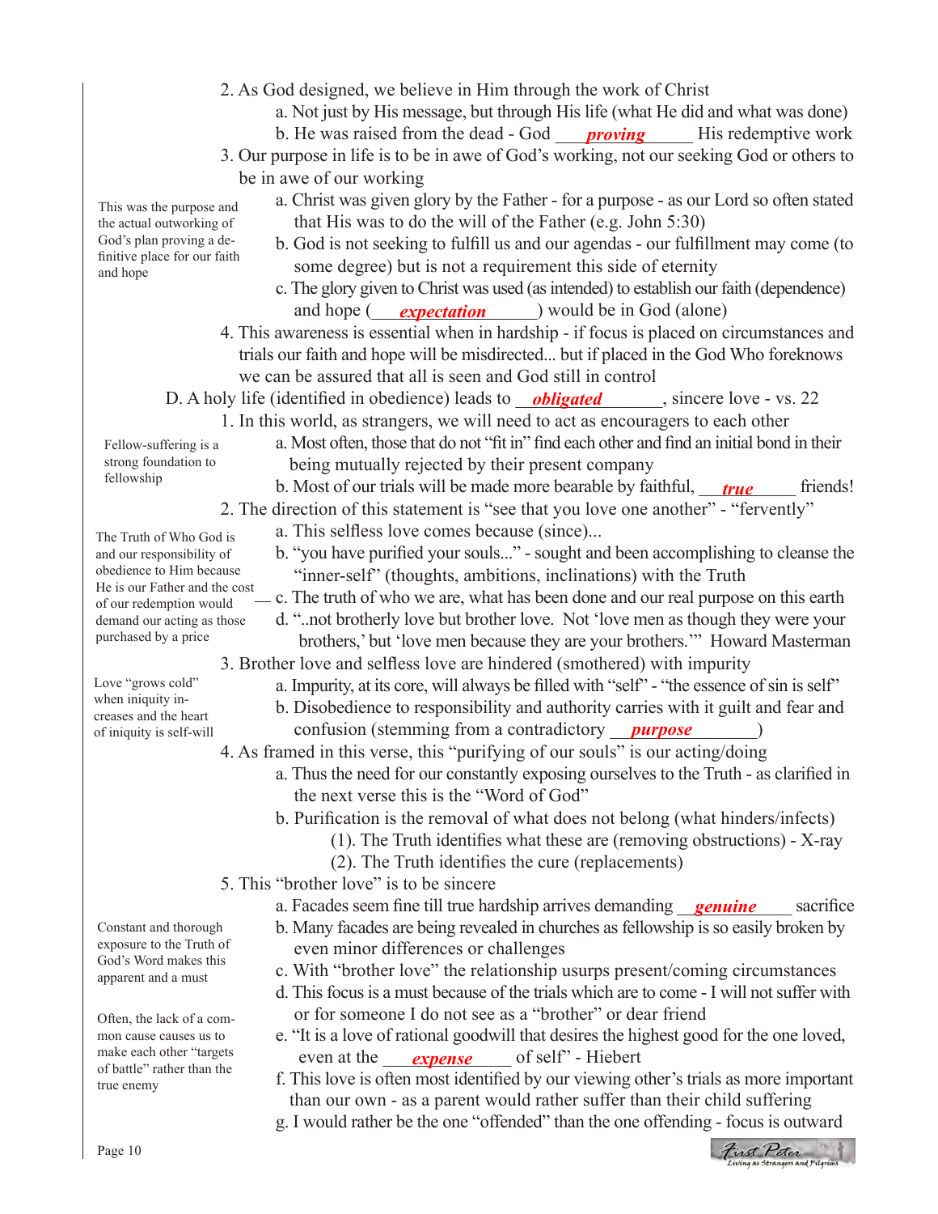2. As God designed, we believe in Him through the work of Christ
    a. Not just by His message, but through His life (what He did and what was done)
    b. He was raised from the dead - God ___***proving***___ His redemptive work
3. Our purpose in life is to be in awe of God's working, not our seeking God or others to be in awe of our working
    a. Christ was given glory by the Father - for a purpose - as our Lord so often stated that His was to do the will of the Father (e.g. John 5:30)
    b. God is not seeking to fulfill us and our agendas - our fulfillment may come (to some degree) but is not a requirement this side of eternity
    c. The glory given to Christ was used (as intended) to establish our faith (dependence) and hope (___***expectation***___) would be in God (alone)

*This was the purpose and the actual outworking of God's plan proving a definitive place for our faith and hope*

4. This awareness is essential when in hardship - if focus is placed on circumstances and trials our faith and hope will be misdirected... but if placed in the God Who foreknows we can be assured that all is seen and God still in control

D. A holy life (identified in obedience) leads to ___***obligated***___, sincere love - vs. 22

1. In this world, as strangers, we will need to act as encouragers to each other
    a. Most often, those that do not "fit in" find each other and find an initial bond in their being mutually rejected by their present company
    b. Most of our trials will be made more bearable by faithful, ___***true***___ friends!

*Fellow-suffering is a strong foundation to fellowship*

2. The direction of this statement is "see that you love one another" - "fervently"
    a. This selfless love comes because (since)...
    b. "you have purified your souls..." - sought and been accomplishing to cleanse the "inner-self" (thoughts, ambitions, inclinations) with the Truth
    c. The truth of who we are, what has been done and our real purpose on this earth
    d. "..not brotherly love but brother love. Not 'love men as though they were your brothers,' but 'love men because they are your brothers.'" Howard Masterman

*The Truth of Who God is and our responsibility of obedience to Him because He is our Father and the cost of our redemption would demand our acting as those purchased by a price*

3. Brother love and selfless love are hindered (smothered) with impurity
    a. Impurity, at its core, will always be filled with "self" - "the essence of sin is self"
    b. Disobedience to responsibility and authority carries with it guilt and fear and confusion (stemming from a contradictory ___***purpose***___)

*Love "grows cold" when iniquity increases and the heart of iniquity is self-will*

4. As framed in this verse, this "purifying of our souls" is our acting/doing
    a. Thus the need for our constantly exposing ourselves to the Truth - as clarified in the next verse this is the "Word of God"
    b. Purification is the removal of what does not belong (what hinders/infects)
        (1). The Truth identifies what these are (removing obstructions) - X-ray
        (2). The Truth identifies the cure (replacements)
5. This "brother love" is to be sincere
    a. Facades seem fine till true hardship arrives demanding ___***genuine***___ sacrifice
    b. Many facades are being revealed in churches as fellowship is so easily broken by even minor differences or challenges
    c. With "brother love" the relationship usurps present/coming circumstances
    d. This focus is a must because of the trials which are to come - I will not suffer with or for someone I do not see as a "brother" or dear friend
    e. "It is a love of rational goodwill that desires the highest good for the one loved, even at the ___***expense***___ of self" - Hiebert
    f. This love is often most identified by our viewing other's trials as more important than our own - as a parent would rather suffer than their child suffering
    g. I would rather be the one "offended" than the one offending - focus is outward

*Constant and thorough exposure to the Truth of God's Word makes this apparent and a must*

*Often, the lack of a common cause causes us to make each other "targets of battle" rather than the true enemy*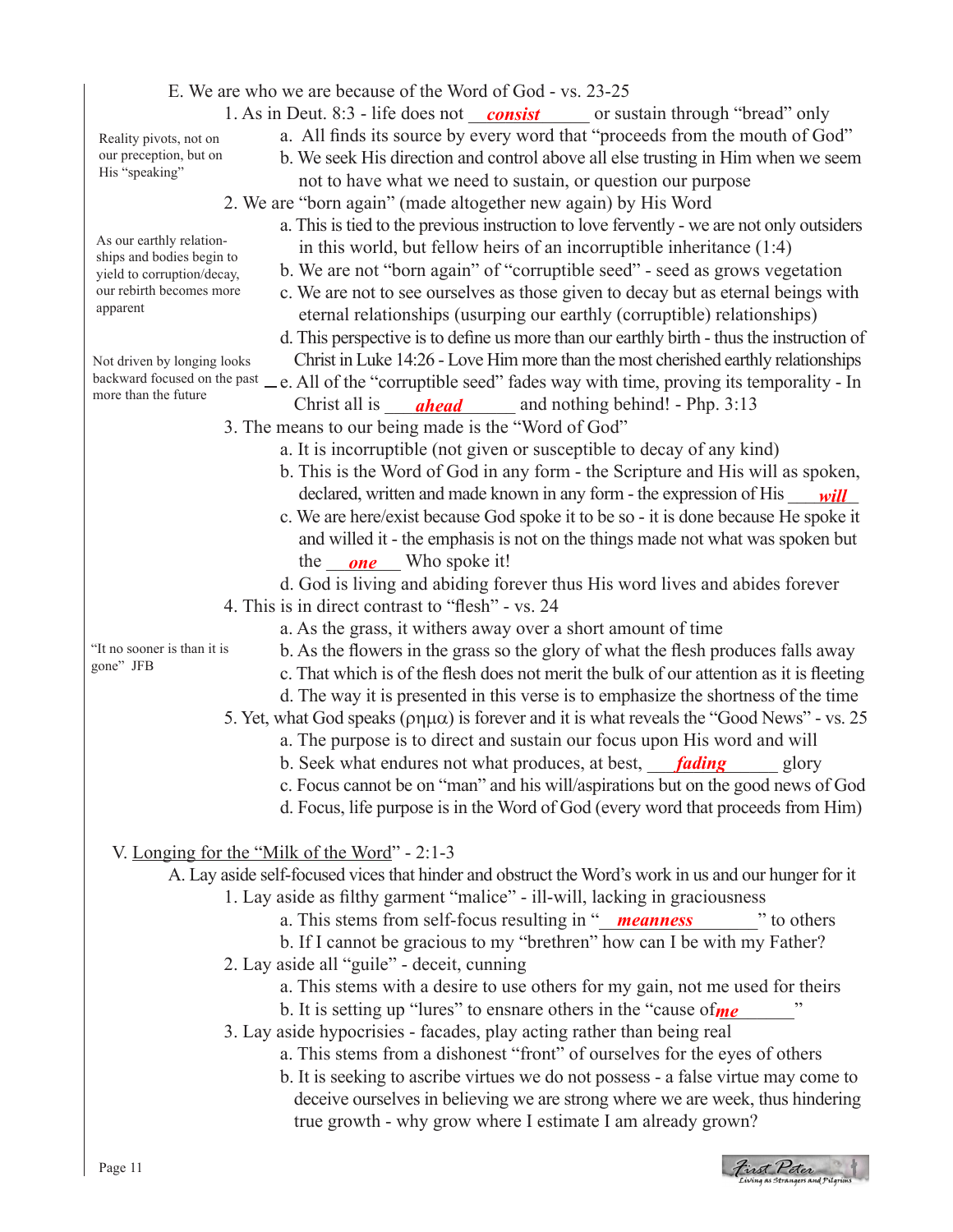E. We are who we are because of the Word of God - vs. 23-25

1. As in Deut. 8:3 - life does not ***consist*** or sustain through "bread" only
   - a. All finds its source by every word that "proceeds from the mouth of God"
   - b. We seek His direction and control above all else trusting in Him when we seem not to have what we need to sustain, or question our purpose

Reality pivots, not on our preception, but on His "speaking"

2. We are "born again" (made altogether new again) by His Word
   - a. This is tied to the previous instruction to love fervently - we are not only outsiders in this world, but fellow heirs of an incorruptible inheritance (1:4)
   - b. We are not "born again" of "corruptible seed" - seed as grows vegetation
   - c. We are not to see ourselves as those given to decay but as eternal beings with eternal relationships (usurping our earthly (corruptible) relationships)
   - d. This perspective is to define us more than our earthly birth - thus the instruction of Christ in Luke 14:26 - Love Him more than the most cherished earthly relationships
   - e. All of the "corruptible seed" fades way with time, proving its temporality - In Christ all is ***ahead*** and nothing behind! - Php. 3:13

As our earthly relationships and bodies begin to yield to corruption/decay, our rebirth becomes more apparent

Not driven by longing looks backward focused on the past more than the future

3. The means to our being made is the "Word of God"
   - a. It is incorruptible (not given or susceptible to decay of any kind)
   - b. This is the Word of God in any form - the Scripture and His will as spoken, declared, written and made known in any form - the expression of His ***will***
   - c. We are here/exist because God spoke it to be so - it is done because He spoke it and willed it - the emphasis is not on the things made not what was spoken but the ***one*** Who spoke it!
   - d. God is living and abiding forever thus His word lives and abides forever
4. This is in direct contrast to "flesh" - vs. 24
   - a. As the grass, it withers away over a short amount of time
   - b. As the flowers in the grass so the glory of what the flesh produces falls away
   - c. That which is of the flesh does not merit the bulk of our attention as it is fleeting
   - d. The way it is presented in this verse is to emphasize the shortness of the time

"It no sooner is than it is gone" JFB

5. Yet, what God speaks (ρημα) is forever and it is what reveals the "Good News" - vs. 25
   - a. The purpose is to direct and sustain our focus upon His word and will
   - b. Seek what endures not what produces, at best, ***fading*** glory
   - c. Focus cannot be on "man" and his will/aspirations but on the good news of God
   - d. Focus, life purpose is in the Word of God (every word that proceeds from Him)

V. <u>Longing for the "Milk of the Word"</u> - 2:1-3

A. Lay aside self-focused vices that hinder and obstruct the Word's work in us and our hunger for it

1. Lay aside as filthy garment "malice" - ill-will, lacking in graciousness
   - a. This stems from self-focus resulting in "***meanness***" to others
   - b. If I cannot be gracious to my "brethren" how can I be with my Father?
2. Lay aside all "guile" - deceit, cunning
   - a. This stems with a desire to use others for my gain, not me used for theirs
   - b. It is setting up "lures" to ensnare others in the "cause of ***me***"
3. Lay aside hypocrisies - facades, play acting rather than being real
   - a. This stems from a dishonest "front" of ourselves for the eyes of others
   - b. It is seeking to ascribe virtues we do not possess - a false virtue may come to deceive ourselves in believing we are strong where we are week, thus hindering true growth - why grow where I estimate I am already grown?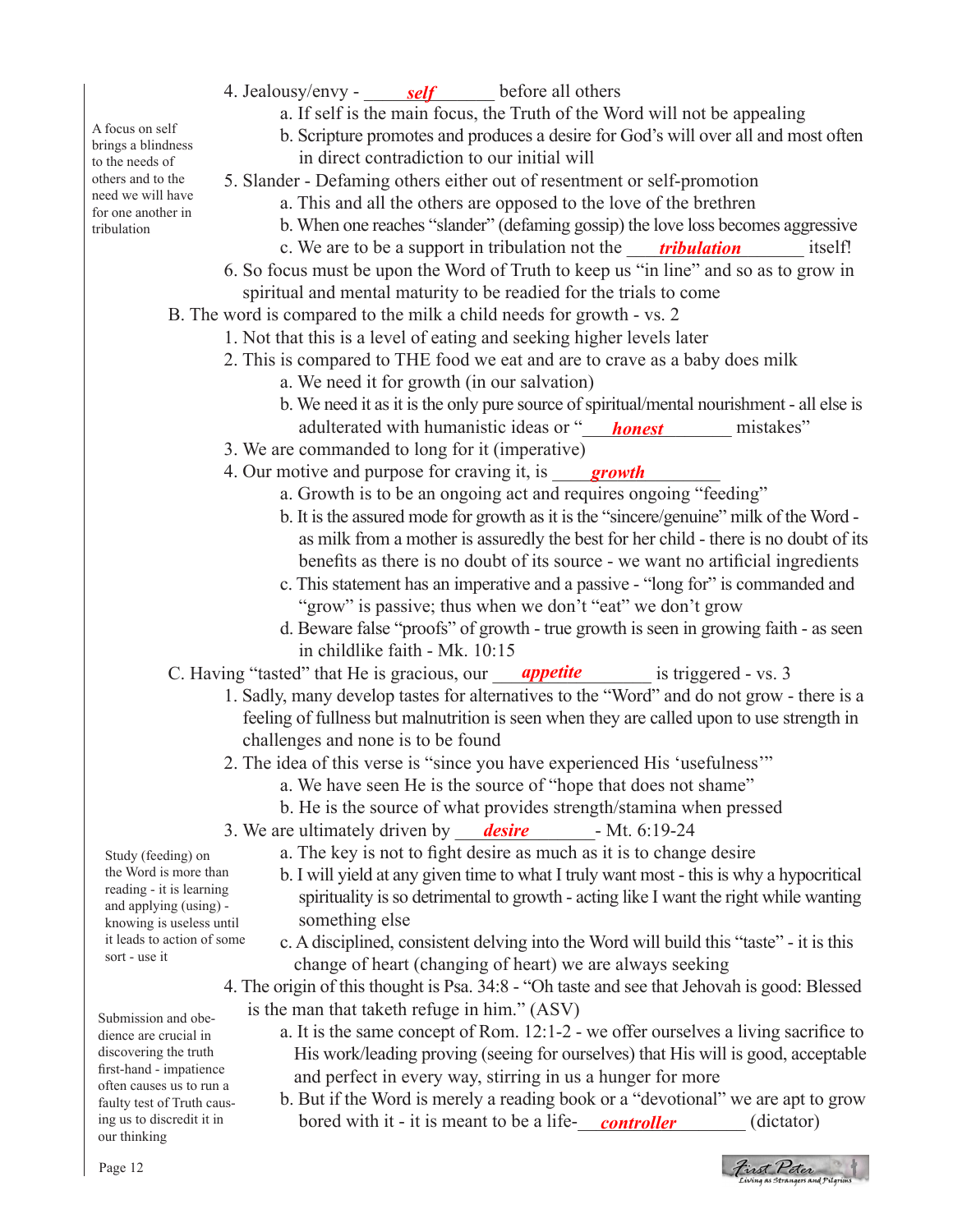4. Jealousy/envy - ___*self*___ before all others
   a. If self is the main focus, the Truth of the Word will not be appealing
   b. Scripture promotes and produces a desire for God's will over all and most often in direct contradiction to our initial will

A focus on self brings a blindness to the needs of others and to the need we will have for one another in tribulation

5. Slander - Defaming others either out of resentment or self-promotion
   a. This and all the others are opposed to the love of the brethren
   b. When one reaches "slander" (defaming gossip) the love loss becomes aggressive
   c. We are to be a support in tribulation not the ___*tribulation*___ itself!
6. So focus must be upon the Word of Truth to keep us "in line" and so as to grow in spiritual and mental maturity to be readied for the trials to come

B. The word is compared to the milk a child needs for growth - vs. 2
   1. Not that this is a level of eating and seeking higher levels later
   2. This is compared to THE food we eat and are to crave as a baby does milk
      a. We need it for growth (in our salvation)
      b. We need it as it is the only pure source of spiritual/mental nourishment - all else is adulterated with humanistic ideas or "___*honest*___ mistakes"
   3. We are commanded to long for it (imperative)
   4. Our motive and purpose for craving it, is ___*growth*___
      a. Growth is to be an ongoing act and requires ongoing "feeding"
      b. It is the assured mode for growth as it is the "sincere/genuine" milk of the Word - as milk from a mother is assuredly the best for her child - there is no doubt of its benefits as there is no doubt of its source - we want no artificial ingredients
      c. This statement has an imperative and a passive - "long for" is commanded and "grow" is passive; thus when we don't "eat" we don't grow
      d. Beware false "proofs" of growth - true growth is seen in growing faith - as seen in childlike faith - Mk. 10:15

C. Having "tasted" that He is gracious, our ___*appetite*___ is triggered - vs. 3
   1. Sadly, many develop tastes for alternatives to the "Word" and do not grow - there is a feeling of fullness but malnutrition is seen when they are called upon to use strength in challenges and none is to be found
   2. The idea of this verse is "since you have experienced His 'usefulness'"
      a. We have seen He is the source of "hope that does not shame"
      b. He is the source of what provides strength/stamina when pressed
   3. We are ultimately driven by ___*desire*___ - Mt. 6:19-24
      a. The key is not to fight desire as much as it is to change desire
      b. I will yield at any given time to what I truly want most - this is why a hypocritical spirituality is so detrimental to growth - acting like I want the right while wanting something else
      c. A disciplined, consistent delving into the Word will build this "taste" - it is this change of heart (changing of heart) we are always seeking

Study (feeding) on the Word is more than reading - it is learning and applying (using) - knowing is useless until it leads to action of some sort - use it

   4. The origin of this thought is Psa. 34:8 - "Oh taste and see that Jehovah is good: Blessed is the man that taketh refuge in him." (ASV)
      a. It is the same concept of Rom. 12:1-2 - we offer ourselves a living sacrifice to His work/leading proving (seeing for ourselves) that His will is good, acceptable and perfect in every way, stirring in us a hunger for more
      b. But if the Word is merely a reading book or a "devotional" we are apt to grow bored with it - it is meant to be a life-___*controller*___ (dictator)

Submission and obedience are crucial in discovering the truth first-hand - impatience often causes us to run a faulty test of Truth causing us to discredit it in our thinking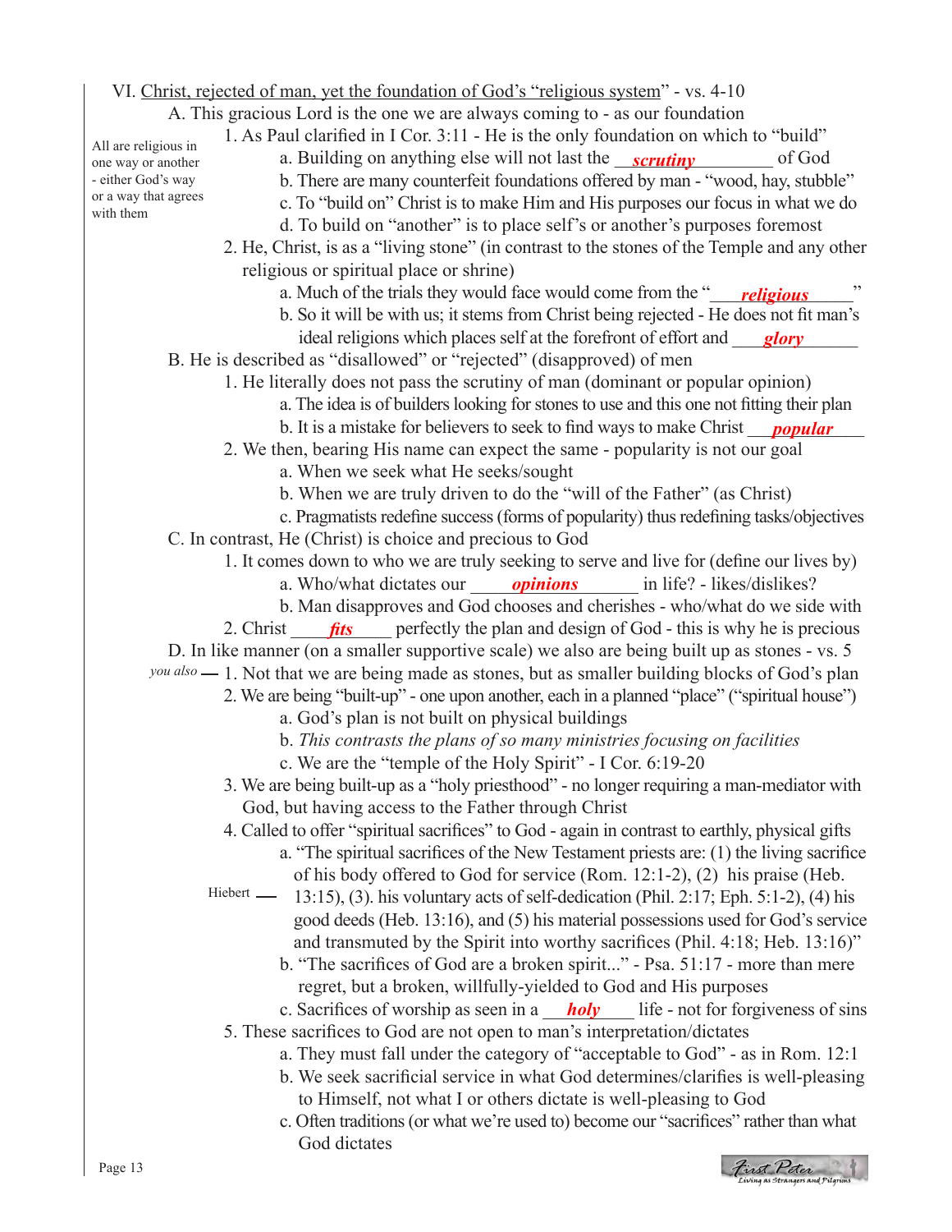VI. Christ, rejected of man, yet the foundation of God's "religious system" - vs. 4-10

A. This gracious Lord is the one we are always coming to - as our foundation

All are religious in one way or another - either God's way or a way that agrees with them

1. As Paul clarified in I Cor. 3:11 - He is the only foundation on which to "build"
   a. Building on anything else will not last the ***scrutiny*** of God
   b. There are many counterfeit foundations offered by man - "wood, hay, stubble"
   c. To "build on" Christ is to make Him and His purposes our focus in what we do
   d. To build on "another" is to place self's or another's purposes foremost
2. He, Christ, is as a "living stone" (in contrast to the stones of the Temple and any other religious or spiritual place or shrine)
   a. Much of the trials they would face would come from the "***religious***"
   b. So it will be with us; it stems from Christ being rejected - He does not fit man's ideal religions which places self at the forefront of effort and ***glory***

B. He is described as "disallowed" or "rejected" (disapproved) of men

1. He literally does not pass the scrutiny of man (dominant or popular opinion)
   a. The idea is of builders looking for stones to use and this one not fitting their plan
   b. It is a mistake for believers to seek to find ways to make Christ ***popular***
2. We then, bearing His name can expect the same - popularity is not our goal
   a. When we seek what He seeks/sought
   b. When we are truly driven to do the "will of the Father" (as Christ)
   c. Pragmatists redefine success (forms of popularity) thus redefining tasks/objectives

C. In contrast, He (Christ) is choice and precious to God

1. It comes down to who we are truly seeking to serve and live for (define our lives by)
   a. Who/what dictates our ***opinions*** in life? - likes/dislikes?
   b. Man disapproves and God chooses and cherishes - who/what do we side with
2. Christ ***fits*** perfectly the plan and design of God - this is why he is precious

D. In like manner (on a smaller supportive scale) we also are being built up as stones - vs. 5

*you also* — 1. Not that we are being made as stones, but as smaller building blocks of God's plan

2. We are being "built-up" - one upon another, each in a planned "place" ("spiritual house")
   a. God's plan is not built on physical buildings
   b. *This contrasts the plans of so many ministries focusing on facilities*
   c. We are the "temple of the Holy Spirit" - I Cor. 6:19-20
3. We are being built-up as a "holy priesthood" - no longer requiring a man-mediator with God, but having access to the Father through Christ
4. Called to offer "spiritual sacrifices" to God - again in contrast to earthly, physical gifts
   a. "The spiritual sacrifices of the New Testament priests are: (1) the living sacrifice of his body offered to God for service (Rom. 12:1-2), (2) his praise (Heb. 13:15), (3). his voluntary acts of self-dedication (Phil. 2:17; Eph. 5:1-2), (4) his good deeds (Heb. 13:16), and (5) his material possessions used for God's service and transmuted by the Spirit into worthy sacrifices (Phil. 4:18; Heb. 13:16)" — Hiebert
   b. "The sacrifices of God are a broken spirit..." - Psa. 51:17 - more than mere regret, but a broken, willfully-yielded to God and His purposes
   c. Sacrifices of worship as seen in a ***holy*** life - not for forgiveness of sins
5. These sacrifices to God are not open to man's interpretation/dictates
   a. They must fall under the category of "acceptable to God" - as in Rom. 12:1
   b. We seek sacrificial service in what God determines/clarifies is well-pleasing to Himself, not what I or others dictate is well-pleasing to God
   c. Often traditions (or what we're used to) become our "sacrifices" rather than what God dictates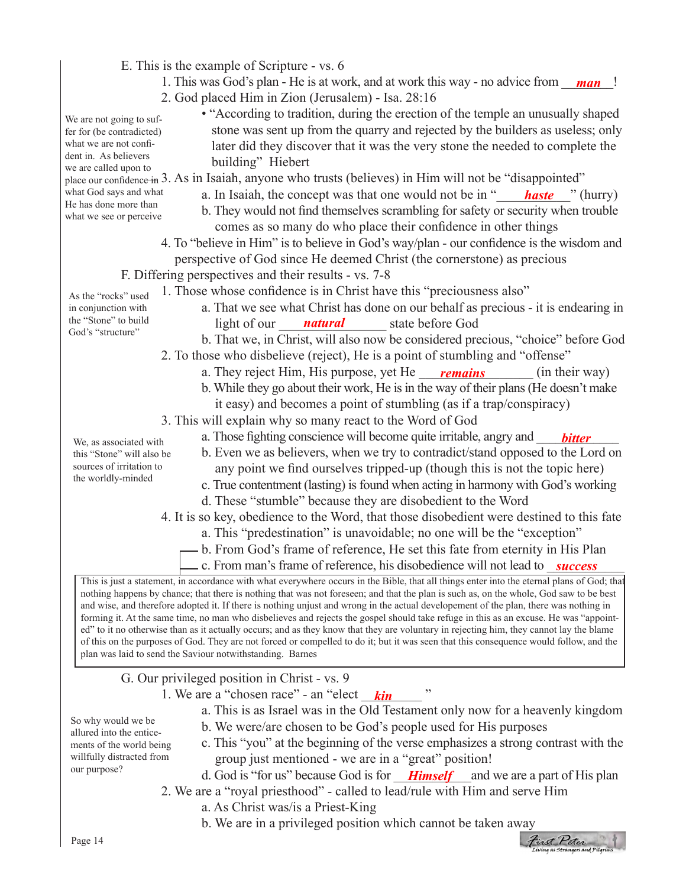E. This is the example of Scripture - vs. 6

1. This was God's plan - He is at work, and at work this way - no advice from ***man***!
2. God placed Him in Zion (Jerusalem) - Isa. 28:16
   - "According to tradition, during the erection of the temple an unusually shaped stone was sent up from the quarry and rejected by the builders as useless; only later did they discover that it was the very stone the needed to complete the building" Hiebert

*We are not going to suffer for (be contradicted) what we are not confident in. As believers we are called upon to place our confidence in what God says and what He has done more than what we see or perceive*

3. As in Isaiah, anyone who trusts (believes) in Him will not be "disappointed"
   a. In Isaiah, the concept was that one would not be in "***haste***" (hurry)
   b. They would not find themselves scrambling for safety or security when trouble comes as so many do who place their confidence in other things
4. To "believe in Him" is to believe in God's way/plan - our confidence is the wisdom and perspective of God since He deemed Christ (the cornerstone) as precious

F. Differing perspectives and their results - vs. 7-8

*As the "rocks" used in conjunction with the "Stone" to build God's "structure"*

1. Those whose confidence is in Christ have this "preciousness also"
   a. That we see what Christ has done on our behalf as precious - it is endearing in light of our ***natural*** state before God
   b. That we, in Christ, will also now be considered precious, "choice" before God
2. To those who disbelieve (reject), He is a point of stumbling and "offense"
   a. They reject Him, His purpose, yet He ***remains*** (in their way)
   b. While they go about their work, He is in the way of their plans (He doesn't make it easy) and becomes a point of stumbling (as if a trap/conspiracy)
3. This will explain why so many react to the Word of God

*We, as associated with this "Stone" will also be sources of irritation to the worldly-minded*

   a. Those fighting conscience will become quite irritable, angry and ***bitter***
   b. Even we as believers, when we try to contradict/stand opposed to the Lord on any point we find ourselves tripped-up (though this is not the topic here)
   c. True contentment (lasting) is found when acting in harmony with God's working
   d. These "stumble" because they are disobedient to the Word
4. It is so key, obedience to the Word, that those disobedient were destined to this fate
   a. This "predestination" is unavoidable; no one will be the "exception"
   b. From God's frame of reference, He set this fate from eternity in His Plan
   c. From man's frame of reference, his disobedience will not lead to ***success***

> This is just a statement, in accordance with what everywhere occurs in the Bible, that all things enter into the eternal plans of God; that nothing happens by chance; that there is nothing that was not foreseen; and that the plan is such as, on the whole, God saw to be best and wise, and therefore adopted it. If there is nothing unjust and wrong in the actual developement of the plan, there was nothing in forming it. At the same time, no man who disbelieves and rejects the gospel should take refuge in this as an excuse. He was "appointed" to it no otherwise than as it actually occurs; and as they know that they are voluntary in rejecting him, they cannot lay the blame of this on the purposes of God. They are not forced or compelled to do it; but it was seen that this consequence would follow, and the plan was laid to send the Saviour notwithstanding. Barnes

G. Our privileged position in Christ - vs. 9

1. We are a "chosen race" - an "elect ***kin***"

*So why would we be allured into the enticements of the world being willfully distracted from our purpose?*

   a. This is as Israel was in the Old Testament only now for a heavenly kingdom
   b. We were/are chosen to be God's people used for His purposes
   c. This "you" at the beginning of the verse emphasizes a strong contrast with the group just mentioned - we are in a "great" position!
   d. God is "for us" because God is for ***Himself*** and we are a part of His plan
2. We are a "royal priesthood" - called to lead/rule with Him and serve Him
   a. As Christ was/is a Priest-King
   b. We are in a privileged position which cannot be taken away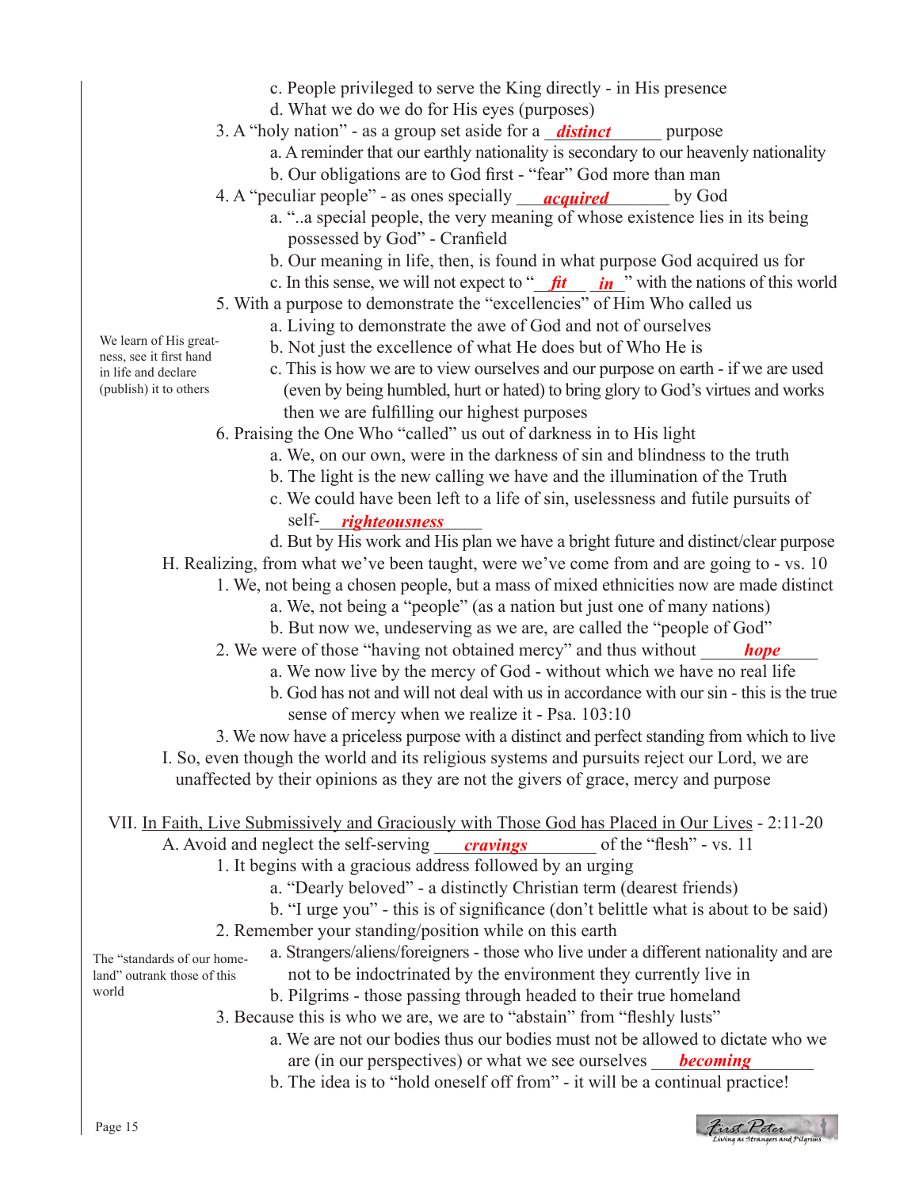- c. People privileged to serve the King directly - in His presence
- d. What we do we do for His eyes (purposes)

3. A "holy nation" - as a group set aside for a ***distinct*** purpose
   - a. A reminder that our earthly nationality is secondary to our heavenly nationality
   - b. Our obligations are to God first - "fear" God more than man

4. A "peculiar people" - as ones specially ***acquired*** by God
   - a. "..a special people, the very meaning of whose existence lies in its being possessed by God" - Cranfield
   - b. Our meaning in life, then, is found in what purpose God acquired us for
   - c. In this sense, we will not expect to "***fit in***" with the nations of this world

5. With a purpose to demonstrate the "excellencies" of Him Who called us
   - a. Living to demonstrate the awe of God and not of ourselves
   - b. Not just the excellence of what He does but of Who He is
   - c. This is how we are to view ourselves and our purpose on earth - if we are used (even by being humbled, hurt or hated) to bring glory to God's virtues and works then we are fulfilling our highest purposes

   *Margin note:* We learn of His greatness, see it first hand in life and declare (publish) it to others

6. Praising the One Who "called" us out of darkness in to His light
   - a. We, on our own, were in the darkness of sin and blindness to the truth
   - b. The light is the new calling we have and the illumination of the Truth
   - c. We could have been left to a life of sin, uselessness and futile pursuits of self-***righteousness***
   - d. But by His work and His plan we have a bright future and distinct/clear purpose

H. Realizing, from what we've been taught, were we've come from and are going to - vs. 10

1. We, not being a chosen people, but a mass of mixed ethnicities now are made distinct
   - a. We, not being a "people" (as a nation but just one of many nations)
   - b. But now we, undeserving as we are, are called the "people of God"

2. We were of those "having not obtained mercy" and thus without ***hope***
   - a. We now live by the mercy of God - without which we have no real life
   - b. God has not and will not deal with us in accordance with our sin - this is the true sense of mercy when we realize it - Psa. 103:10

3. We now have a priceless purpose with a distinct and perfect standing from which to live

I. So, even though the world and its religious systems and pursuits reject our Lord, we are unaffected by their opinions as they are not the givers of grace, mercy and purpose

VII. <u>In Faith, Live Submissively and Graciously with Those God has Placed in Our Lives</u> - 2:11-20

A. Avoid and neglect the self-serving ***cravings*** of the "flesh" - vs. 11

1. It begins with a gracious address followed by an urging
   - a. "Dearly beloved" - a distinctly Christian term (dearest friends)
   - b. "I urge you" - this is of significance (don't belittle what is about to be said)

2. Remember your standing/position while on this earth
   - a. Strangers/aliens/foreigners - those who live under a different nationality and are not to be indoctrinated by the environment they currently live in
   - b. Pilgrims - those passing through headed to their true homeland

   *Margin note:* The "standards of our homeland" outrank those of this world

3. Because this is who we are, we are to "abstain" from "fleshly lusts"
   - a. We are not our bodies thus our bodies must not be allowed to dictate who we are (in our perspectives) or what we see ourselves ***becoming***
   - b. The idea is to "hold oneself off from" - it will be a continual practice!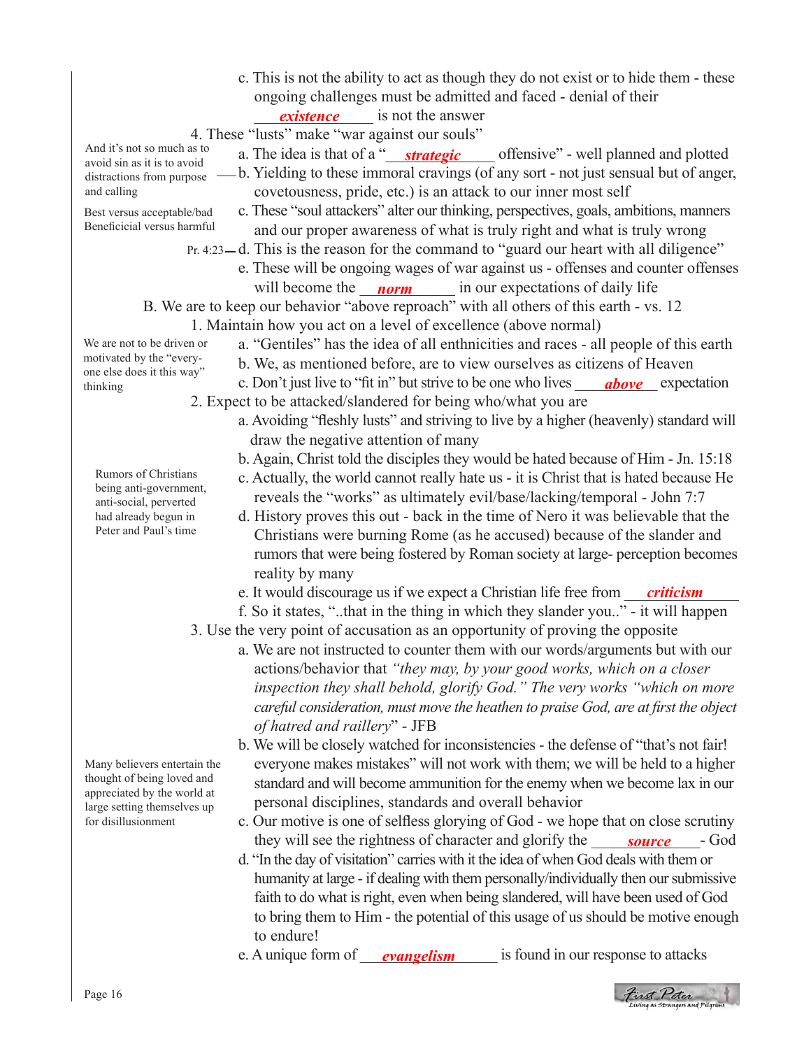c. This is not the ability to act as though they do not exist or to hide them - these ongoing challenges must be admitted and faced - denial of their ***existence*** is not the answer

4. These "lusts" make "war against our souls"

*And it's not so much as to avoid sin as it is to avoid distractions from purpose and calling*

a. The idea is that of a "***strategic*** offensive" - well planned and plotted

b. Yielding to these immoral cravings (of any sort - not just sensual but of anger, covetousness, pride, etc.) is an attack to our inner most self

*Best versus acceptable/bad*
*Beneficicial versus harmful*

c. These "soul attackers" alter our thinking, perspectives, goals, ambitions, manners and our proper awareness of what is truly right and what is truly wrong

d. (Pr. 4:23) This is the reason for the command to "guard our heart with all diligence"

e. These will be ongoing wages of war against us - offenses and counter offenses will become the ***norm*** in our expectations of daily life

B. We are to keep our behavior "above reproach" with all others of this earth - vs. 12

1. Maintain how you act on a level of excellence (above normal)

*We are not to be driven or motivated by the "every-one else does it this way" thinking*

a. "Gentiles" has the idea of all enthnicities and races - all people of this earth

b. We, as mentioned before, are to view ourselves as citizens of Heaven

c. Don't just live to "fit in" but strive to be one who lives ***above*** expectation

2. Expect to be attacked/slandered for being who/what you are

a. Avoiding "fleshly lusts" and striving to live by a higher (heavenly) standard will draw the negative attention of many

b. Again, Christ told the disciples they would be hated because of Him - Jn. 15:18

*Rumors of Christians being anti-government, anti-social, perverted had already begun in Peter and Paul's time*

c. Actually, the world cannot really hate us - it is Christ that is hated because He reveals the "works" as ultimately evil/base/lacking/temporal - John 7:7

d. History proves this out - back in the time of Nero it was believable that the Christians were burning Rome (as he accused) because of the slander and rumors that were being fostered by Roman society at large- perception becomes reality by many

e. It would discourage us if we expect a Christian life free from ***criticism***

f. So it states, "..that in the thing in which they slander you.." - it will happen

3. Use the very point of accusation as an opportunity of proving the opposite

a. We are not instructed to counter them with our words/arguments but with our actions/behavior that *"they may, by your good works, which on a closer inspection they shall behold, glorify God." The very works "which on more careful consideration, must move the heathen to praise God, are at first the object of hatred and raillery*" - JFB

*Many believers entertain the thought of being loved and appreciated by the world at large setting themselves up for disillusionment*

b. We will be closely watched for inconsistencies - the defense of "that's not fair! everyone makes mistakes" will not work with them; we will be held to a higher standard and will become ammunition for the enemy when we become lax in our personal disciplines, standards and overall behavior

c. Our motive is one of selfless glorying of God - we hope that on close scrutiny they will see the rightness of character and glorify the ***source*** - God

d. "In the day of visitation" carries with it the idea of when God deals with them or humanity at large - if dealing with them personally/individually then our submissive faith to do what is right, even when being slandered, will have been used of God to bring them to Him - the potential of this usage of us should be motive enough to endure!

e. A unique form of ***evangelism*** is found in our response to attacks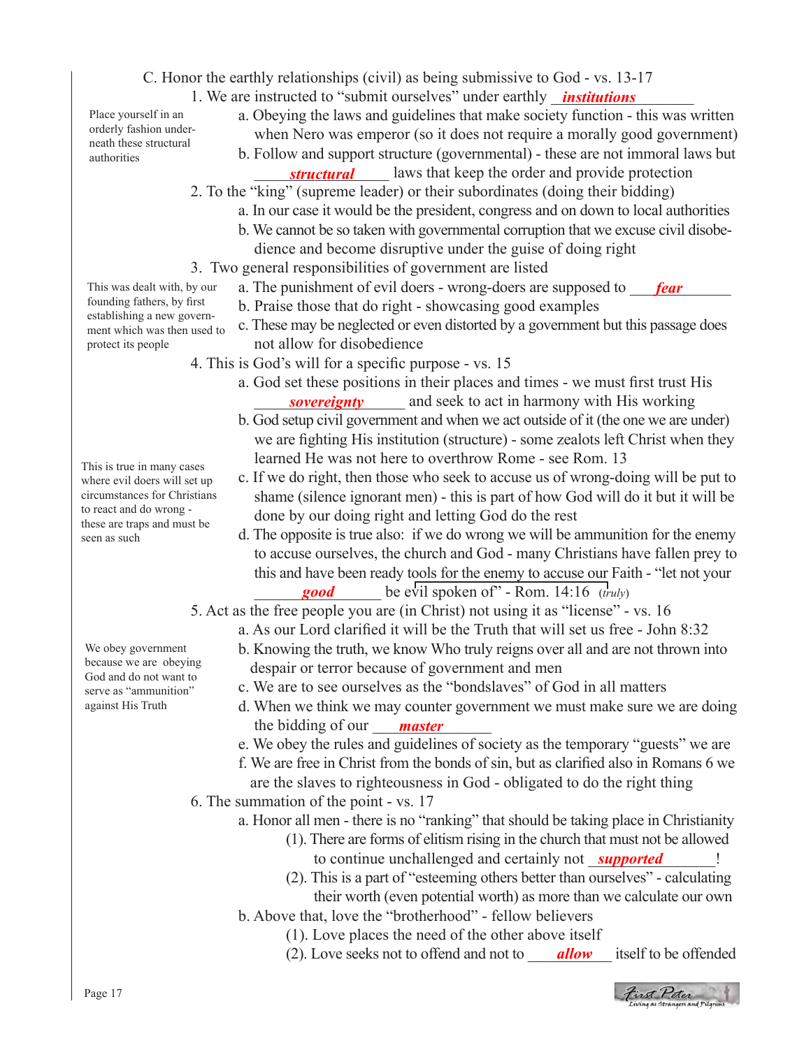C. Honor the earthly relationships (civil) as being submissive to God - vs. 13-17

1. We are instructed to "submit ourselves" under earthly ***institutions***

   > Place yourself in an orderly fashion underneath these structural authorities

   a. Obeying the laws and guidelines that make society function - this was written when Nero was emperor (so it does not require a morally good government)

   b. Follow and support structure (governmental) - these are not immoral laws but ***structural*** laws that keep the order and provide protection

2. To the "king" (supreme leader) or their subordinates (doing their bidding)

   a. In our case it would be the president, congress and on down to local authorities

   b. We cannot be so taken with governmental corruption that we excuse civil disobedience and become disruptive under the guise of doing right

3. Two general responsibilities of government are listed

   > This was dealt with, by our founding fathers, by first establishing a new government which was then used to protect its people

   a. The punishment of evil doers - wrong-doers are supposed to ***fear***

   b. Praise those that do right - showcasing good examples

   c. These may be neglected or even distorted by a government but this passage does not allow for disobedience

4. This is God's will for a specific purpose - vs. 15

   a. God set these positions in their places and times - we must first trust His ***sovereignty*** and seek to act in harmony with His working

   b. God setup civil government and when we act outside of it (the one we are under) we are fighting His institution (structure) - some zealots left Christ when they learned He was not here to overthrow Rome - see Rom. 13

   > This is true in many cases where evil doers will set up circumstances for Christians to react and do wrong - these are traps and must be seen as such

   c. If we do right, then those who seek to accuse us of wrong-doing will be put to shame (silence ignorant men) - this is part of how God will do it but it will be done by our doing right and letting God do the rest

   d. The opposite is true also: if we do wrong we will be ammunition for the enemy to accuse ourselves, the church and God - many Christians have fallen prey to this and have been ready tools for the enemy to accuse our Faith - "let not your ***good*** be evil spoken of" - Rom. 14:16 (*truly*)

5. Act as the free people you are (in Christ) not using it as "license" - vs. 16

   a. As our Lord clarified it will be the Truth that will set us free - John 8:32

   > We obey government because we are obeying God and do not want to serve as "ammunition" against His Truth

   b. Knowing the truth, we know Who truly reigns over all and are not thrown into despair or terror because of government and men

   c. We are to see ourselves as the "bondslaves" of God in all matters

   d. When we think we may counter government we must make sure we are doing the bidding of our ***master***

   e. We obey the rules and guidelines of society as the temporary "guests" we are

   f. We are free in Christ from the bonds of sin, but as clarified also in Romans 6 we are the slaves to righteousness in God - obligated to do the right thing

6. The summation of the point - vs. 17

   a. Honor all men - there is no "ranking" that should be taking place in Christianity

      (1). There are forms of elitism rising in the church that must not be allowed to continue unchallenged and certainly not ***supported***!

      (2). This is a part of "esteeming others better than ourselves" - calculating their worth (even potential worth) as more than we calculate our own

   b. Above that, love the "brotherhood" - fellow believers

      (1). Love places the need of the other above itself

      (2). Love seeks not to offend and not to ***allow*** itself to be offended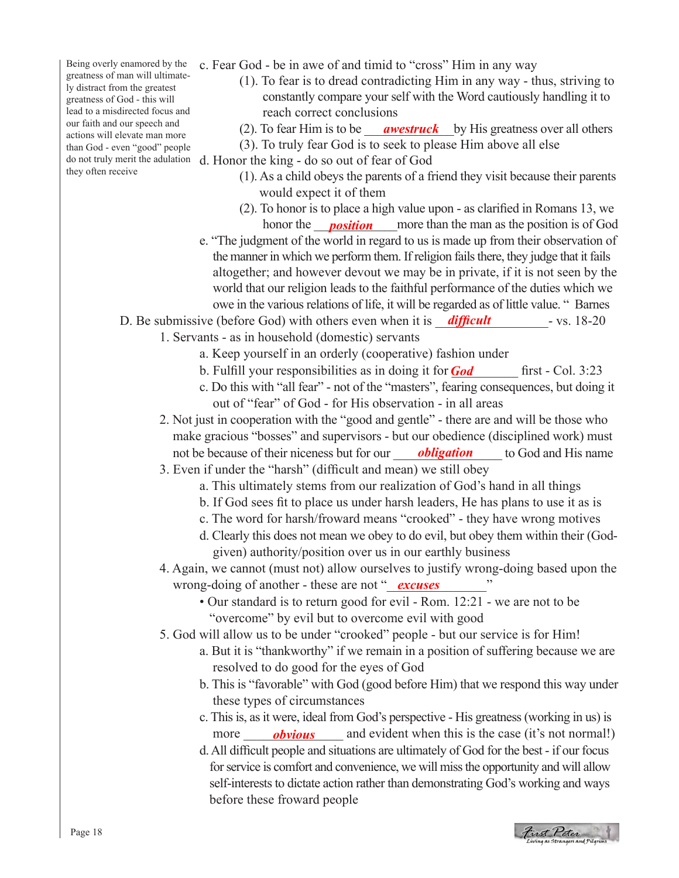> Being overly enamored by the greatness of man will ultimately distract from the greatest greatness of God - this will lead to a misdirected focus and our faith and our speech and actions will elevate man more than God - even "good" people do not truly merit the adulation they often receive

c. Fear God - be in awe of and timid to "cross" Him in any way
   (1). To fear is to dread contradicting Him in any way - thus, striving to constantly compare your self with the Word cautiously handling it to reach correct conclusions
   (2). To fear Him is to be ***awestruck*** by His greatness over all others
   (3). To truly fear God is to seek to please Him above all else

d. Honor the king - do so out of fear of God
   (1). As a child obeys the parents of a friend they visit because their parents would expect it of them
   (2). To honor is to place a high value upon - as clarified in Romans 13, we honor the ***position*** more than the man as the position is of God

e. "The judgment of the world in regard to us is made up from their observation of the manner in which we perform them. If religion fails there, they judge that it fails altogether; and however devout we may be in private, if it is not seen by the world that our religion leads to the faithful performance of the duties which we owe in the various relations of life, it will be regarded as of little value. " Barnes

D. Be submissive (before God) with others even when it is ***difficult*** - vs. 18-20

1. Servants - as in household (domestic) servants
   a. Keep yourself in an orderly (cooperative) fashion under
   b. Fulfill your responsibilities as in doing it for ***God*** first - Col. 3:23
   c. Do this with "all fear" - not of the "masters", fearing consequences, but doing it out of "fear" of God - for His observation - in all areas

2. Not just in cooperation with the "good and gentle" - there are and will be those who make gracious "bosses" and supervisors - but our obedience (disciplined work) must not be because of their niceness but for our ***obligation*** to God and His name

3. Even if under the "harsh" (difficult and mean) we still obey
   a. This ultimately stems from our realization of God's hand in all things
   b. If God sees fit to place us under harsh leaders, He has plans to use it as is
   c. The word for harsh/froward means "crooked" - they have wrong motives
   d. Clearly this does not mean we obey to do evil, but obey them within their (God-given) authority/position over us in our earthly business

4. Again, we cannot (must not) allow ourselves to justify wrong-doing based upon the wrong-doing of another - these are not "***excuses***"
   - Our standard is to return good for evil - Rom. 12:21 - we are not to be "overcome" by evil but to overcome evil with good

5. God will allow us to be under "crooked" people - but our service is for Him!
   a. But it is "thankworthy" if we remain in a position of suffering because we are resolved to do good for the eyes of God
   b. This is "favorable" with God (good before Him) that we respond this way under these types of circumstances
   c. This is, as it were, ideal from God's perspective - His greatness (working in us) is more ***obvious*** and evident when this is the case (it's not normal!)
   d. All difficult people and situations are ultimately of God for the best - if our focus for service is comfort and convenience, we will miss the opportunity and will allow self-interests to dictate action rather than demonstrating God's working and ways before these froward people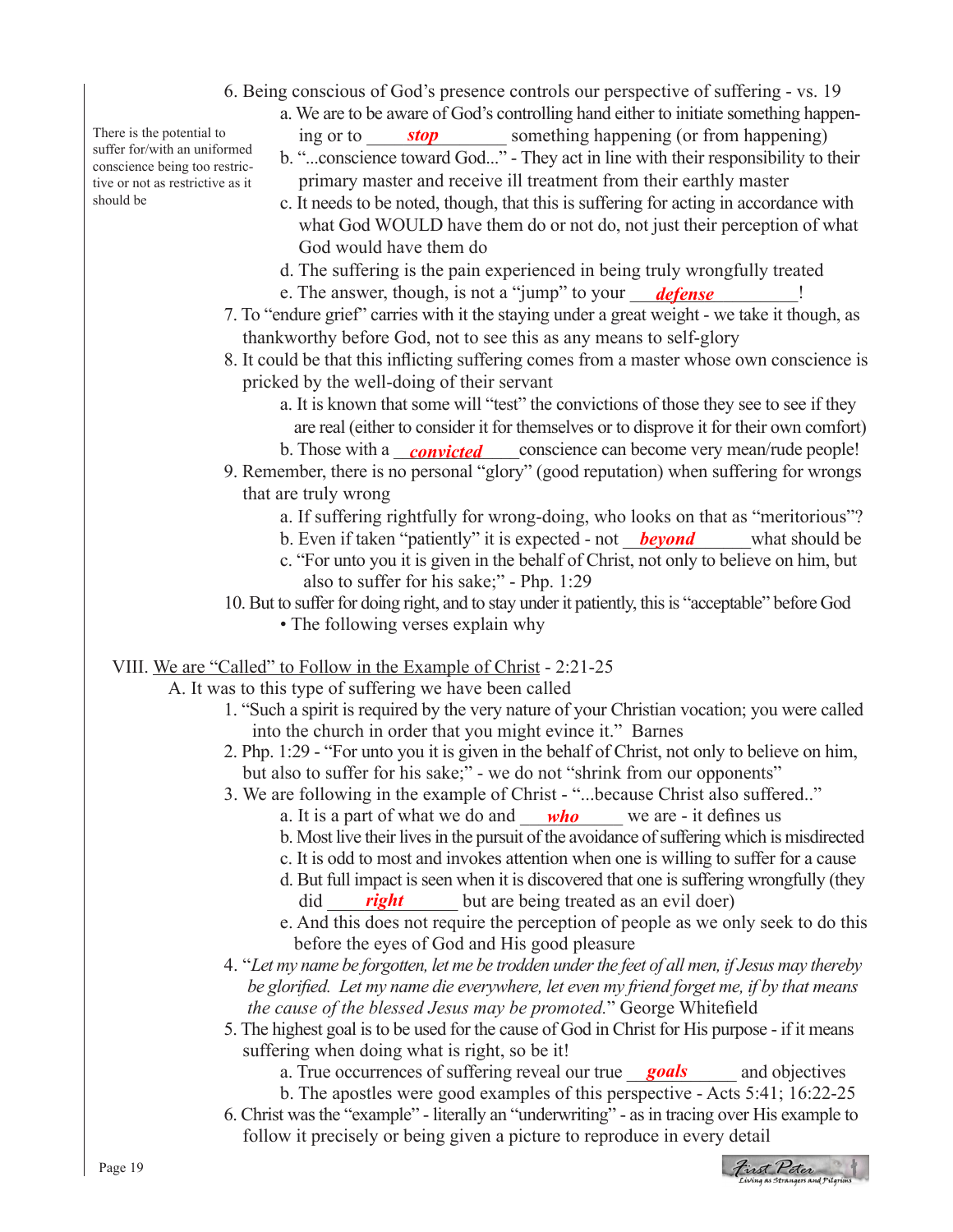There is the potential to suffer for/with an uniformed conscience being too restrictive or not as restrictive as it should be

6. Being conscious of God's presence controls our perspective of suffering - vs. 19
   a. We are to be aware of God's controlling hand either to initiate something happening or to ***stop*** something happening (or from happening)
   b. "...conscience toward God..." - They act in line with their responsibility to their primary master and receive ill treatment from their earthly master
   c. It needs to be noted, though, that this is suffering for acting in accordance with what God WOULD have them do or not do, not just their perception of what God would have them do
   d. The suffering is the pain experienced in being truly wrongfully treated
   e. The answer, though, is not a "jump" to your ***defense***!
7. To "endure grief" carries with it the staying under a great weight - we take it though, as thankworthy before God, not to see this as any means to self-glory
8. It could be that this inflicting suffering comes from a master whose own conscience is pricked by the well-doing of their servant
   a. It is known that some will "test" the convictions of those they see to see if they are real (either to consider it for themselves or to disprove it for their own comfort)
   b. Those with a ***convicted*** conscience can become very mean/rude people!
9. Remember, there is no personal "glory" (good reputation) when suffering for wrongs that are truly wrong
   a. If suffering rightfully for wrong-doing, who looks on that as "meritorious"?
   b. Even if taken "patiently" it is expected - not ***beyond*** what should be
   c. "For unto you it is given in the behalf of Christ, not only to believe on him, but also to suffer for his sake;" - Php. 1:29
10. But to suffer for doing right, and to stay under it patiently, this is "acceptable" before God
    - The following verses explain why

VIII. We are "Called" to Follow in the Example of Christ - 2:21-25

A. It was to this type of suffering we have been called

1. "Such a spirit is required by the very nature of your Christian vocation; you were called into the church in order that you might evince it." Barnes
2. Php. 1:29 - "For unto you it is given in the behalf of Christ, not only to believe on him, but also to suffer for his sake;" - we do not "shrink from our opponents"
3. We are following in the example of Christ - "...because Christ also suffered.."
   a. It is a part of what we do and ***who*** we are - it defines us
   b. Most live their lives in the pursuit of the avoidance of suffering which is misdirected
   c. It is odd to most and invokes attention when one is willing to suffer for a cause
   d. But full impact is seen when it is discovered that one is suffering wrongfully (they did ***right*** but are being treated as an evil doer)
   e. And this does not require the perception of people as we only seek to do this before the eyes of God and His good pleasure
4. "*Let my name be forgotten, let me be trodden under the feet of all men, if Jesus may thereby be glorified. Let my name die everywhere, let even my friend forget me, if by that means the cause of the blessed Jesus may be promoted.*" George Whitefield
5. The highest goal is to be used for the cause of God in Christ for His purpose - if it means suffering when doing what is right, so be it!
   a. True occurrences of suffering reveal our true ***goals*** and objectives
   b. The apostles were good examples of this perspective - Acts 5:41; 16:22-25
6. Christ was the "example" - literally an "underwriting" - as in tracing over His example to follow it precisely or being given a picture to reproduce in every detail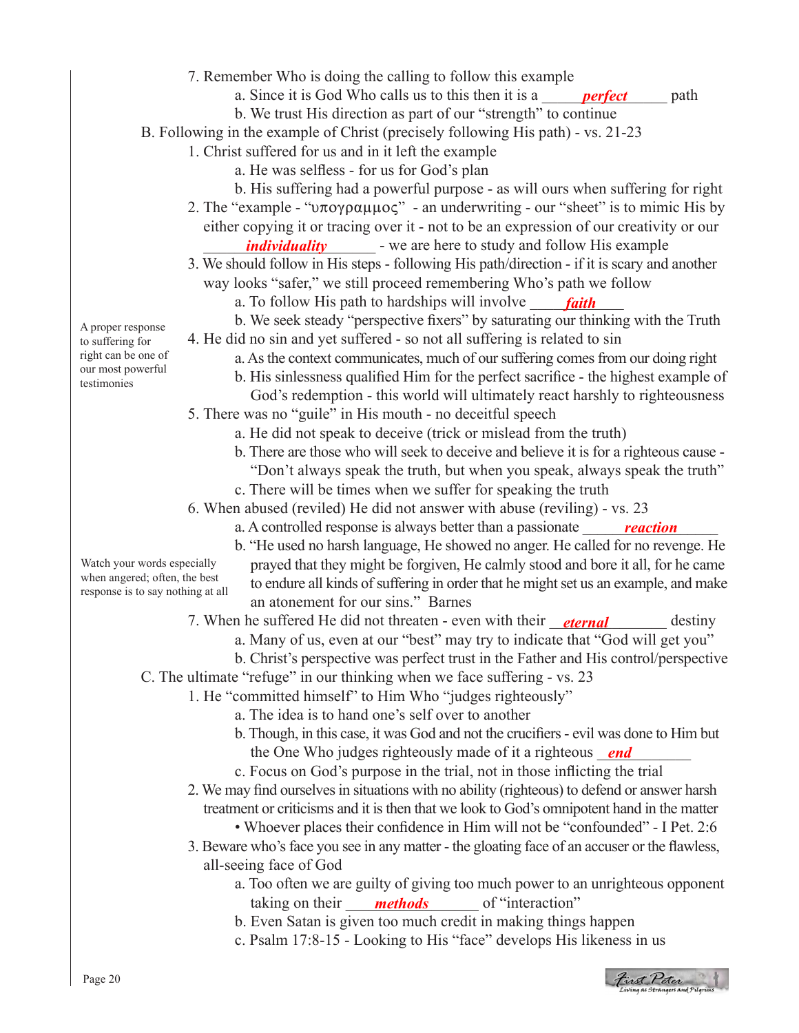7. Remember Who is doing the calling to follow this example
    a. Since it is God Who calls us to this then it is a ______***perfect***______ path
    b. We trust His direction as part of our "strength" to continue

B. Following in the example of Christ (precisely following His path) - vs. 21-23
1. Christ suffered for us and in it left the example
    a. He was selfless - for us for God's plan
    b. His suffering had a powerful purpose - as will ours when suffering for right
2. The "example - "υπογραμμος" - an underwriting - our "sheet" is to mimic His by either copying it or tracing over it - not to be an expression of our creativity or our ______***individuality***______ - we are here to study and follow His example
3. We should follow in His steps - following His path/direction - if it is scary and another way looks "safer," we still proceed remembering Who's path we follow
    a. To follow His path to hardships will involve ____***faith***____
    b. We seek steady "perspective fixers" by saturating our thinking with the Truth

A proper response to suffering for right can be one of our most powerful testimonies

4. He did no sin and yet suffered - so not all suffering is related to sin
    a. As the context communicates, much of our suffering comes from our doing right
    b. His sinlessness qualified Him for the perfect sacrifice - the highest example of God's redemption - this world will ultimately react harshly to righteousness
5. There was no "guile" in His mouth - no deceitful speech
    a. He did not speak to deceive (trick or mislead from the truth)
    b. There are those who will seek to deceive and believe it is for a righteous cause - "Don't always speak the truth, but when you speak, always speak the truth"
    c. There will be times when we suffer for speaking the truth
6. When abused (reviled) He did not answer with abuse (reviling) - vs. 23
    a. A controlled response is always better than a passionate ______***reaction***______
    b. "He used no harsh language, He showed no anger. He called for no revenge. He prayed that they might be forgiven, He calmly stood and bore it all, for he came to endure all kinds of suffering in order that he might set us an example, and make an atonement for our sins." Barnes

Watch your words especially when angered; often, the best response is to say nothing at all

7. When he suffered He did not threaten - even with their ___***eternal***________ destiny
    a. Many of us, even at our "best" may try to indicate that "God will get you"
    b. Christ's perspective was perfect trust in the Father and His control/perspective

C. The ultimate "refuge" in our thinking when we face suffering - vs. 23
1. He "committed himself" to Him Who "judges righteously"
    a. The idea is to hand one's self over to another
    b. Though, in this case, it was God and not the crucifiers - evil was done to Him but the One Who judges righteously made of it a righteous ___***end***________
    c. Focus on God's purpose in the trial, not in those inflicting the trial
2. We may find ourselves in situations with no ability (righteous) to defend or answer harsh treatment or criticisms and it is then that we look to God's omnipotent hand in the matter
    • Whoever places their confidence in Him will not be "confounded" - I Pet. 2:6
3. Beware who's face you see in any matter - the gloating face of an accuser or the flawless, all-seeing face of God
    a. Too often we are guilty of giving too much power to an unrighteous opponent taking on their ____***methods***_______ of "interaction"
    b. Even Satan is given too much credit in making things happen
    c. Psalm 17:8-15 - Looking to His "face" develops His likeness in us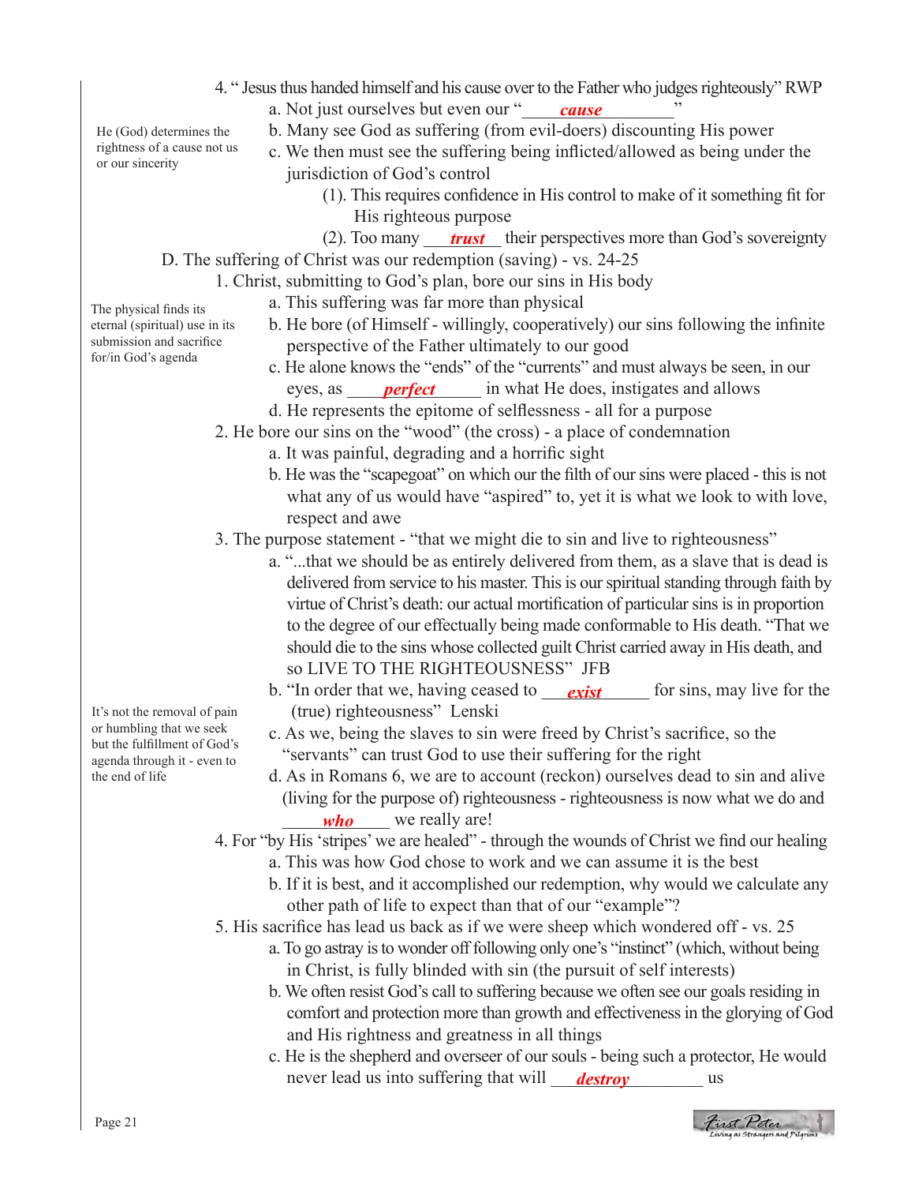4. " Jesus thus handed himself and his cause over to the Father who judges righteously" RWP

   a. Not just ourselves but even our "____*cause*________"

   b. Many see God as suffering (from evil-doers) discounting His power

   c. We then must see the suffering being inflicted/allowed as being under the jurisdiction of God's control

      (1). This requires confidence in His control to make of it something fit for His righteous purpose

      (2). Too many ___*trust*___ their perspectives more than God's sovereignty

He (God) determines the rightness of a cause not us or our sincerity

D. The suffering of Christ was our redemption (saving) - vs. 24-25

1. Christ, submitting to God's plan, bore our sins in His body

   a. This suffering was far more than physical

   b. He bore (of Himself - willingly, cooperatively) our sins following the infinite perspective of the Father ultimately to our good

   c. He alone knows the "ends" of the "currents" and must always be seen, in our eyes, as ____*perfect*_____ in what He does, instigates and allows

   d. He represents the epitome of selflessness - all for a purpose

The physical finds its eternal (spiritual) use in its submission and sacrifice for/in God's agenda

2. He bore our sins on the "wood" (the cross) - a place of condemnation

   a. It was painful, degrading and a horrific sight

   b. He was the "scapegoat" on which our the filth of our sins were placed - this is not what any of us would have "aspired" to, yet it is what we look to with love, respect and awe

3. The purpose statement - "that we might die to sin and live to righteousness"

   a. "...that we should be as entirely delivered from them, as a slave that is dead is delivered from service to his master. This is our spiritual standing through faith by virtue of Christ's death: our actual mortification of particular sins is in proportion to the degree of our effectually being made conformable to His death. "That we should die to the sins whose collected guilt Christ carried away in His death, and so LIVE TO THE RIGHTEOUSNESS" JFB

   b. "In order that we, having ceased to ___*exist*_____ for sins, may live for the (true) righteousness" Lenski

   c. As we, being the slaves to sin were freed by Christ's sacrifice, so the "servants" can trust God to use their suffering for the right

   d. As in Romans 6, we are to account (reckon) ourselves dead to sin and alive (living for the purpose of) righteousness - righteousness is now what we do and _____*who*____ we really are!

It's not the removal of pain or humbling that we seek but the fulfillment of God's agenda through it - even to the end of life

4. For "by His 'stripes' we are healed" - through the wounds of Christ we find our healing

   a. This was how God chose to work and we can assume it is the best

   b. If it is best, and it accomplished our redemption, why would we calculate any other path of life to expect than that of our "example"?

5. His sacrifice has lead us back as if we were sheep which wondered off - vs. 25

   a. To go astray is to wonder off following only one's "instinct" (which, without being in Christ, is fully blinded with sin (the pursuit of self interests)

   b. We often resist God's call to suffering because we often see our goals residing in comfort and protection more than growth and effectiveness in the glorying of God and His rightness and greatness in all things

   c. He is the shepherd and overseer of our souls - being such a protector, He would never lead us into suffering that will ____*destroy*________ us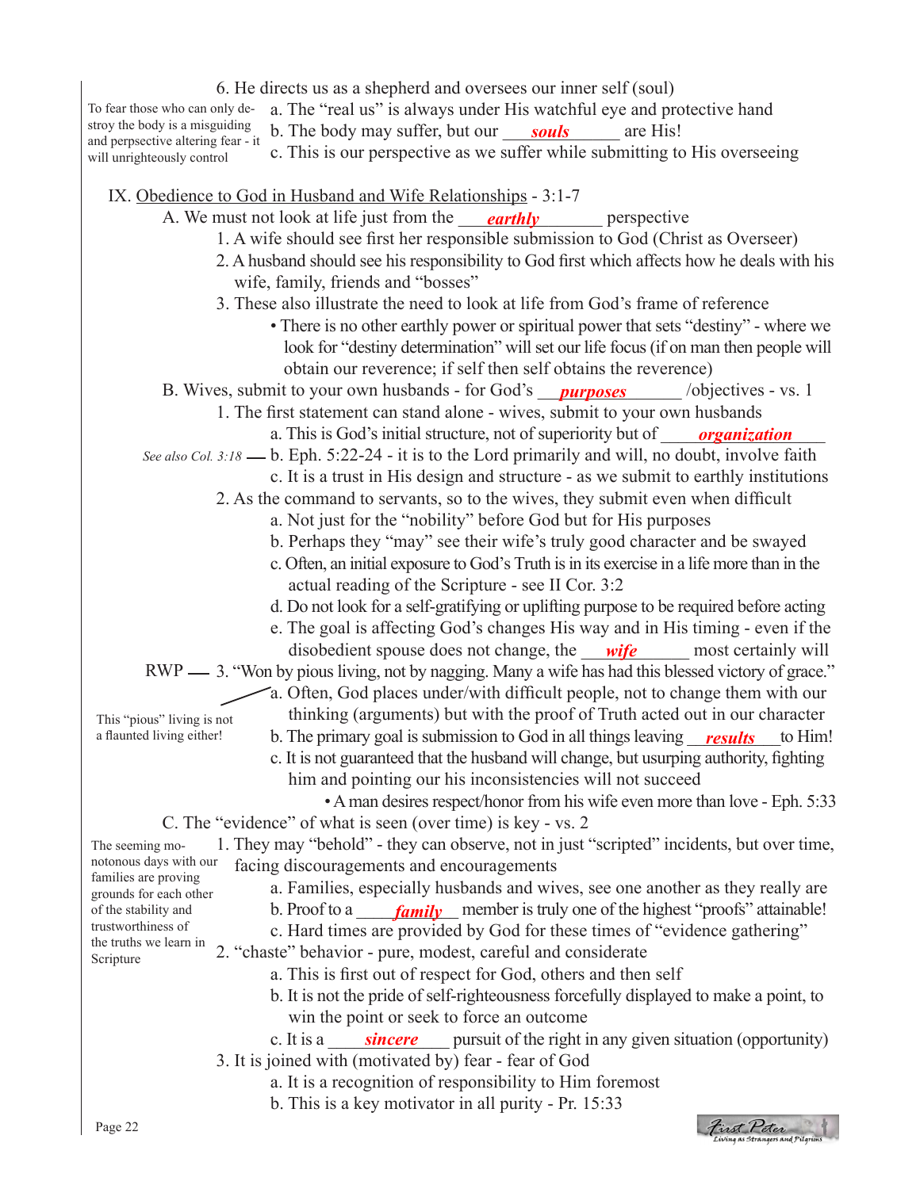6. He directs us as a shepherd and oversees our inner self (soul)

> To fear those who can only destroy the body is a misguiding and perpsective altering fear - it will unrighteously control

a. The "real us" is always under His watchful eye and protective hand

b. The body may suffer, but our ***souls*** are His!

c. This is our perspective as we suffer while submitting to His overseeing

IX. Obedience to God in Husband and Wife Relationships - 3:1-7

A. We must not look at life just from the ***earthly*** perspective

1. A wife should see first her responsible submission to God (Christ as Overseer)

2. A husband should see his responsibility to God first which affects how he deals with his wife, family, friends and "bosses"

3. These also illustrate the need to look at life from God's frame of reference

• There is no other earthly power or spiritual power that sets "destiny" - where we look for "destiny determination" will set our life focus (if on man then people will obtain our reverence; if self then self obtains the reverence)

B. Wives, submit to your own husbands - for God's ***purposes*** /objectives - vs. 1

1. The first statement can stand alone - wives, submit to your own husbands

a. This is God's initial structure, not of superiority but of ***organization***

b. Eph. 5:22-24 - it is to the Lord primarily and will, no doubt, involve faith *(See also Col. 3:18)*

c. It is a trust in His design and structure - as we submit to earthly institutions

2. As the command to servants, so to the wives, they submit even when difficult

a. Not just for the "nobility" before God but for His purposes

b. Perhaps they "may" see their wife's truly good character and be swayed

c. Often, an initial exposure to God's Truth is in its exercise in a life more than in the actual reading of the Scripture - see II Cor. 3:2

d. Do not look for a self-gratifying or uplifting purpose to be required before acting

e. The goal is affecting God's changes His way and in His timing - even if the disobedient spouse does not change, the ***wife*** most certainly will

RWP — 3. "Won by pious living, not by nagging. Many a wife has had this blessed victory of grace."

> This "pious" living is not a flaunted living either!

a. Often, God places under/with difficult people, not to change them with our thinking (arguments) but with the proof of Truth acted out in our character

b. The primary goal is submission to God in all things leaving ***results*** to Him!

c. It is not guaranteed that the husband will change, but usurping authority, fighting him and pointing our his inconsistencies will not succeed

• A man desires respect/honor from his wife even more than love - Eph. 5:33

C. The "evidence" of what is seen (over time) is key - vs. 2

> The seeming monotonous days with our families are proving grounds for each other of the stability and trustworthiness of the truths we learn in Scripture

1. They may "behold" - they can observe, not in just "scripted" incidents, but over time, facing discouragements and encouragements

a. Families, especially husbands and wives, see one another as they really are

b. Proof to a ***family*** member is truly one of the highest "proofs" attainable!

c. Hard times are provided by God for these times of "evidence gathering"

2. "chaste" behavior - pure, modest, careful and considerate

a. This is first out of respect for God, others and then self

b. It is not the pride of self-righteousness forcefully displayed to make a point, to win the point or seek to force an outcome

c. It is a ***sincere*** pursuit of the right in any given situation (opportunity)

3. It is joined with (motivated by) fear - fear of God

a. It is a recognition of responsibility to Him foremost

b. This is a key motivator in all purity - Pr. 15:33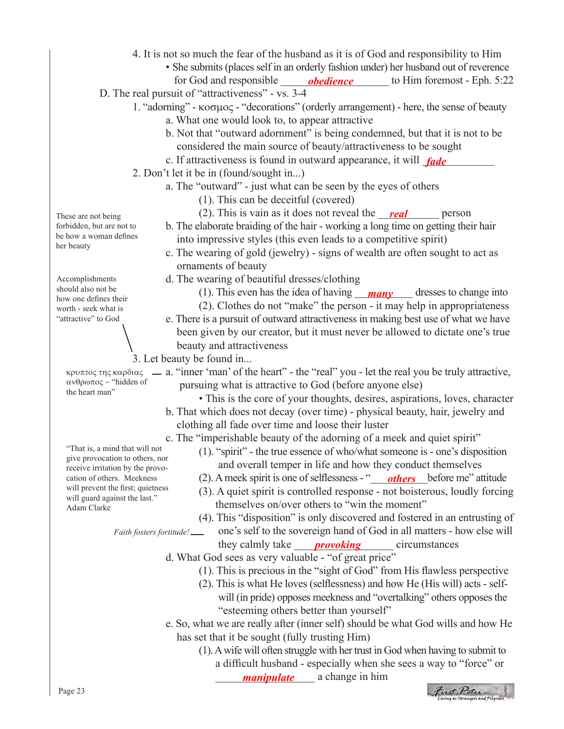4. It is not so much the fear of the husband as it is of God and responsibility to Him
    - She submits (places self in an orderly fashion under) her husband out of reverence for God and responsible ***obedience*** to Him foremost - Eph. 5:22

D. The real pursuit of "attractiveness" - vs. 3-4

1. "adorning" - κοσμος - "decorations" (orderly arrangement) - here, the sense of beauty
    a. What one would look to, to appear attractive
    b. Not that "outward adornment" is being condemned, but that it is not to be considered the main source of beauty/attractiveness to be sought
    c. If attractiveness is found in outward appearance, it will ***fade***

2. Don't let it be in (found/sought in...)
    a. The "outward" - just what can be seen by the eyes of others
        (1). This can be deceitful (covered)
        (2). This is vain as it does not reveal the ***real*** person
    b. The elaborate braiding of the hair - working a long time on getting their hair into impressive styles (this even leads to a competitive spirit)
    c. The wearing of gold (jewelry) - signs of wealth are often sought to act as ornaments of beauty
    d. The wearing of beautiful dresses/clothing
        (1). This even has the idea of having ***many*** dresses to change into
        (2). Clothes do not "make" the person - it may help in appropriateness
    e. There is a pursuit of outward attractiveness in making best use of what we have been given by our creator, but it must never be allowed to dictate one's true beauty and attractiveness

*These are not being forbidden, but are not to be how a woman defines her beauty*

*Accomplishments should also not be how one defines their worth - seek what is "attractive" to God*

3. Let beauty be found in...
    a. "inner 'man' of the heart" - the "real" you - let the real you be truly attractive, pursuing what is attractive to God (before anyone else)
        - This is the core of your thoughts, desires, aspirations, loves, character
    b. That which does not decay (over time) - physical beauty, hair, jewelry and clothing all fade over time and loose their luster
    c. The "imperishable beauty of the adorning of a meek and quiet spirit"
        (1). "spirit" - the true essence of who/what someone is - one's disposition and overall temper in life and how they conduct themselves
        (2). A meek spirit is one of selflessness - "***others*** before me" attitude
        (3). A quiet spirit is controlled response - not boisterous, loudly forcing themselves on/over others to "win the moment"
        (4). This "disposition" is only discovered and fostered in an entrusting of one's self to the sovereign hand of God in all matters - how else will they calmly take ***provoking*** circumstances
    d. What God sees as very valuable - "of great price"
        (1). This is precious in the "sight of God" from His flawless perspective
        (2). This is what He loves (selflessness) and how He (His will) acts - self-will (in pride) opposes meekness and "overtalking" others opposes the "esteeming others better than yourself"
    e. So, what we are really after (inner self) should be what God wills and how He has set that it be sought (fully trusting Him)
        (1). A wife will often struggle with her trust in God when having to submit to a difficult husband - especially when she sees a way to "force" or ***manipulate*** a change in him

*κρυπτος της καρδιας ανθρωπος – "hidden of the heart man"*

*"That is, a mind that will not give provocation to others, nor receive irritation by the provocation of others. Meekness will prevent the first; quietness will guard against the last." Adam Clarke*

*Faith fosters fortitude!*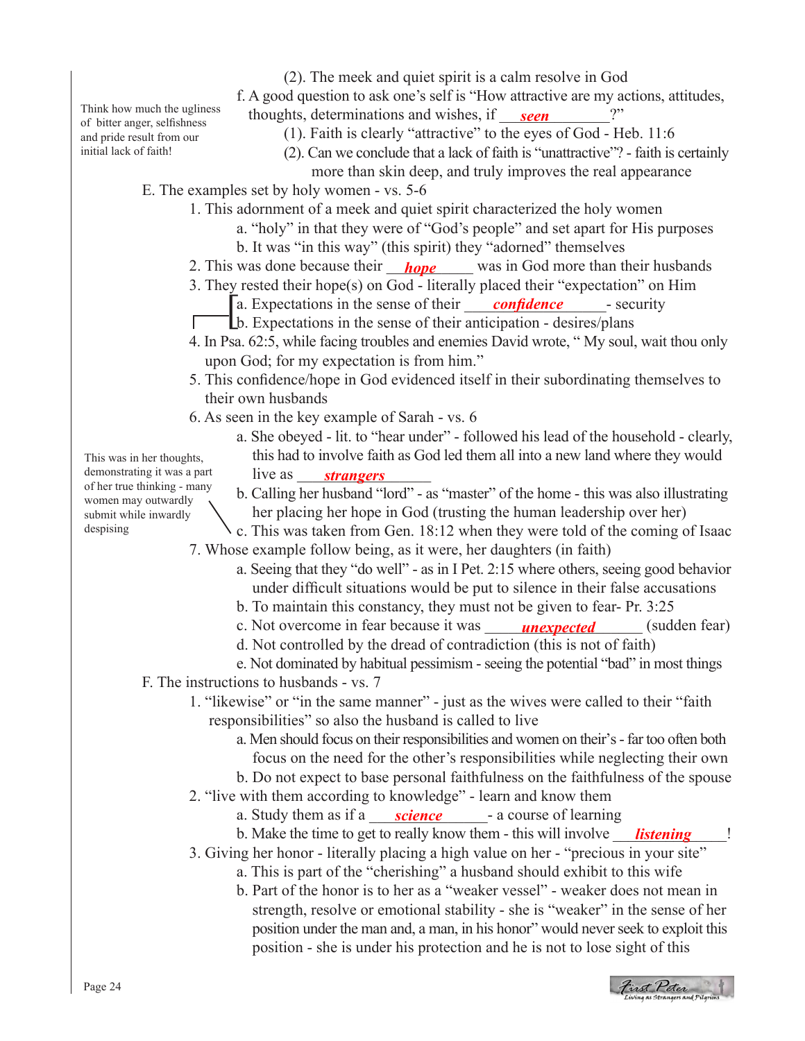(2). The meek and quiet spirit is a calm resolve in God

f. A good question to ask one's self is "How attractive are my actions, attitudes, thoughts, determinations and wishes, if ***seen***?"

(1). Faith is clearly "attractive" to the eyes of God - Heb. 11:6

(2). Can we conclude that a lack of faith is "unattractive"? - faith is certainly more than skin deep, and truly improves the real appearance

Think how much the ugliness of bitter anger, selfishness and pride result from our initial lack of faith!

E. The examples set by holy women - vs. 5-6

1. This adornment of a meek and quiet spirit characterized the holy women

a. "holy" in that they were of "God's people" and set apart for His purposes

b. It was "in this way" (this spirit) they "adorned" themselves

2. This was done because their ***hope*** was in God more than their husbands

3. They rested their hope(s) on God - literally placed their "expectation" on Him

a. Expectations in the sense of their ***confidence*** - security

b. Expectations in the sense of their anticipation - desires/plans

4. In Psa. 62:5, while facing troubles and enemies David wrote, " My soul, wait thou only upon God; for my expectation is from him."

5. This confidence/hope in God evidenced itself in their subordinating themselves to their own husbands

6. As seen in the key example of Sarah - vs. 6

a. She obeyed - lit. to "hear under" - followed his lead of the household - clearly, this had to involve faith as God led them all into a new land where they would live as ***strangers***

b. Calling her husband "lord" - as "master" of the home - this was also illustrating her placing her hope in God (trusting the human leadership over her)

c. This was taken from Gen. 18:12 when they were told of the coming of Isaac

This was in her thoughts, demonstrating it was a part of her true thinking - many women may outwardly submit while inwardly despising

7. Whose example follow being, as it were, her daughters (in faith)

a. Seeing that they "do well" - as in I Pet. 2:15 where others, seeing good behavior under difficult situations would be put to silence in their false accusations

b. To maintain this constancy, they must not be given to fear- Pr. 3:25

c. Not overcome in fear because it was ***unexpected*** (sudden fear)

d. Not controlled by the dread of contradiction (this is not of faith)

e. Not dominated by habitual pessimism - seeing the potential "bad" in most things

F. The instructions to husbands - vs. 7

1. "likewise" or "in the same manner" - just as the wives were called to their "faith responsibilities" so also the husband is called to live

a. Men should focus on their responsibilities and women on their's - far too often both focus on the need for the other's responsibilities while neglecting their own

b. Do not expect to base personal faithfulness on the faithfulness of the spouse

2. "live with them according to knowledge" - learn and know them

a. Study them as if a ***science*** - a course of learning

b. Make the time to get to really know them - this will involve ***listening***!

3. Giving her honor - literally placing a high value on her - "precious in your site"

a. This is part of the "cherishing" a husband should exhibit to this wife

b. Part of the honor is to her as a "weaker vessel" - weaker does not mean in strength, resolve or emotional stability - she is "weaker" in the sense of her position under the man and, a man, in his honor" would never seek to exploit this position - she is under his protection and he is not to lose sight of this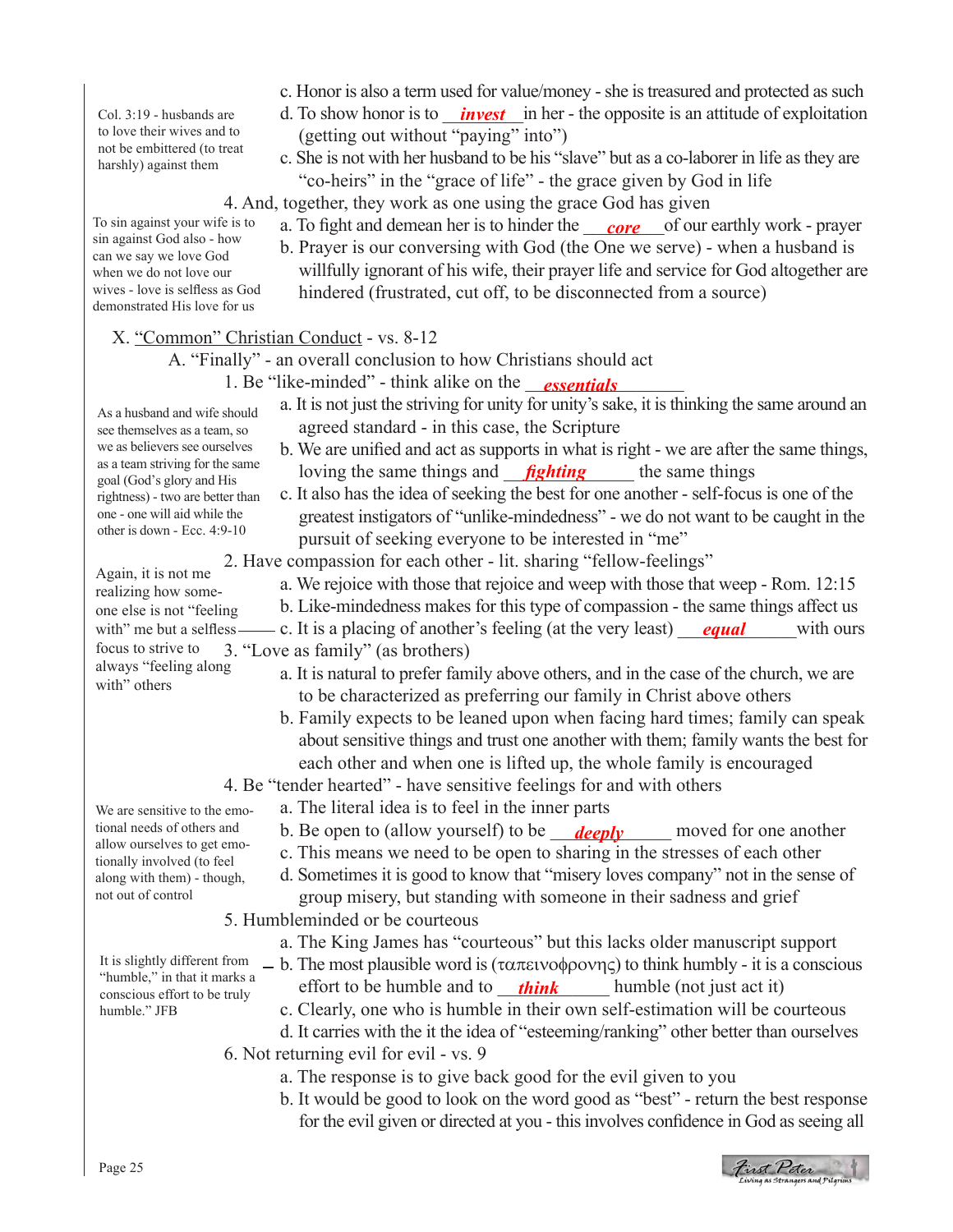c. Honor is also a term used for value/money - she is treasured and protected as such

> Col. 3:19 - husbands are to love their wives and to not be embittered (to treat harshly) against them

d. To show honor is to ***invest*** in her - the opposite is an attitude of exploitation (getting out without "paying" into")

c. She is not with her husband to be his "slave" but as a co-laborer in life as they are "co-heirs" in the "grace of life" - the grace given by God in life

4. And, together, they work as one using the grace God has given

> To sin against your wife is to sin against God also - how can we say we love God when we do not love our wives - love is selfless as God demonstrated His love for us

a. To fight and demean her is to hinder the ***core*** of our earthly work - prayer

b. Prayer is our conversing with God (the One we serve) - when a husband is willfully ignorant of his wife, their prayer life and service for God altogether are hindered (frustrated, cut off, to be disconnected from a source)

X. <u>"Common" Christian Conduct</u> - vs. 8-12

A. "Finally" - an overall conclusion to how Christians should act

1. Be "like-minded" - think alike on the ***essentials***

> As a husband and wife should see themselves as a team, so we as believers see ourselves as a team striving for the same goal (God's glory and His rightness) - two are better than one - one will aid while the other is down - Ecc. 4:9-10

a. It is not just the striving for unity for unity's sake, it is thinking the same around an agreed standard - in this case, the Scripture

b. We are unified and act as supports in what is right - we are after the same things, loving the same things and ***fighting*** the same things

c. It also has the idea of seeking the best for one another - self-focus is one of the greatest instigators of "unlike-mindedness" - we do not want to be caught in the pursuit of seeking everyone to be interested in "me"

2. Have compassion for each other - lit. sharing "fellow-feelings"

> Again, it is not me realizing how someone else is not "feeling with" me but a selfless focus to strive to always "feeling along with" others

a. We rejoice with those that rejoice and weep with those that weep - Rom. 12:15

b. Like-mindedness makes for this type of compassion - the same things affect us

c. It is a placing of another's feeling (at the very least) ***equal*** with ours

3. "Love as family" (as brothers)

a. It is natural to prefer family above others, and in the case of the church, we are to be characterized as preferring our family in Christ above others

b. Family expects to be leaned upon when facing hard times; family can speak about sensitive things and trust one another with them; family wants the best for each other and when one is lifted up, the whole family is encouraged

4. Be "tender hearted" - have sensitive feelings for and with others

> We are sensitive to the emotional needs of others and allow ourselves to get emotionally involved (to feel along with them) - though, not out of control

a. The literal idea is to feel in the inner parts

b. Be open to (allow yourself) to be ***deeply*** moved for one another

c. This means we need to be open to sharing in the stresses of each other

d. Sometimes it is good to know that "misery loves company" not in the sense of group misery, but standing with someone in their sadness and grief

5. Humbleminded or be courteous

a. The King James has "courteous" but this lacks older manuscript support

> It is slightly different from "humble," in that it marks a conscious effort to be truly humble." JFB

b. The most plausible word is (ταπεινοφρονης) to think humbly - it is a conscious effort to be humble and to ***think*** humble (not just act it)

c. Clearly, one who is humble in their own self-estimation will be courteous

d. It carries with the it the idea of "esteeming/ranking" other better than ourselves

6. Not returning evil for evil - vs. 9

a. The response is to give back good for the evil given to you

b. It would be good to look on the word good as "best" - return the best response for the evil given or directed at you - this involves confidence in God as seeing all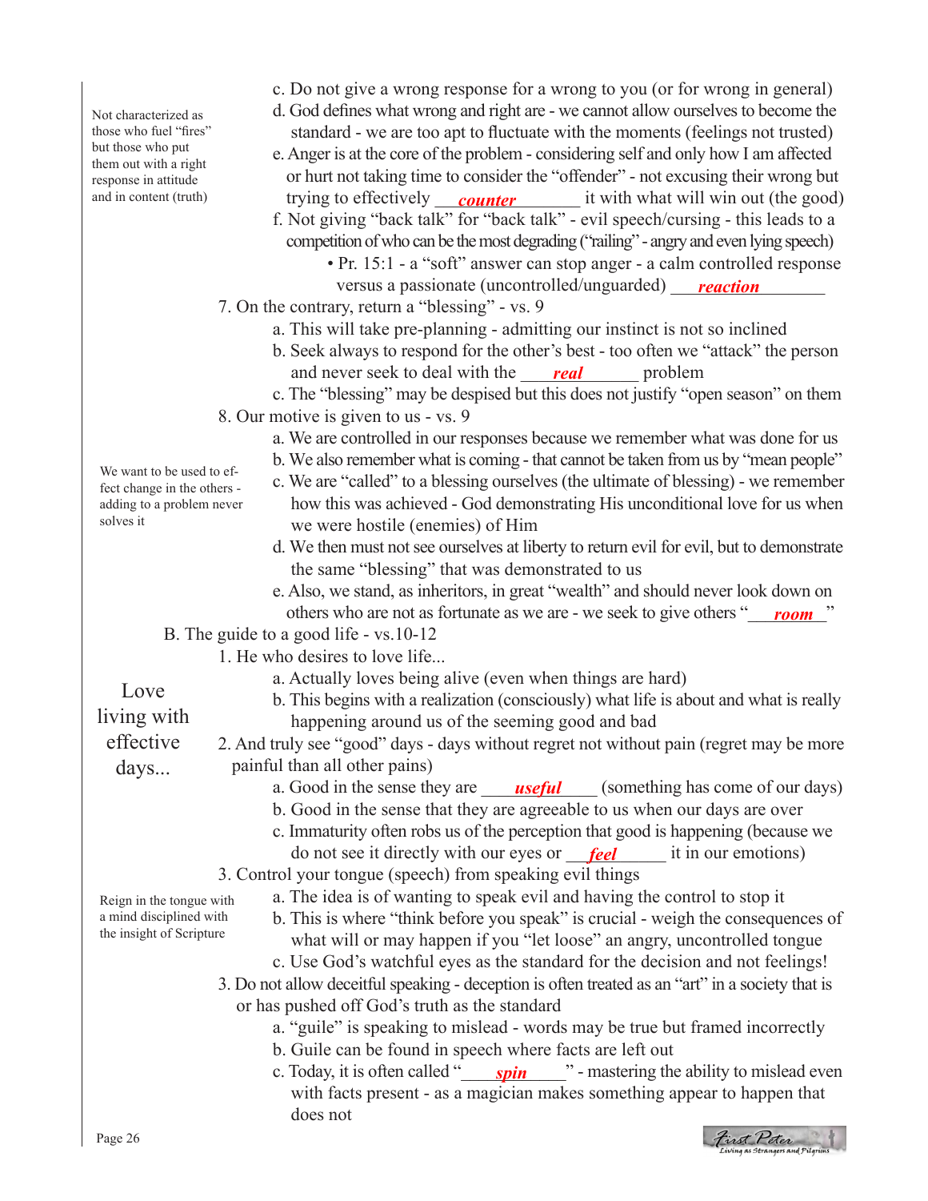c. Do not give a wrong response for a wrong to you (or for wrong in general)

d. God defines what wrong and right are - we cannot allow ourselves to become the standard - we are too apt to fluctuate with the moments (feelings not trusted)

e. Anger is at the core of the problem - considering self and only how I am affected or hurt not taking time to consider the "offender" - not excusing their wrong but trying to effectively ___*counter*___ it with what will win out (the good)

f. Not giving "back talk" for "back talk" - evil speech/cursing - this leads to a competition of who can be the most degrading ("railing" - angry and even lying speech)

- Pr. 15:1 - a "soft" answer can stop anger - a calm controlled response versus a passionate (uncontrolled/unguarded) ___*reaction*___

Not characterized as those who fuel "fires" but those who put them out with a right response in attitude and in content (truth)

7. On the contrary, return a "blessing" - vs. 9
   - a. This will take pre-planning - admitting our instinct is not so inclined
   - b. Seek always to respond for the other's best - too often we "attack" the person and never seek to deal with the ___*real*___ problem
   - c. The "blessing" may be despised but this does not justify "open season" on them
8. Our motive is given to us - vs. 9
   - a. We are controlled in our responses because we remember what was done for us
   - b. We also remember what is coming - that cannot be taken from us by "mean people"
   - c. We are "called" to a blessing ourselves (the ultimate of blessing) - we remember how this was achieved - God demonstrating His unconditional love for us when we were hostile (enemies) of Him
   - d. We then must not see ourselves at liberty to return evil for evil, but to demonstrate the same "blessing" that was demonstrated to us
   - e. Also, we stand, as inheritors, in great "wealth" and should never look down on others who are not as fortunate as we are - we seek to give others "___*room*___"

We want to be used to effect change in the others - adding to a problem never solves it

B. The guide to a good life - vs.10-12

1. He who desires to love life...
   - a. Actually loves being alive (even when things are hard)
   - b. This begins with a realization (consciously) what life is about and what is really happening around us of the seeming good and bad
2. And truly see "good" days - days without regret not without pain (regret may be more painful than all other pains)
   - a. Good in the sense they are ___*useful*___ (something has come of our days)
   - b. Good in the sense that they are agreeable to us when our days are over
   - c. Immaturity often robs us of the perception that good is happening (because we do not see it directly with our eyes or ___*feel*___ it in our emotions)

Love living with effective days...

3. Control your tongue (speech) from speaking evil things
   - a. The idea is of wanting to speak evil and having the control to stop it
   - b. This is where "think before you speak" is crucial - weigh the consequences of what will or may happen if you "let loose" an angry, uncontrolled tongue
   - c. Use God's watchful eyes as the standard for the decision and not feelings!

Reign in the tongue with a mind disciplined with the insight of Scripture

3. Do not allow deceitful speaking - deception is often treated as an "art" in a society that is or has pushed off God's truth as the standard
   - a. "guile" is speaking to mislead - words may be true but framed incorrectly
   - b. Guile can be found in speech where facts are left out
   - c. Today, it is often called "___*spin*___" - mastering the ability to mislead even with facts present - as a magician makes something appear to happen that does not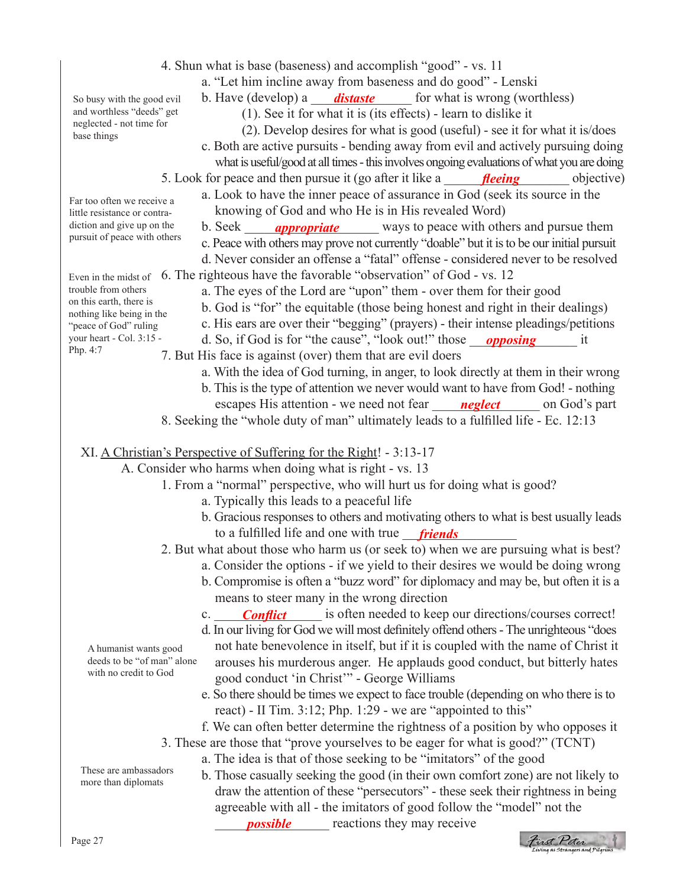4. Shun what is base (baseness) and accomplish "good" - vs. 11
   a. "Let him incline away from baseness and do good" - Lenski
   b. Have (develop) a ___*distaste*___ for what is wrong (worthless)
      (1). See it for what it is (its effects) - learn to dislike it
      (2). Develop desires for what is good (useful) - see it for what it is/does
   c. Both are active pursuits - bending away from evil and actively pursuing doing what is useful/good at all times - this involves ongoing evaluations of what you are doing

So busy with the good evil and worthless "deeds" get neglected - not time for base things

5. Look for peace and then pursue it (go after it like a ___*fleeing*___ objective)
   a. Look to have the inner peace of assurance in God (seek its source in the knowing of God and who He is in His revealed Word)
   b. Seek ___*appropriate*___ ways to peace with others and pursue them
   c. Peace with others may prove not currently "doable" but it is to be our initial pursuit
   d. Never consider an offense a "fatal" offense - considered never to be resolved

Far too often we receive a little resistance or contradiction and give up on the pursuit of peace with others

6. The righteous have the favorable "observation" of God - vs. 12
   a. The eyes of the Lord are "upon" them - over them for their good
   b. God is "for" the equitable (those being honest and right in their dealings)
   c. His ears are over their "begging" (prayers) - their intense pleadings/petitions
   d. So, if God is for "the cause", "look out!" those ___*opposing*___ it

Even in the midst of trouble from others on this earth, there is nothing like being in the "peace of God" ruling your heart - Col. 3:15 - Php. 4:7

7. But His face is against (over) them that are evil doers
   a. With the idea of God turning, in anger, to look directly at them in their wrong
   b. This is the type of attention we never would want to have from God! - nothing escapes His attention - we need not fear ___*neglect*___ on God's part
8. Seeking the "whole duty of man" ultimately leads to a fulfilled life - Ec. 12:13

XI. <u>A Christian's Perspective of Suffering for the Right</u>! - 3:13-17
   A. Consider who harms when doing what is right - vs. 13
      1. From a "normal" perspective, who will hurt us for doing what is good?
         a. Typically this leads to a peaceful life
         b. Gracious responses to others and motivating others to what is best usually leads to a fulfilled life and one with true ___*friends*___
      2. But what about those who harm us (or seek to) when we are pursuing what is best?
         a. Consider the options - if we yield to their desires we would be doing wrong
         b. Compromise is often a "buzz word" for diplomacy and may be, but often it is a means to steer many in the wrong direction
         c. ___*Conflict*___ is often needed to keep our directions/courses correct!
         d. In our living for God we will most definitely offend others - The unrighteous "does not hate benevolence in itself, but if it is coupled with the name of Christ it arouses his murderous anger. He applauds good conduct, but bitterly hates good conduct 'in Christ'" - George Williams
         e. So there should be times we expect to face trouble (depending on who there is to react) - II Tim. 3:12; Php. 1:29 - we are "appointed to this"
         f. We can often better determine the rightness of a position by who opposes it

A humanist wants good deeds to be "of man" alone with no credit to God

      3. These are those that "prove yourselves to be eager for what is good?" (TCNT)
         a. The idea is that of those seeking to be "imitators" of the good
         b. Those casually seeking the good (in their own comfort zone) are not likely to draw the attention of these "persecutors" - these seek their rightness in being agreeable with all - the imitators of good follow the "model" not the ___*possible*___ reactions they may receive

These are ambassadors more than diplomats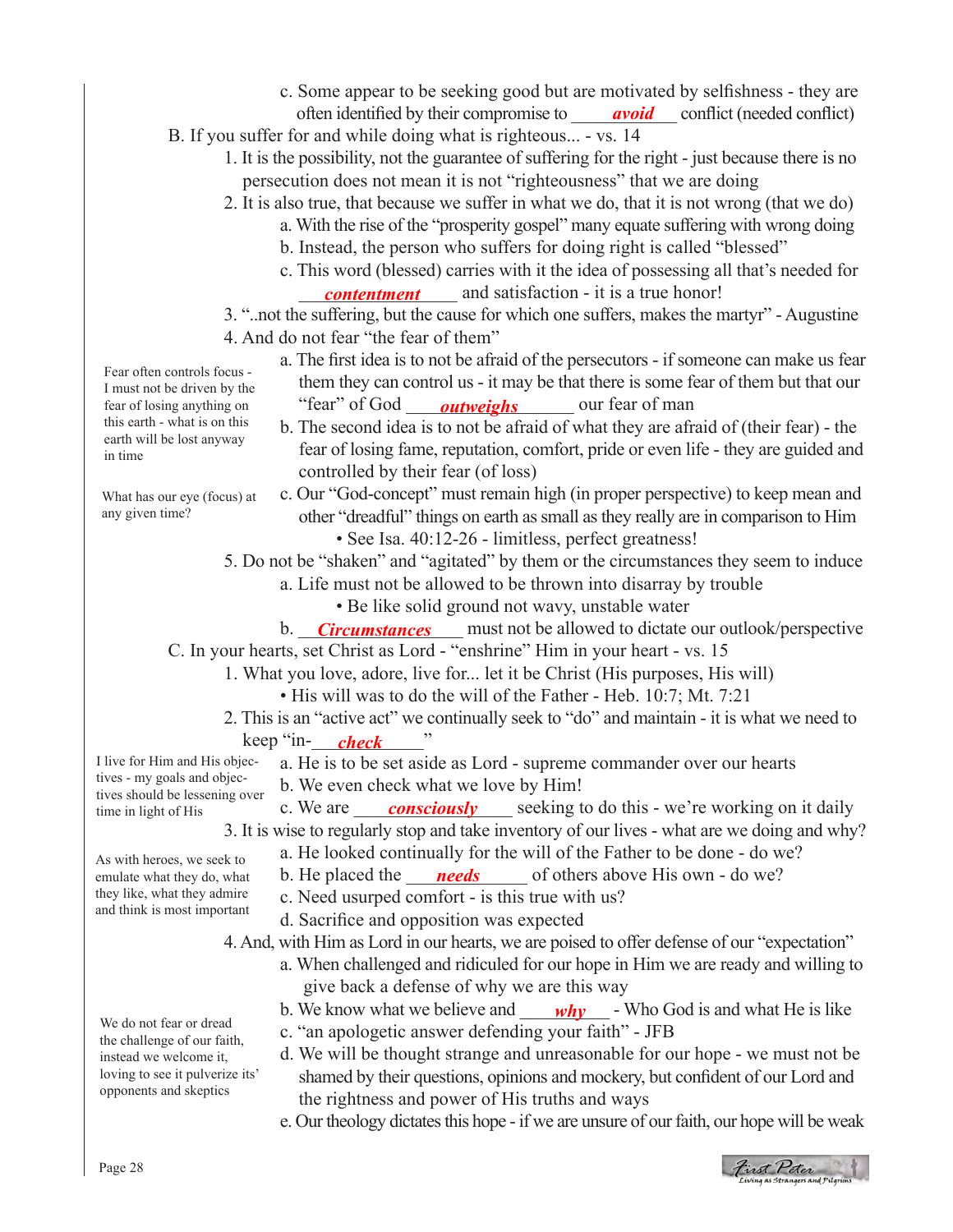c. Some appear to be seeking good but are motivated by selfishness - they are often identified by their compromise to ___*avoid*___ conflict (needed conflict)

B. If you suffer for and while doing what is righteous... - vs. 14

1. It is the possibility, not the guarantee of suffering for the right - just because there is no persecution does not mean it is not "righteousness" that we are doing
2. It is also true, that because we suffer in what we do, that it is not wrong (that we do)
   a. With the rise of the "prosperity gospel" many equate suffering with wrong doing
   b. Instead, the person who suffers for doing right is called "blessed"
   c. This word (blessed) carries with it the idea of possessing all that's needed for ___*contentment*___ and satisfaction - it is a true honor!
3. "..not the suffering, but the cause for which one suffers, makes the martyr" - Augustine
4. And do not fear "the fear of them"

Fear often controls focus - I must not be driven by the fear of losing anything on this earth - what is on this earth will be lost anyway in time

   a. The first idea is to not be afraid of the persecutors - if someone can make us fear them they can control us - it may be that there is some fear of them but that our "fear" of God ___*outweighs*___ our fear of man
   b. The second idea is to not be afraid of what they are afraid of (their fear) - the fear of losing fame, reputation, comfort, pride or even life - they are guided and controlled by their fear (of loss)

What has our eye (focus) at any given time?

   c. Our "God-concept" must remain high (in proper perspective) to keep mean and other "dreadful" things on earth as small as they really are in comparison to Him
      • See Isa. 40:12-26 - limitless, perfect greatness!
5. Do not be "shaken" and "agitated" by them or the circumstances they seem to induce
   a. Life must not be allowed to be thrown into disarray by trouble
      • Be like solid ground not wavy, unstable water
   b. ___*Circumstances*___ must not be allowed to dictate our outlook/perspective

C. In your hearts, set Christ as Lord - "enshrine" Him in your heart - vs. 15

1. What you love, adore, live for... let it be Christ (His purposes, His will)
   • His will was to do the will of the Father - Heb. 10:7; Mt. 7:21
2. This is an "active act" we continually seek to "do" and maintain - it is what we need to keep "in-___*check*___"

I live for Him and His objectives - my goals and objectives should be lessening over time in light of His

   a. He is to be set aside as Lord - supreme commander over our hearts
   b. We even check what we love by Him!
   c. We are ___*consciously*___ seeking to do this - we're working on it daily
3. It is wise to regularly stop and take inventory of our lives - what are we doing and why?

As with heroes, we seek to emulate what they do, what they like, what they admire and think is most important

   a. He looked continually for the will of the Father to be done - do we?
   b. He placed the ___*needs*___ of others above His own - do we?
   c. Need usurped comfort - is this true with us?
   d. Sacrifice and opposition was expected
4. And, with Him as Lord in our hearts, we are poised to offer defense of our "expectation"
   a. When challenged and ridiculed for our hope in Him we are ready and willing to give back a defense of why we are this way
   b. We know what we believe and ___*why*___ - Who God is and what He is like
   c. "an apologetic answer defending your faith" - JFB
   d. We will be thought strange and unreasonable for our hope - we must not be shamed by their questions, opinions and mockery, but confident of our Lord and the rightness and power of His truths and ways
   e. Our theology dictates this hope - if we are unsure of our faith, our hope will be weak

We do not fear or dread the challenge of our faith, instead we welcome it, loving to see it pulverize its' opponents and skeptics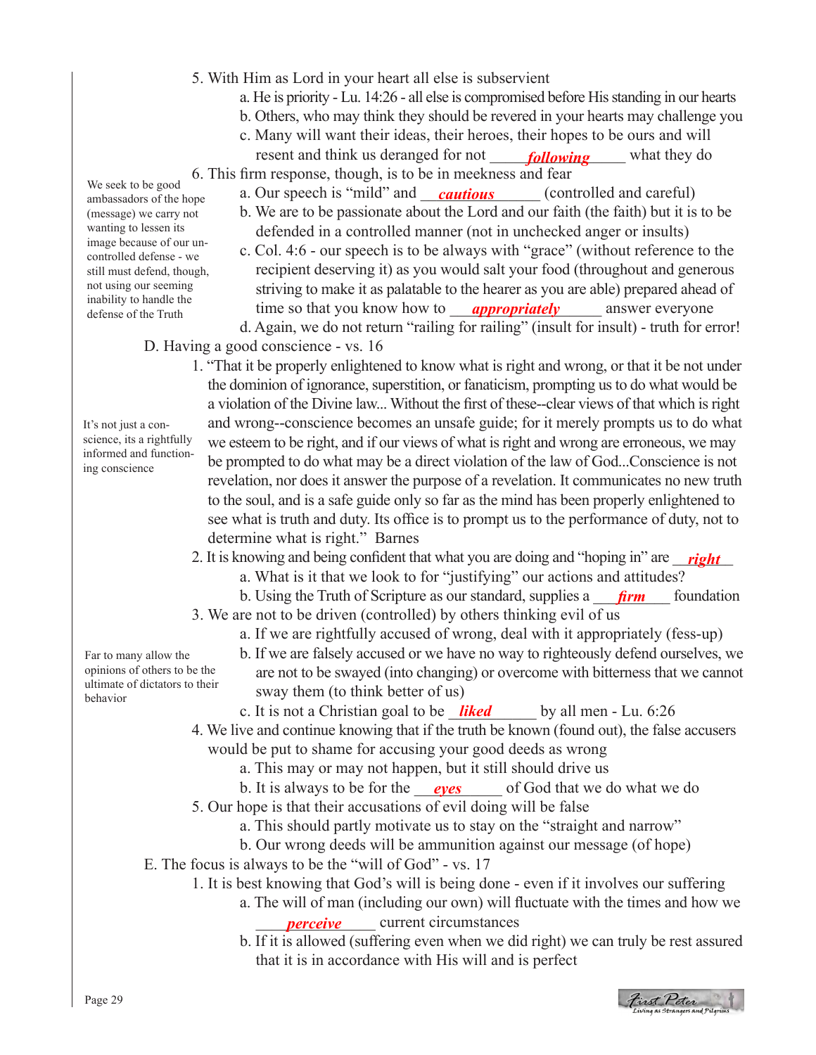5. With Him as Lord in your heart all else is subservient
   - a. He is priority - Lu. 14:26 - all else is compromised before His standing in our hearts
   - b. Others, who may think they should be revered in your hearts may challenge you
   - c. Many will want their ideas, their heroes, their hopes to be ours and will resent and think us deranged for not ***following*** what they do

6. This firm response, though, is to be in meekness and fear
   - a. Our speech is "mild" and ***cautious*** (controlled and careful)
   - b. We are to be passionate about the Lord and our faith (the faith) but it is to be defended in a controlled manner (not in unchecked anger or insults)
   - c. Col. 4:6 - our speech is to be always with "grace" (without reference to the recipient deserving it) as you would salt your food (throughout and generous striving to make it as palatable to the hearer as you are able) prepared ahead of time so that you know how to ***appropriately*** answer everyone
   - d. Again, we do not return "railing for railing" (insult for insult) - truth for error!

We seek to be good ambassadors of the hope (message) we carry not wanting to lessen its image because of our uncontrolled defense - we still must defend, though, not using our seeming inability to handle the defense of the Truth

D. Having a good conscience - vs. 16

1. "That it be properly enlightened to know what is right and wrong, or that it be not under the dominion of ignorance, superstition, or fanaticism, prompting us to do what would be a violation of the Divine law... Without the first of these--clear views of that which is right and wrong--conscience becomes an unsafe guide; for it merely prompts us to do what we esteem to be right, and if our views of what is right and wrong are erroneous, we may be prompted to do what may be a direct violation of the law of God...Conscience is not revelation, nor does it answer the purpose of a revelation. It communicates no new truth to the soul, and is a safe guide only so far as the mind has been properly enlightened to see what is truth and duty. Its office is to prompt us to the performance of duty, not to determine what is right." Barnes

It's not just a conscience, its a rightfully informed and functioning conscience

2. It is knowing and being confident that what you are doing and "hoping in" are ***right***
   - a. What is it that we look to for "justifying" our actions and attitudes?
   - b. Using the Truth of Scripture as our standard, supplies a ***firm*** foundation

3. We are not to be driven (controlled) by others thinking evil of us
   - a. If we are rightfully accused of wrong, deal with it appropriately (fess-up)
   - b. If we are falsely accused or we have no way to righteously defend ourselves, we are not to be swayed (into changing) or overcome with bitterness that we cannot sway them (to think better of us)
   - c. It is not a Christian goal to be ***liked*** by all men - Lu. 6:26

Far to many allow the opinions of others to be the ultimate of dictators to their behavior

4. We live and continue knowing that if the truth be known (found out), the false accusers would be put to shame for accusing your good deeds as wrong
   - a. This may or may not happen, but it still should drive us
   - b. It is always to be for the ***eyes*** of God that we do what we do

5. Our hope is that their accusations of evil doing will be false
   - a. This should partly motivate us to stay on the "straight and narrow"
   - b. Our wrong deeds will be ammunition against our message (of hope)

E. The focus is always to be the "will of God" - vs. 17

1. It is best knowing that God's will is being done - even if it involves our suffering
   - a. The will of man (including our own) will fluctuate with the times and how we ***perceive*** current circumstances
   - b. If it is allowed (suffering even when we did right) we can truly be rest assured that it is in accordance with His will and is perfect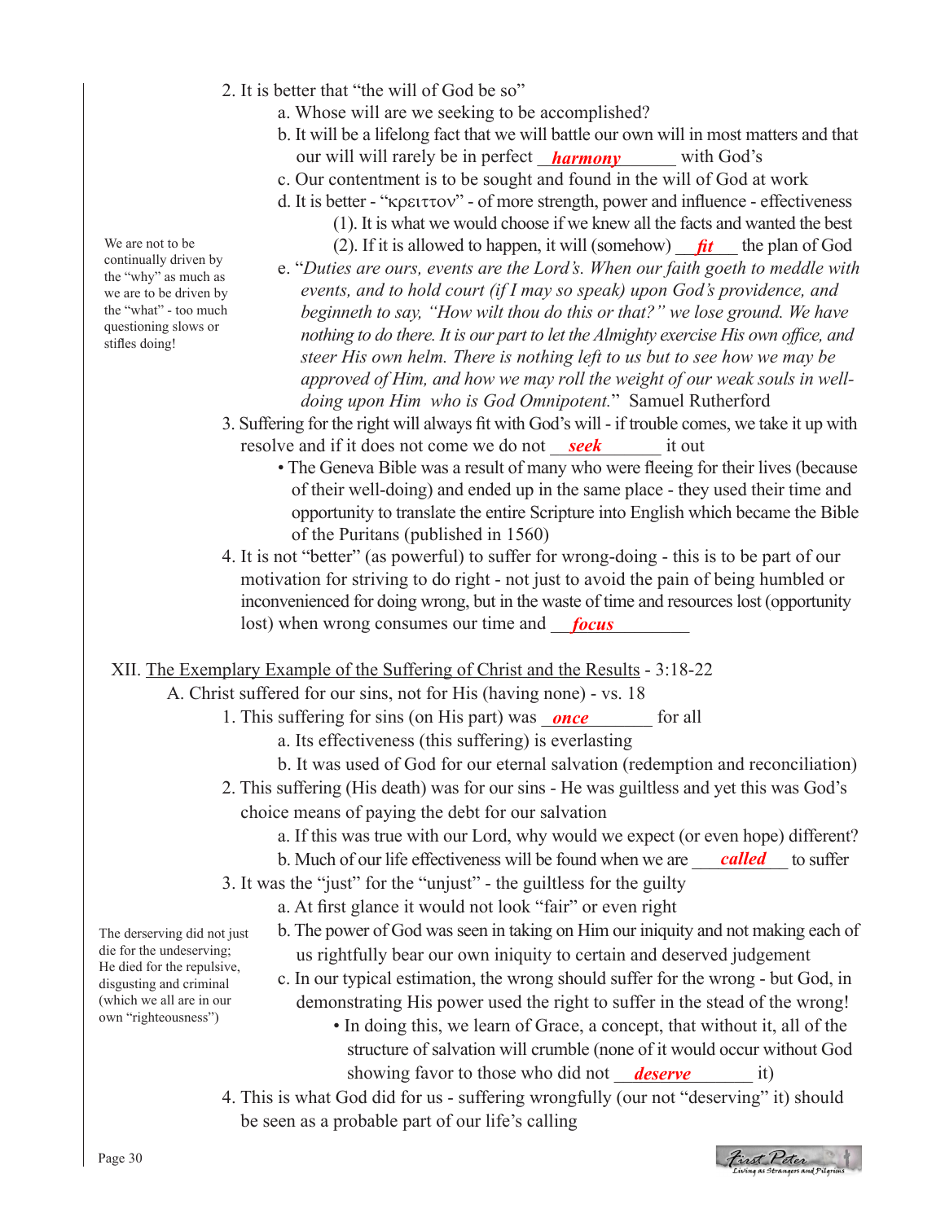2. It is better that "the will of God be so"
   a. Whose will are we seeking to be accomplished?
   b. It will be a lifelong fact that we will battle our own will in most matters and that our will will rarely be in perfect ___***harmony***___ with God's
   c. Our contentment is to be sought and found in the will of God at work
   d. It is better - "κρειττον" - of more strength, power and influence - effectiveness
      (1). It is what we would choose if we knew all the facts and wanted the best
      (2). If it is allowed to happen, it will (somehow) ___***fit***___ the plan of God
   e. "*Duties are ours, events are the Lord's. When our faith goeth to meddle with events, and to hold court (if I may so speak) upon God's providence, and beginneth to say, "How wilt thou do this or that?" we lose ground. We have nothing to do there. It is our part to let the Almighty exercise His own office, and steer His own helm. There is nothing left to us but to see how we may be approved of Him, and how we may roll the weight of our weak souls in well-doing upon Him who is God Omnipotent.*" Samuel Rutherford

We are not to be continually driven by the "why" as much as we are to be driven by the "what" - too much questioning slows or stifles doing!

3. Suffering for the right will always fit with God's will - if trouble comes, we take it up with resolve and if it does not come we do not ___***seek***___ it out
   • The Geneva Bible was a result of many who were fleeing for their lives (because of their well-doing) and ended up in the same place - they used their time and opportunity to translate the entire Scripture into English which became the Bible of the Puritans (published in 1560)
4. It is not "better" (as powerful) to suffer for wrong-doing - this is to be part of our motivation for striving to do right - not just to avoid the pain of being humbled or inconvenienced for doing wrong, but in the waste of time and resources lost (opportunity lost) when wrong consumes our time and ___***focus***___

XII. <u>The Exemplary Example of the Suffering of Christ and the Results</u> - 3:18-22

A. Christ suffered for our sins, not for His (having none) - vs. 18

1. This suffering for sins (on His part) was ___***once***___ for all
   a. Its effectiveness (this suffering) is everlasting
   b. It was used of God for our eternal salvation (redemption and reconciliation)
2. This suffering (His death) was for our sins - He was guiltless and yet this was God's choice means of paying the debt for our salvation
   a. If this was true with our Lord, why would we expect (or even hope) different?
   b. Much of our life effectiveness will be found when we are ___***called***___ to suffer
3. It was the "just" for the "unjust" - the guiltless for the guilty
   a. At first glance it would not look "fair" or even right
   b. The power of God was seen in taking on Him our iniquity and not making each of us rightfully bear our own iniquity to certain and deserved judgement
   c. In our typical estimation, the wrong should suffer for the wrong - but God, in demonstrating His power used the right to suffer in the stead of the wrong!
      • In doing this, we learn of Grace, a concept, that without it, all of the structure of salvation will crumble (none of it would occur without God showing favor to those who did not ___***deserve***___ it)

The derserving did not just die for the undeserving; He died for the repulsive, disgusting and criminal (which we all are in our own "righteousness")

4. This is what God did for us - suffering wrongfully (our not "deserving" it) should be seen as a probable part of our life's calling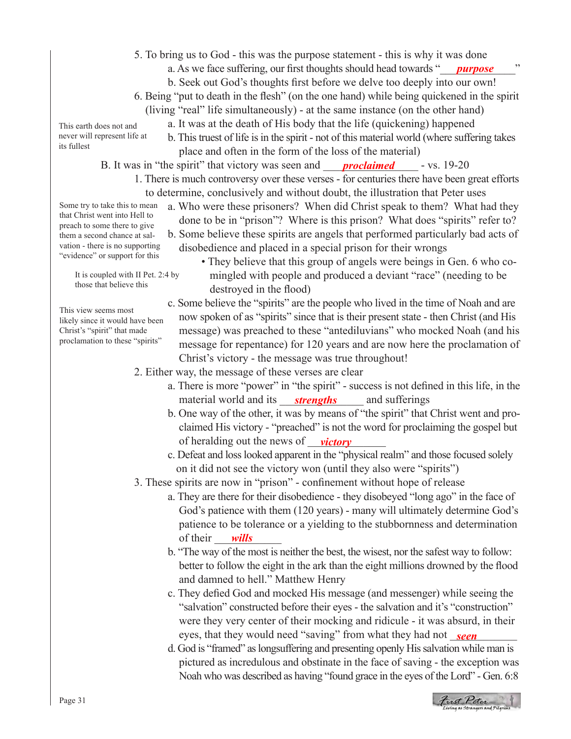5. To bring us to God - this was the purpose statement - this is why it was done
    a. As we face suffering, our first thoughts should head towards "___***purpose***____"
    b. Seek out God's thoughts first before we delve too deeply into our own!
6. Being "put to death in the flesh" (on the one hand) while being quickened in the spirit (living "real" life simultaneously) - at the same instance (on the other hand)
    a. It was at the death of His body that the life (quickening) happened
    b. This truest of life is in the spirit - not of this material world (where suffering takes place and often in the form of the loss of the material)

This earth does not and never will represent life at its fullest

B. It was in "the spirit" that victory was seen and ___***proclaimed***_____ - vs. 19-20
1. There is much controversy over these verses - for centuries there have been great efforts to determine, conclusively and without doubt, the illustration that Peter uses
    a. Who were these prisoners? When did Christ speak to them? What had they done to be in "prison"? Where is this prison? What does "spirits" refer to?
    b. Some believe these spirits are angels that performed particularly bad acts of disobedience and placed in a special prison for their wrongs
        • They believe that this group of angels were beings in Gen. 6 who co-mingled with people and produced a deviant "race" (needing to be destroyed in the flood)
    c. Some believe the "spirits" are the people who lived in the time of Noah and are now spoken of as "spirits" since that is their present state - then Christ (and His message) was preached to these "antediluvians" who mocked Noah (and his message for repentance) for 120 years and are now here the proclamation of Christ's victory - the message was true throughout!

Some try to take this to mean that Christ went into Hell to preach to some there to give them a second chance at salvation - there is no supporting "evidence" or support for this

It is coupled with II Pet. 2:4 by those that believe this

This view seems most likely since it would have been Christ's "spirit" that made proclamation to these "spirits"

2. Either way, the message of these verses are clear
    a. There is more "power" in "the spirit" - success is not defined in this life, in the material world and its ___***strengths***_____ and sufferings
    b. One way of the other, it was by means of "the spirit" that Christ went and proclaimed His victory - "preached" is not the word for proclaiming the gospel but of heralding out the news of ___***victory***______
    c. Defeat and loss looked apparent in the "physical realm" and those focused solely on it did not see the victory won (until they also were "spirits")
3. These spirits are now in "prison" - confinement without hope of release
    a. They are there for their disobedience - they disobeyed "long ago" in the face of God's patience with them (120 years) - many will ultimately determine God's patience to be tolerance or a yielding to the stubbornness and determination of their ___***wills***______
    b. "The way of the most is neither the best, the wisest, nor the safest way to follow: better to follow the eight in the ark than the eight millions drowned by the flood and damned to hell." Matthew Henry
    c. They defied God and mocked His message (and messenger) while seeing the "salvation" constructed before their eyes - the salvation and it's "construction" were they very center of their mocking and ridicule - it was absurd, in their eyes, that they would need "saving" from what they had not _***seen***_______
    d. God is "framed" as longsuffering and presenting openly His salvation while man is pictured as incredulous and obstinate in the face of saving - the exception was Noah who was described as having "found grace in the eyes of the Lord" - Gen. 6:8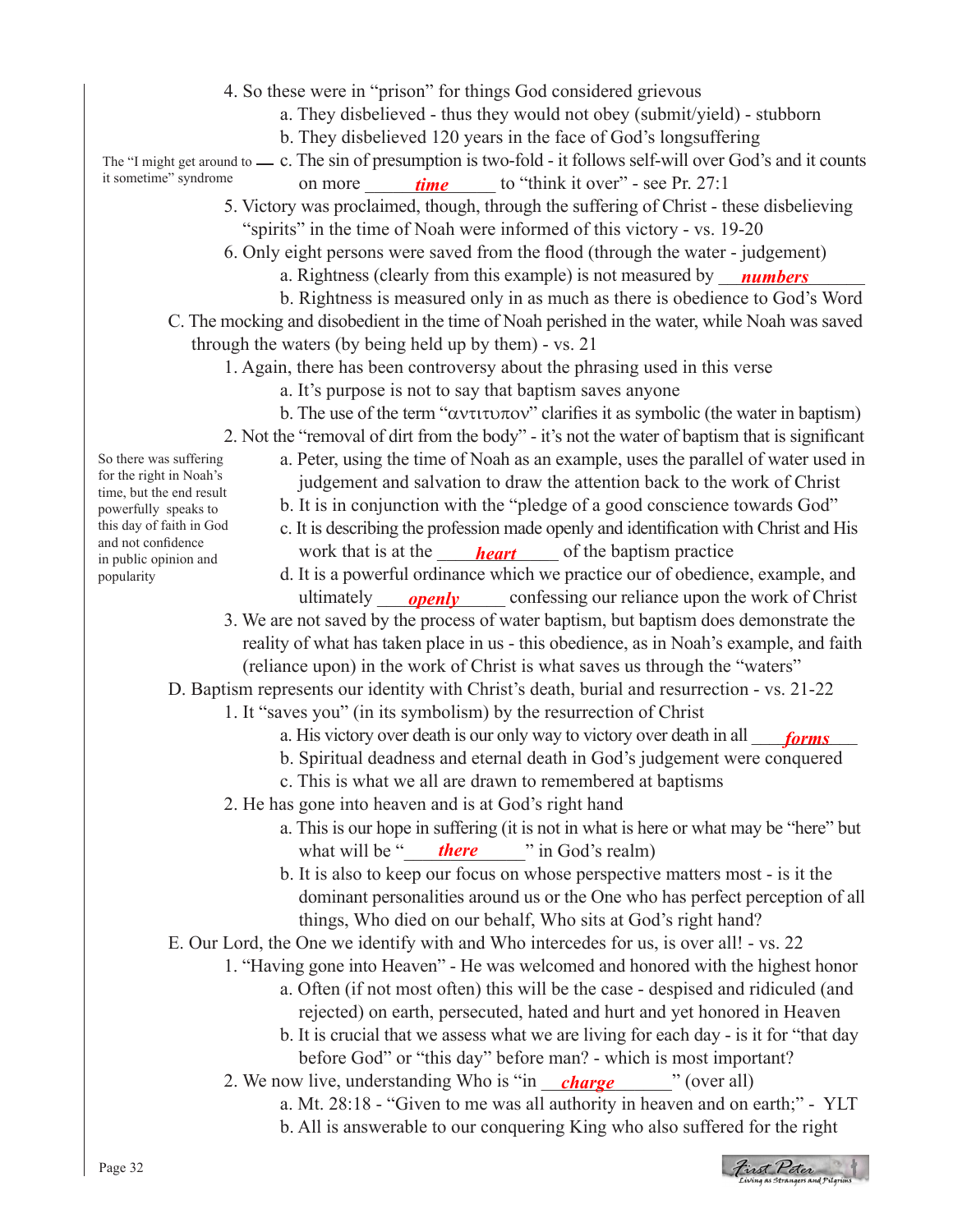4. So these were in "prison" for things God considered grievous
    - a. They disbelieved - thus they would not obey (submit/yield) - stubborn
    - b. They disbelieved 120 years in the face of God's longsuffering
    - c. The sin of presumption is two-fold - it follows self-will over God's and it counts on more ***time*** to "think it over" - see Pr. 27:1

The "I might get around to it sometime" syndrome

5. Victory was proclaimed, though, through the suffering of Christ - these disbelieving "spirits" in the time of Noah were informed of this victory - vs. 19-20
6. Only eight persons were saved from the flood (through the water - judgement)
    - a. Rightness (clearly from this example) is not measured by ***numbers***
    - b. Rightness is measured only in as much as there is obedience to God's Word

C. The mocking and disobedient in the time of Noah perished in the water, while Noah was saved through the waters (by being held up by them) - vs. 21

1. Again, there has been controversy about the phrasing used in this verse
    - a. It's purpose is not to say that baptism saves anyone
    - b. The use of the term "αντιτυπον" clarifies it as symbolic (the water in baptism)
2. Not the "removal of dirt from the body" - it's not the water of baptism that is significant
    - a. Peter, using the time of Noah as an example, uses the parallel of water used in judgement and salvation to draw the attention back to the work of Christ
    - b. It is in conjunction with the "pledge of a good conscience towards God"
    - c. It is describing the profession made openly and identification with Christ and His work that is at the ***heart*** of the baptism practice
    - d. It is a powerful ordinance which we practice our of obedience, example, and ultimately ***openly*** confessing our reliance upon the work of Christ

So there was suffering for the right in Noah's time, but the end result powerfully speaks to this day of faith in God and not confidence in public opinion and popularity

3. We are not saved by the process of water baptism, but baptism does demonstrate the reality of what has taken place in us - this obedience, as in Noah's example, and faith (reliance upon) in the work of Christ is what saves us through the "waters"

D. Baptism represents our identity with Christ's death, burial and resurrection - vs. 21-22

1. It "saves you" (in its symbolism) by the resurrection of Christ
    - a. His victory over death is our only way to victory over death in all ***forms***
    - b. Spiritual deadness and eternal death in God's judgement were conquered
    - c. This is what we all are drawn to remembered at baptisms
2. He has gone into heaven and is at God's right hand
    - a. This is our hope in suffering (it is not in what is here or what may be "here" but what will be "***there***" in God's realm)
    - b. It is also to keep our focus on whose perspective matters most - is it the dominant personalities around us or the One who has perfect perception of all things, Who died on our behalf, Who sits at God's right hand?

E. Our Lord, the One we identify with and Who intercedes for us, is over all! - vs. 22

1. "Having gone into Heaven" - He was welcomed and honored with the highest honor
    - a. Often (if not most often) this will be the case - despised and ridiculed (and rejected) on earth, persecuted, hated and hurt and yet honored in Heaven
    - b. It is crucial that we assess what we are living for each day - is it for "that day before God" or "this day" before man? - which is most important?
2. We now live, understanding Who is "in ***charge***" (over all)
    - a. Mt. 28:18 - "Given to me was all authority in heaven and on earth;" - YLT
    - b. All is answerable to our conquering King who also suffered for the right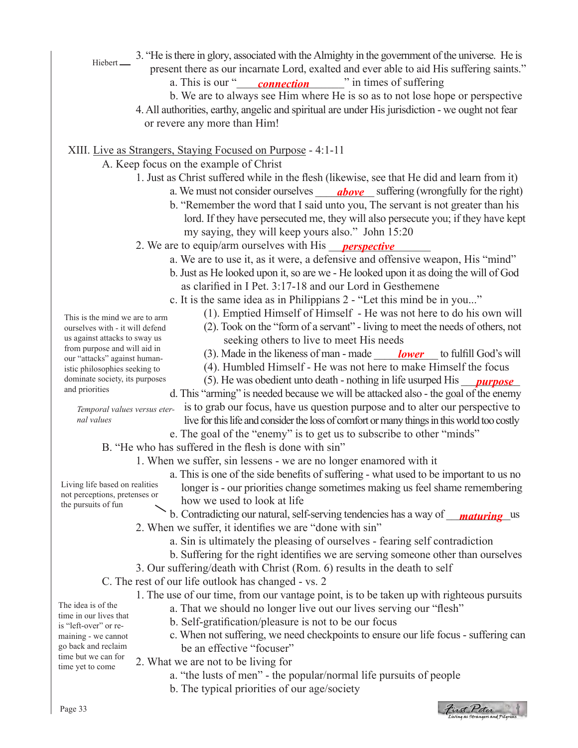Hiebert — 3. "He is there in glory, associated with the Almighty in the government of the universe. He is present there as our incarnate Lord, exalted and ever able to aid His suffering saints."

a. This is our "***connection***" in times of suffering

b. We are to always see Him where He is so as to not lose hope or perspective

4. All authorities, earthy, angelic and spiritual are under His jurisdiction - we ought not fear or revere any more than Him!

XIII. Live as Strangers, Staying Focused on Purpose - 4:1-11

A. Keep focus on the example of Christ

1. Just as Christ suffered while in the flesh (likewise, see that He did and learn from it)

a. We must not consider ourselves ***above*** suffering (wrongfully for the right)

b. "Remember the word that I said unto you, The servant is not greater than his lord. If they have persecuted me, they will also persecute you; if they have kept my saying, they will keep yours also." John 15:20

2. We are to equip/arm ourselves with His ***perspective***

a. We are to use it, as it were, a defensive and offensive weapon, His "mind"

b. Just as He looked upon it, so are we - He looked upon it as doing the will of God as clarified in I Pet. 3:17-18 and our Lord in Gesthemene

c. It is the same idea as in Philippians 2 - "Let this mind be in you..."

*This is the mind we are to arm ourselves with - it will defend us against attacks to sway us from purpose and will aid in our "attacks" against humanistic philosophies seeking to dominate society, its purposes and priorities*

(1). Emptied Himself of Himself - He was not here to do his own will

(2). Took on the "form of a servant" - living to meet the needs of others, not seeking others to live to meet His needs

(3). Made in the likeness of man - made ***lower*** to fulfill God's will

(4). Humbled Himself - He was not here to make Himself the focus

(5). He was obedient unto death - nothing in life usurped His ***purpose***

d. This "arming" is needed because we will be attacked also - the goal of the enemy is to grab our focus, have us question purpose and to alter our perspective to live for this life and consider the loss of comfort or many things in this world too costly

*Temporal values versus eternal values*

e. The goal of the "enemy" is to get us to subscribe to other "minds"

B. "He who has suffered in the flesh is done with sin"

1. When we suffer, sin lessens - we are no longer enamored with it

a. This is one of the side benefits of suffering - what used to be important to us no longer is - our priorities change sometimes making us feel shame remembering how we used to look at life

*Living life based on realities not perceptions, pretenses or the pursuits of fun*

b. Contradicting our natural, self-serving tendencies has a way of ***maturing*** us

2. When we suffer, it identifies we are "done with sin"

a. Sin is ultimately the pleasing of ourselves - fearing self contradiction

b. Suffering for the right identifies we are serving someone other than ourselves

3. Our suffering/death with Christ (Rom. 6) results in the death to self

C. The rest of our life outlook has changed - vs. 2

1. The use of our time, from our vantage point, is to be taken up with righteous pursuits

a. That we should no longer live out our lives serving our "flesh"

b. Self-gratification/pleasure is not to be our focus

c. When not suffering, we need checkpoints to ensure our life focus - suffering can be an effective "focuser"

*The idea is of the time in our lives that is "left-over" or remaining - we cannot go back and reclaim time but we can for time yet to come*

2. What we are not to be living for

a. "the lusts of men" - the popular/normal life pursuits of people

b. The typical priorities of our age/society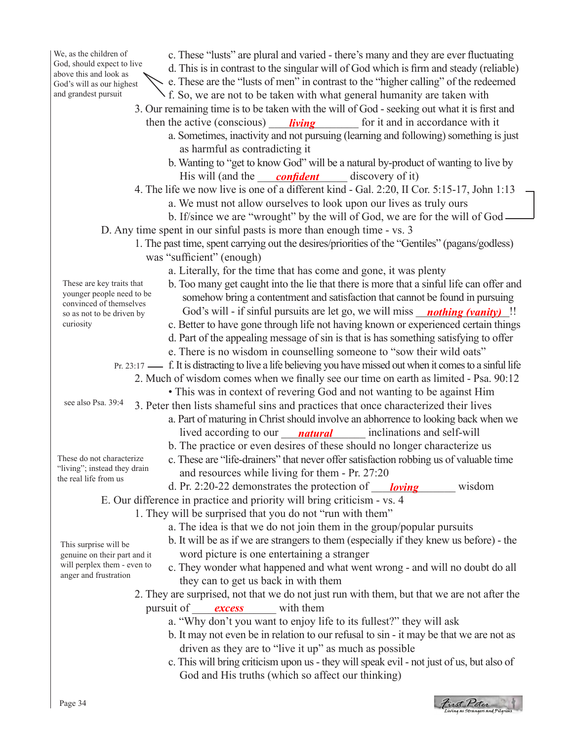We, as the children of God, should expect to live above this and look as God's will as our highest and grandest pursuit

c. These "lusts" are plural and varied - there's many and they are ever fluctuating

d. This is in contrast to the singular will of God which is firm and steady (reliable)

e. These are the "lusts of men" in contrast to the "higher calling" of the redeemed

f. So, we are not to be taken with what general humanity are taken with

3. Our remaining time is to be taken with the will of God - seeking out what it is first and then the active (conscious) ____***living***____ for it and in accordance with it

a. Sometimes, inactivity and not pursuing (learning and following) something is just as harmful as contradicting it

b. Wanting to "get to know God" will be a natural by-product of wanting to live by His will (and the ____***confident***____ discovery of it)

4. The life we now live is one of a different kind - Gal. 2:20, II Cor. 5:15-17, John 1:13

a. We must not allow ourselves to look upon our lives as truly ours

b. If/since we are "wrought" by the will of God, we are for the will of God

D. Any time spent in our sinful pasts is more than enough time - vs. 3

1. The past time, spent carrying out the desires/priorities of the "Gentiles" (pagans/godless) was "sufficient" (enough)

a. Literally, for the time that has come and gone, it was plenty

These are key traits that younger people need to be convinced of themselves so as not to be driven by curiosity

b. Too many get caught into the lie that there is more that a sinful life can offer and somehow bring a contentment and satisfaction that cannot be found in pursuing God's will - if sinful pursuits are let go, we will miss ____***nothing (vanity)***____!!

c. Better to have gone through life not having known or experienced certain things

d. Part of the appealing message of sin is that is has something satisfying to offer

e. There is no wisdom in counselling someone to "sow their wild oats"

Pr. 23:17 — f. It is distracting to live a life believing you have missed out when it comes to a sinful life

2. Much of wisdom comes when we finally see our time on earth as limited - Psa. 90:12

- This was in context of revering God and not wanting to be against Him

see also Psa. 39:4

3. Peter then lists shameful sins and practices that once characterized their lives

a. Part of maturing in Christ should involve an abhorrence to looking back when we lived according to our ____***natural***____ inclinations and self-will

b. The practice or even desires of these should no longer characterize us

These do not characterize "living"; instead they drain the real life from us

c. These are "life-drainers" that never offer satisfaction robbing us of valuable time and resources while living for them - Pr. 27:20

d. Pr. 2:20-22 demonstrates the protection of ____***loving***____ wisdom

E. Our difference in practice and priority will bring criticism - vs. 4

1. They will be surprised that you do not "run with them"

a. The idea is that we do not join them in the group/popular pursuits

This surprise will be genuine on their part and it will perplex them - even to anger and frustration

b. It will be as if we are strangers to them (especially if they knew us before) - the word picture is one entertaining a stranger

c. They wonder what happened and what went wrong - and will no doubt do all they can to get us back in with them

2. They are surprised, not that we do not just run with them, but that we are not after the pursuit of ____***excess***____ with them

a. "Why don't you want to enjoy life to its fullest?" they will ask

b. It may not even be in relation to our refusal to sin - it may be that we are not as driven as they are to "live it up" as much as possible

c. This will bring criticism upon us - they will speak evil - not just of us, but also of God and His truths (which so affect our thinking)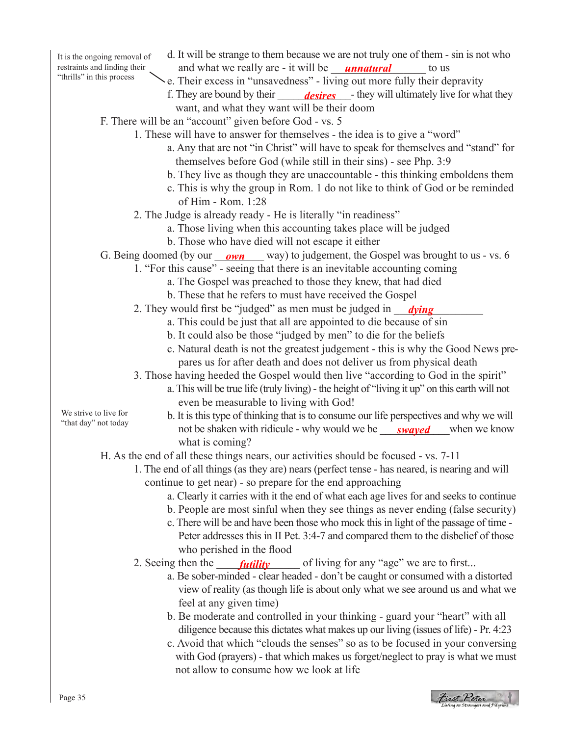It is the ongoing removal of restraints and finding their "thrills" in this process

d. It will be strange to them because we are not truly one of them - sin is not who and what we really are - it will be ***unnatural*** to us
e. Their excess in "unsavedness" - living out more fully their depravity
f. They are bound by their ***desires*** - they will ultimately live for what they want, and what they want will be their doom

F. There will be an "account" given before God - vs. 5

1. These will have to answer for themselves - the idea is to give a "word"
   a. Any that are not "in Christ" will have to speak for themselves and "stand" for themselves before God (while still in their sins) - see Php. 3:9
   b. They live as though they are unaccountable - this thinking emboldens them
   c. This is why the group in Rom. 1 do not like to think of God or be reminded of Him - Rom. 1:28
2. The Judge is already ready - He is literally "in readiness"
   a. Those living when this accounting takes place will be judged
   b. Those who have died will not escape it either

G. Being doomed (by our ***own*** way) to judgement, the Gospel was brought to us - vs. 6

1. "For this cause" - seeing that there is an inevitable accounting coming
   a. The Gospel was preached to those they knew, that had died
   b. These that he refers to must have received the Gospel
2. They would first be "judged" as men must be judged in ***dying***
   a. This could be just that all are appointed to die because of sin
   b. It could also be those "judged by men" to die for the beliefs
   c. Natural death is not the greatest judgement - this is why the Good News prepares us for after death and does not deliver us from physical death
3. Those having heeded the Gospel would then live "according to God in the spirit"
   a. This will be true life (truly living) - the height of "living it up" on this earth will not even be measurable to living with God!
   b. It is this type of thinking that is to consume our life perspectives and why we will not be shaken with ridicule - why would we be ***swayed*** when we know what is coming?

We strive to live for "that day" not today

H. As the end of all these things nears, our activities should be focused - vs. 7-11

1. The end of all things (as they are) nears (perfect tense - has neared, is nearing and will continue to get near) - so prepare for the end approaching
   a. Clearly it carries with it the end of what each age lives for and seeks to continue
   b. People are most sinful when they see things as never ending (false security)
   c. There will be and have been those who mock this in light of the passage of time - Peter addresses this in II Pet. 3:4-7 and compared them to the disbelief of those who perished in the flood
2. Seeing then the ***futility*** of living for any "age" we are to first...
   a. Be sober-minded - clear headed - don't be caught or consumed with a distorted view of reality (as though life is about only what we see around us and what we feel at any given time)
   b. Be moderate and controlled in your thinking - guard your "heart" with all diligence because this dictates what makes up our living (issues of life) - Pr. 4:23
   c. Avoid that which "clouds the senses" so as to be focused in your conversing with God (prayers) - that which makes us forget/neglect to pray is what we must not allow to consume how we look at life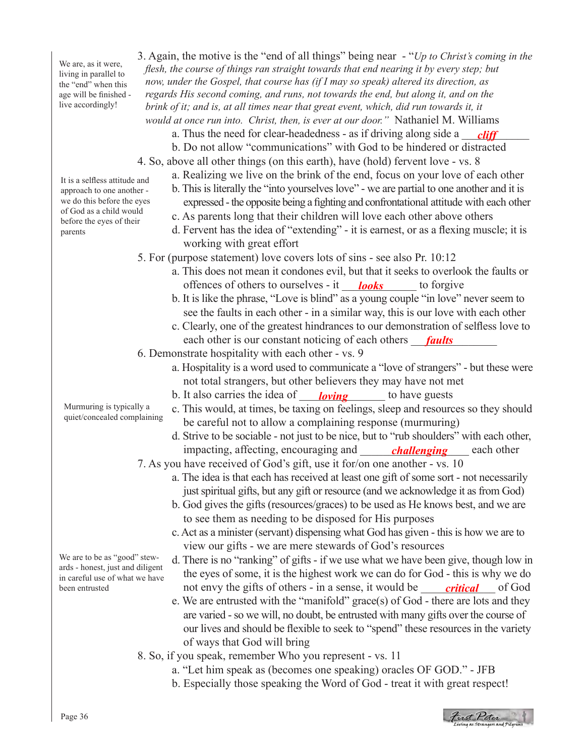We are, as it were, living in parallel to the "end" when this age will be finished - live accordingly!

3. Again, the motive is the "end of all things" being near - "*Up to Christ's coming in the flesh, the course of things ran straight towards that end nearing it by every step; but now, under the Gospel, that course has (if I may so speak) altered its direction, as regards His second coming, and runs, not towards the end, but along it, and on the brink of it; and is, at all times near that great event, which, did run towards it, it would at once run into. Christ, then, is ever at our door.*" Nathaniel M. Williams
   a. Thus the need for clear-headedness - as if driving along side a ___***cliff***___
   b. Do not allow "communications" with God to be hindered or distracted
4. So, above all other things (on this earth), have (hold) fervent love - vs. 8

It is a selfless attitude and approach to one another - we do this before the eyes of God as a child would before the eyes of their parents

   a. Realizing we live on the brink of the end, focus on your love of each other
   b. This is literally the "into yourselves love" - we are partial to one another and it is expressed - the opposite being a fighting and confrontational attitude with each other
   c. As parents long that their children will love each other above others
   d. Fervent has the idea of "extending" - it is earnest, or as a flexing muscle; it is working with great effort
5. For (purpose statement) love covers lots of sins - see also Pr. 10:12
   a. This does not mean it condones evil, but that it seeks to overlook the faults or offences of others to ourselves - it ___***looks***___ to forgive
   b. It is like the phrase, "Love is blind" as a young couple "in love" never seem to see the faults in each other - in a similar way, this is our love with each other
   c. Clearly, one of the greatest hindrances to our demonstration of selfless love to each other is our constant noticing of each others ___***faults***___
6. Demonstrate hospitality with each other - vs. 9
   a. Hospitality is a word used to communicate a "love of strangers" - but these were not total strangers, but other believers they may have not met
   b. It also carries the idea of ___***loving***___ to have guests

Murmuring is typically a quiet/concealed complaining

   c. This would, at times, be taxing on feelings, sleep and resources so they should be careful not to allow a complaining response (murmuring)
   d. Strive to be sociable - not just to be nice, but to "rub shoulders" with each other, impacting, affecting, encouraging and ___***challenging***___ each other
7. As you have received of God's gift, use it for/on one another - vs. 10
   a. The idea is that each has received at least one gift of some sort - not necessarily just spiritual gifts, but any gift or resource (and we acknowledge it as from God)
   b. God gives the gifts (resources/graces) to be used as He knows best, and we are to see them as needing to be disposed for His purposes
   c. Act as a minister (servant) dispensing what God has given - this is how we are to view our gifts - we are mere stewards of God's resources

We are to be as "good" stewards - honest, just and diligent in careful use of what we have been entrusted

   d. There is no "ranking" of gifts - if we use what we have been give, though low in the eyes of some, it is the highest work we can do for God - this is why we do not envy the gifts of others - in a sense, it would be ___***critical***___ of God
   e. We are entrusted with the "manifold" grace(s) of God - there are lots and they are varied - so we will, no doubt, be entrusted with many gifts over the course of our lives and should be flexible to seek to "spend" these resources in the variety of ways that God will bring
8. So, if you speak, remember Who you represent - vs. 11
   a. "Let him speak as (becomes one speaking) oracles OF GOD." - JFB
   b. Especially those speaking the Word of God - treat it with great respect!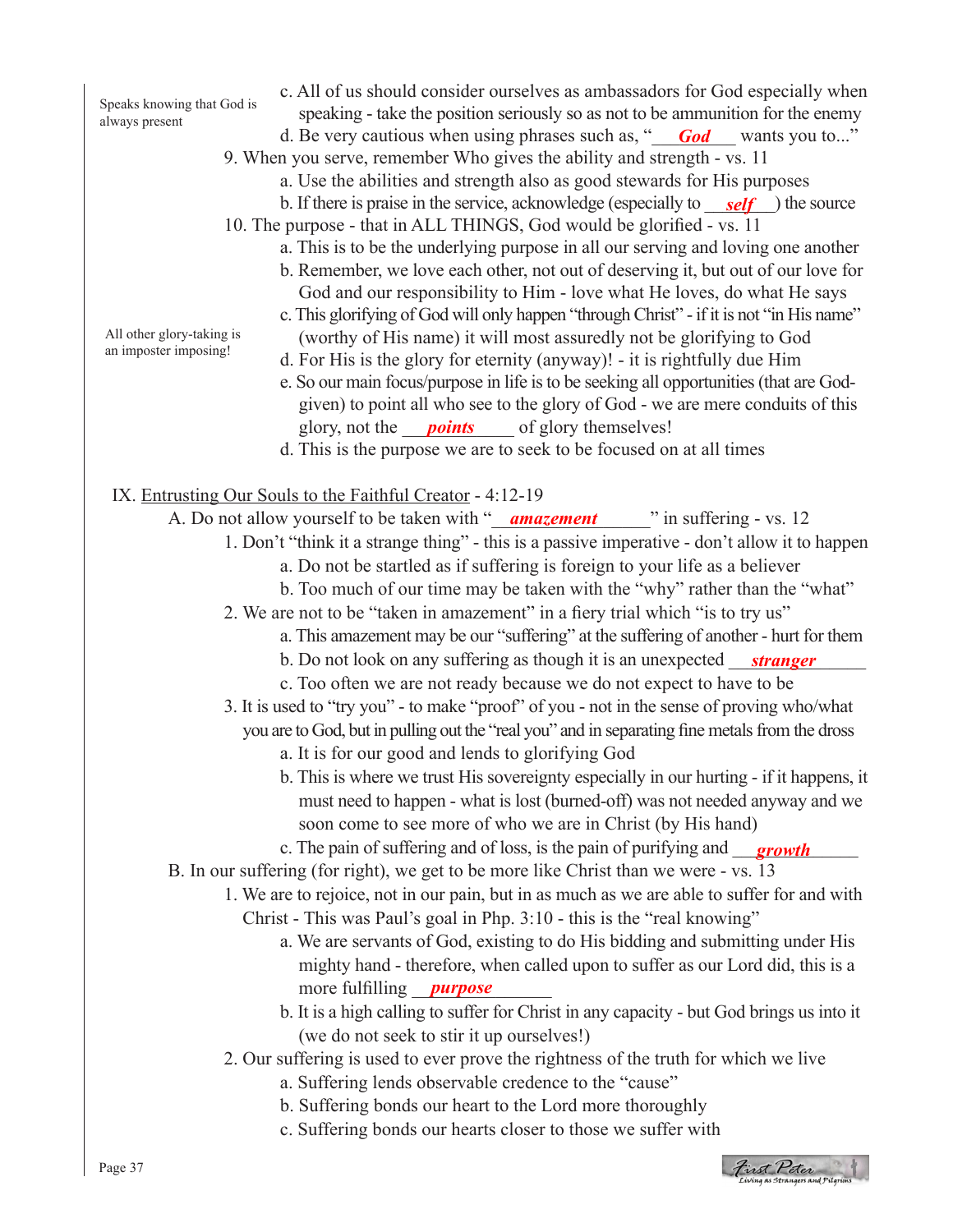c. All of us should consider ourselves as ambassadors for God especially when speaking - take the position seriously so as not to be ammunition for the enemy

*Speaks knowing that God is always present*

d. Be very cautious when using phrases such as, "***God*** wants you to..."

9. When you serve, remember Who gives the ability and strength - vs. 11
   a. Use the abilities and strength also as good stewards for His purposes
   b. If there is praise in the service, acknowledge (especially to ***self***) the source
10. The purpose - that in ALL THINGS, God would be glorified - vs. 11
    a. This is to be the underlying purpose in all our serving and loving one another
    b. Remember, we love each other, not out of deserving it, but out of our love for God and our responsibility to Him - love what He loves, do what He says
    c. This glorifying of God will only happen "through Christ" - if it is not "in His name" (worthy of His name) it will most assuredly not be glorifying to God

    *All other glory-taking is an imposter imposing!*

    d. For His is the glory for eternity (anyway)! - it is rightfully due Him
    e. So our main focus/purpose in life is to be seeking all opportunities (that are God-given) to point all who see to the glory of God - we are mere conduits of this glory, not the ***points*** of glory themselves!
    d. This is the purpose we are to seek to be focused on at all times

IX. <u>Entrusting Our Souls to the Faithful Creator</u> - 4:12-19

A. Do not allow yourself to be taken with "***amazement***" in suffering - vs. 12
   1. Don't "think it a strange thing" - this is a passive imperative - don't allow it to happen
      a. Do not be startled as if suffering is foreign to your life as a believer
      b. Too much of our time may be taken with the "why" rather than the "what"
   2. We are not to be "taken in amazement" in a fiery trial which "is to try us"
      a. This amazement may be our "suffering" at the suffering of another - hurt for them
      b. Do not look on any suffering as though it is an unexpected ***stranger***
      c. Too often we are not ready because we do not expect to have to be
   3. It is used to "try you" - to make "proof" of you - not in the sense of proving who/what you are to God, but in pulling out the "real you" and in separating fine metals from the dross
      a. It is for our good and lends to glorifying God
      b. This is where we trust His sovereignty especially in our hurting - if it happens, it must need to happen - what is lost (burned-off) was not needed anyway and we soon come to see more of who we are in Christ (by His hand)
      c. The pain of suffering and of loss, is the pain of purifying and ***growth***

B. In our suffering (for right), we get to be more like Christ than we were - vs. 13
   1. We are to rejoice, not in our pain, but in as much as we are able to suffer for and with Christ - This was Paul's goal in Php. 3:10 - this is the "real knowing"
      a. We are servants of God, existing to do His bidding and submitting under His mighty hand - therefore, when called upon to suffer as our Lord did, this is a more fulfilling ***purpose***
      b. It is a high calling to suffer for Christ in any capacity - but God brings us into it (we do not seek to stir it up ourselves!)
   2. Our suffering is used to ever prove the rightness of the truth for which we live
      a. Suffering lends observable credence to the "cause"
      b. Suffering bonds our heart to the Lord more thoroughly
      c. Suffering bonds our hearts closer to those we suffer with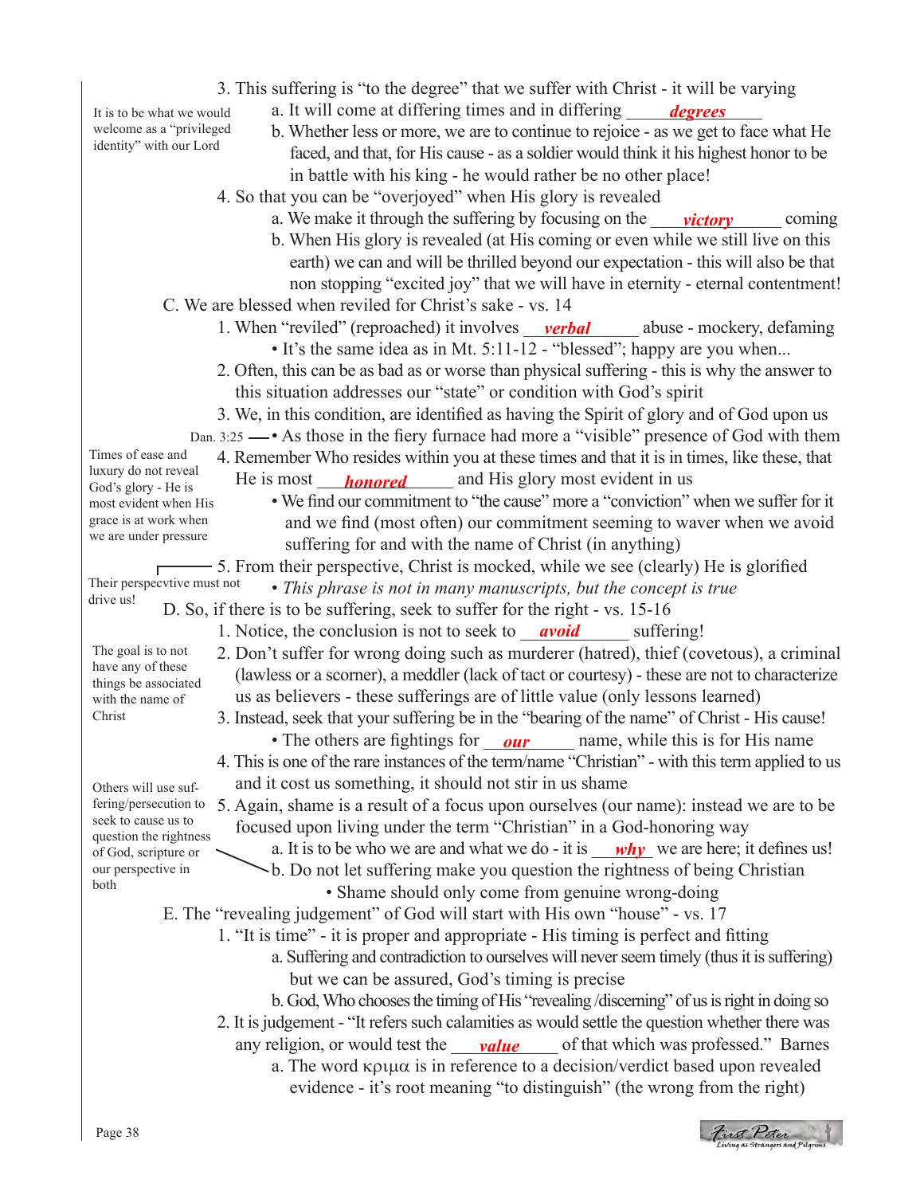3. This suffering is "to the degree" that we suffer with Christ - it will be varying

It is to be what we would welcome as a "privileged identity" with our Lord

   a. It will come at differing times and in differing ***degrees***
   b. Whether less or more, we are to continue to rejoice - as we get to face what He faced, and that, for His cause - as a soldier would think it his highest honor to be in battle with his king - he would rather be no other place!

4. So that you can be "overjoyed" when His glory is revealed
   a. We make it through the suffering by focusing on the ***victory*** coming
   b. When His glory is revealed (at His coming or even while we still live on this earth) we can and will be thrilled beyond our expectation - this will also be that non stopping "excited joy" that we will have in eternity - eternal contentment!

C. We are blessed when reviled for Christ's sake - vs. 14

1. When "reviled" (reproached) it involves ***verbal*** abuse - mockery, defaming
   • It's the same idea as in Mt. 5:11-12 - "blessed"; happy are you when...
2. Often, this can be as bad as or worse than physical suffering - this is why the answer to this situation addresses our "state" or condition with God's spirit
3. We, in this condition, are identified as having the Spirit of glory and of God upon us
   Dan. 3:25 — • As those in the fiery furnace had more a "visible" presence of God with them

Times of ease and luxury do not reveal God's glory - He is most evident when His grace is at work when we are under pressure

4. Remember Who resides within you at these times and that it is in times, like these, that He is most ***honored*** and His glory most evident in us
   • We find our commitment to "the cause" more a "conviction" when we suffer for it and we find (most often) our commitment seeming to waver when we avoid suffering for and with the name of Christ (in anything)
5. From their perspective, Christ is mocked, while we see (clearly) He is glorified
   • *This phrase is not in many manuscripts, but the concept is true*

Their perspecvtive must not drive us!

D. So, if there is to be suffering, seek to suffer for the right - vs. 15-16

1. Notice, the conclusion is not to seek to ***avoid*** suffering!

The goal is to not have any of these things be associated with the name of Christ

2. Don't suffer for wrong doing such as murderer (hatred), thief (covetous), a criminal (lawless or a scorner), a meddler (lack of tact or courtesy) - these are not to characterize us as believers - these sufferings are of little value (only lessons learned)
3. Instead, seek that your suffering be in the "bearing of the name" of Christ - His cause!
   • The others are fightings for ***our*** name, while this is for His name
4. This is one of the rare instances of the term/name "Christian" - with this term applied to us and it cost us something, it should not stir in us shame
5. Again, shame is a result of a focus upon ourselves (our name): instead we are to be focused upon living under the term "Christian" in a God-honoring way
   a. It is to be who we are and what we do - it is ***why*** we are here; it defines us!
   b. Do not let suffering make you question the rightness of being Christian
      • Shame should only come from genuine wrong-doing

Others will use suffering/persecution to seek to cause us to question the rightness of God, scripture or our perspective in both

E. The "revealing judgement" of God will start with His own "house" - vs. 17

1. "It is time" - it is proper and appropriate - His timing is perfect and fitting
   a. Suffering and contradiction to ourselves will never seem timely (thus it is suffering) but we can be assured, God's timing is precise
   b. God, Who chooses the timing of His "revealing /discerning" of us is right in doing so
2. It is judgement - "It refers such calamities as would settle the question whether there was any religion, or would test the ***value*** of that which was professed." Barnes
   a. The word κριμα is in reference to a decision/verdict based upon revealed evidence - it's root meaning "to distinguish" (the wrong from the right)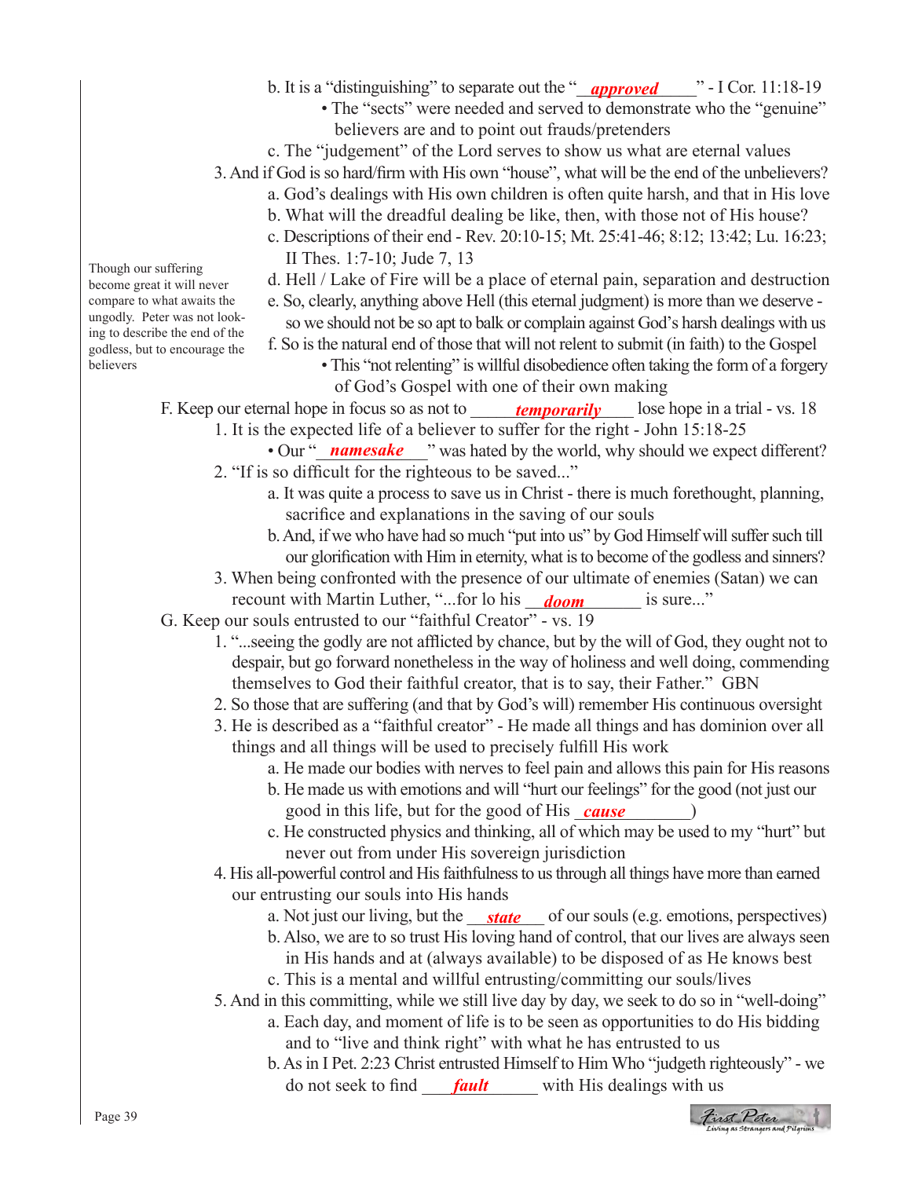b. It is a "distinguishing" to separate out the "*approved*" - I Cor. 11:18-19

- The "sects" were needed and served to demonstrate who the "genuine" believers are and to point out frauds/pretenders

c. The "judgement" of the Lord serves to show us what are eternal values

3. And if God is so hard/firm with His own "house", what will be the end of the unbelievers?
   a. God's dealings with His own children is often quite harsh, and that in His love
   b. What will the dreadful dealing be like, then, with those not of His house?
   c. Descriptions of their end - Rev. 20:10-15; Mt. 25:41-46; 8:12; 13:42; Lu. 16:23; II Thes. 1:7-10; Jude 7, 13
   d. Hell / Lake of Fire will be a place of eternal pain, separation and destruction
   e. So, clearly, anything above Hell (this eternal judgment) is more than we deserve - so we should not be so apt to balk or complain against God's harsh dealings with us
   f. So is the natural end of those that will not relent to submit (in faith) to the Gospel
      - This "not relenting" is willful disobedience often taking the form of a forgery of God's Gospel with one of their own making

Though our suffering become great it will never compare to what awaits the ungodly. Peter was not looking to describe the end of the godless, but to encourage the believers

F. Keep our eternal hope in focus so as not to *temporarily* lose hope in a trial - vs. 18

1. It is the expected life of a believer to suffer for the right - John 15:18-25
   - Our "*namesake*" was hated by the world, why should we expect different?
2. "If is so difficult for the righteous to be saved..."
   a. It was quite a process to save us in Christ - there is much forethought, planning, sacrifice and explanations in the saving of our souls
   b. And, if we who have had so much "put into us" by God Himself will suffer such till our glorification with Him in eternity, what is to become of the godless and sinners?
3. When being confronted with the presence of our ultimate of enemies (Satan) we can recount with Martin Luther, "...for lo his *doom* is sure..."

G. Keep our souls entrusted to our "faithful Creator" - vs. 19

1. "...seeing the godly are not afflicted by chance, but by the will of God, they ought not to despair, but go forward nonetheless in the way of holiness and well doing, commending themselves to God their faithful creator, that is to say, their Father." GBN
2. So those that are suffering (and that by God's will) remember His continuous oversight
3. He is described as a "faithful creator" - He made all things and has dominion over all things and all things will be used to precisely fulfill His work
   a. He made our bodies with nerves to feel pain and allows this pain for His reasons
   b. He made us with emotions and will "hurt our feelings" for the good (not just our good in this life, but for the good of His *cause*)
   c. He constructed physics and thinking, all of which may be used to my "hurt" but never out from under His sovereign jurisdiction
4. His all-powerful control and His faithfulness to us through all things have more than earned our entrusting our souls into His hands
   a. Not just our living, but the *state* of our souls (e.g. emotions, perspectives)
   b. Also, we are to so trust His loving hand of control, that our lives are always seen in His hands and at (always available) to be disposed of as He knows best
   c. This is a mental and willful entrusting/committing our souls/lives
5. And in this committing, while we still live day by day, we seek to do so in "well-doing"
   a. Each day, and moment of life is to be seen as opportunities to do His bidding and to "live and think right" with what he has entrusted to us
   b. As in I Pet. 2:23 Christ entrusted Himself to Him Who "judgeth righteously" - we do not seek to find *fault* with His dealings with us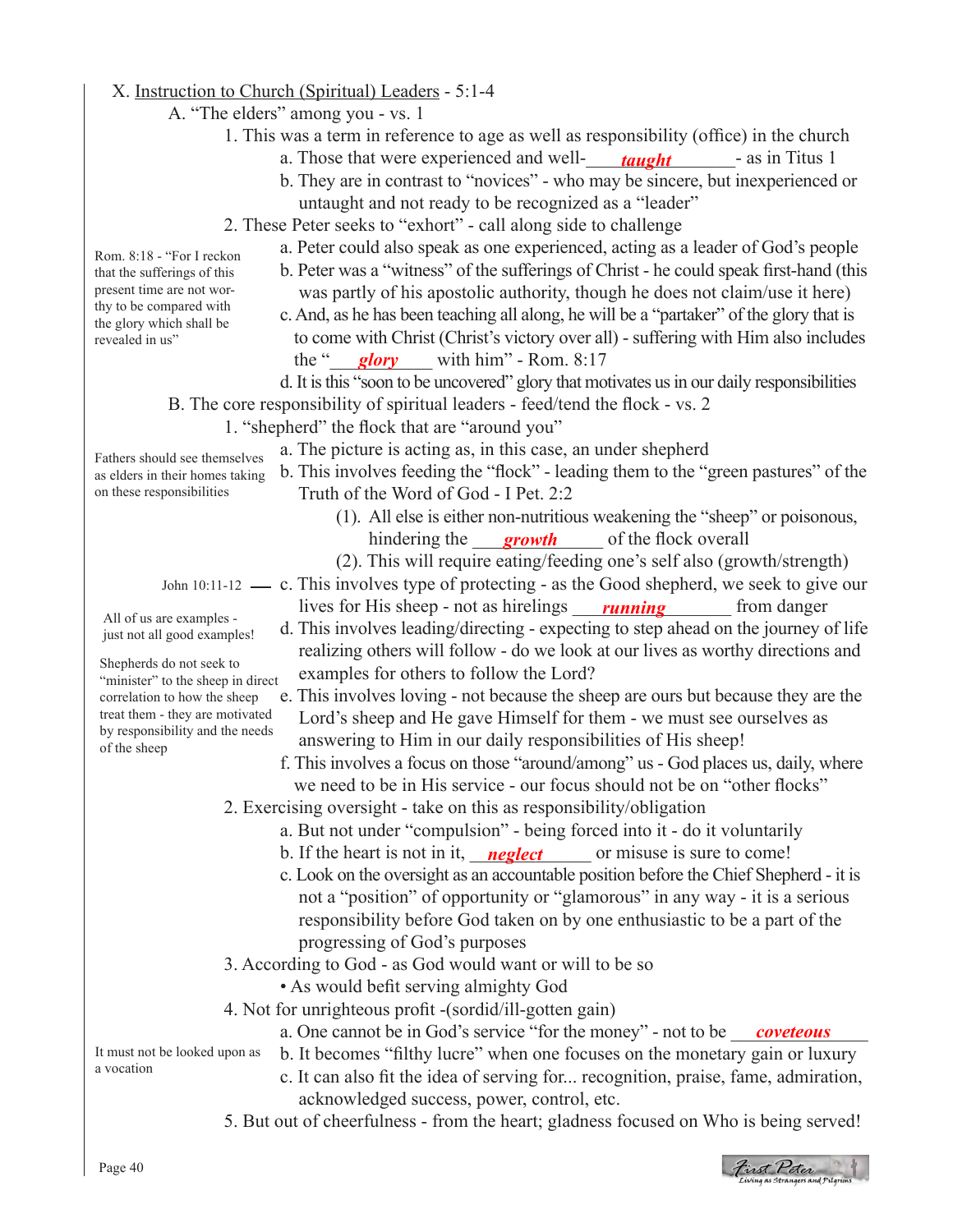X. Instruction to Church (Spiritual) Leaders - 5:1-4

A. "The elders" among you - vs. 1

1. This was a term in reference to age as well as responsibility (office) in the church
   - a. Those that were experienced and well-*taught* - as in Titus 1
   - b. They are in contrast to "novices" - who may be sincere, but inexperienced or untaught and not ready to be recognized as a "leader"

2. These Peter seeks to "exhort" - call along side to challenge
   - a. Peter could also speak as one experienced, acting as a leader of God's people
   - b. Peter was a "witness" of the sufferings of Christ - he could speak first-hand (this was partly of his apostolic authority, though he does not claim/use it here)
   - c. And, as he has been teaching all along, he will be a "partaker" of the glory that is to come with Christ (Christ's victory over all) - suffering with Him also includes the "*glory* with him" - Rom. 8:17
   - d. It is this "soon to be uncovered" glory that motivates us in our daily responsibilities

Rom. 8:18 - "For I reckon that the sufferings of this present time are not worthy to be compared with the glory which shall be revealed in us"

B. The core responsibility of spiritual leaders - feed/tend the flock - vs. 2

1. "shepherd" the flock that are "around you"
   - a. The picture is acting as, in this case, an under shepherd
   - b. This involves feeding the "flock" - leading them to the "green pastures" of the Truth of the Word of God - I Pet. 2:2
     - (1). All else is either non-nutritious weakening the "sheep" or poisonous, hindering the *growth* of the flock overall
     - (2). This will require eating/feeding one's self also (growth/strength)
   - c. This involves type of protecting - as the Good shepherd, we seek to give our lives for His sheep - not as hirelings *running* from danger (John 10:11-12)
   - d. This involves leading/directing - expecting to step ahead on the journey of life realizing others will follow - do we look at our lives as worthy directions and examples for others to follow the Lord?
   - e. This involves loving - not because the sheep are ours but because they are the Lord's sheep and He gave Himself for them - we must see ourselves as answering to Him in our daily responsibilities of His sheep!
   - f. This involves a focus on those "around/among" us - God places us, daily, where we need to be in His service - our focus should not be on "other flocks"

Fathers should see themselves as elders in their homes taking on these responsibilities

All of us are examples - just not all good examples!

Shepherds do not seek to "minister" to the sheep in direct correlation to how the sheep treat them - they are motivated by responsibility and the needs of the sheep

2. Exercising oversight - take on this as responsibility/obligation
   - a. But not under "compulsion" - being forced into it - do it voluntarily
   - b. If the heart is not in it, *neglect* or misuse is sure to come!
   - c. Look on the oversight as an accountable position before the Chief Shepherd - it is not a "position" of opportunity or "glamorous" in any way - it is a serious responsibility before God taken on by one enthusiastic to be a part of the progressing of God's purposes

3. According to God - as God would want or will to be so
   - As would befit serving almighty God

4. Not for unrighteous profit -(sordid/ill-gotten gain)
   - a. One cannot be in God's service "for the money" - not to be *coveteous*
   - b. It becomes "filthy lucre" when one focuses on the monetary gain or luxury
   - c. It can also fit the idea of serving for... recognition, praise, fame, admiration, acknowledged success, power, control, etc.

It must not be looked upon as a vocation

5. But out of cheerfulness - from the heart; gladness focused on Who is being served!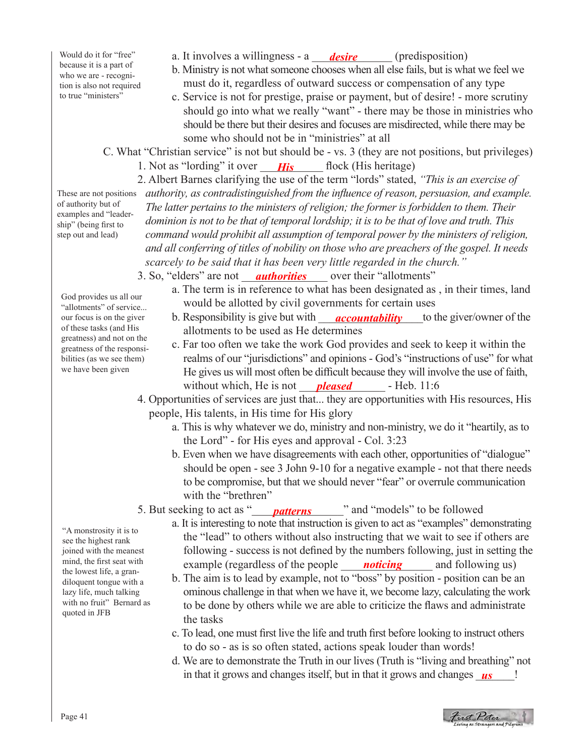a. It involves a willingness - a ___***desire***______ (predisposition)

b. Ministry is not what someone chooses when all else fails, but is what we feel we must do it, regardless of outward success or compensation of any type

c. Service is not for prestige, praise or payment, but of desire! - more scrutiny should go into what we really "want" - there may be those in ministries who should be there but their desires and focuses are misdirected, while there may be some who should not be in "ministries" at all

Would do it for "free" because it is a part of who we are - recognition is also not required to true "ministers"

C. What "Christian service" is not but should be - vs. 3 (they are not positions, but privileges)

1. Not as "lording" it over ___***His***______ flock (His heritage)

2. Albert Barnes clarifying the use of the term "lords" stated, *"This is an exercise of authority, as contradistinguished from the influence of reason, persuasion, and example. The latter pertains to the ministers of religion; the former is forbidden to them. Their dominion is not to be that of temporal lordship; it is to be that of love and truth. This command would prohibit all assumption of temporal power by the ministers of religion, and all conferring of titles of nobility on those who are preachers of the gospel. It needs scarcely to be said that it has been very little regarded in the church."*

These are not positions of authority but of examples and "leadership" (being first to step out and lead)

3. So, "elders" are not ___***authorities***____ over their "allotments"

a. The term is in reference to what has been designated as , in their times, land would be allotted by civil governments for certain uses

b. Responsibility is give but with ___***accountability***____to the giver/owner of the allotments to be used as He determines

c. Far too often we take the work God provides and seek to keep it within the realms of our "jurisdictions" and opinions - God's "instructions of use" for what He gives us will most often be difficult because they will involve the use of faith, without which, He is not ___***pleased***______ - Heb. 11:6

God provides us all our "allotments" of service... our focus is on the giver of these tasks (and His greatness) and not on the greatness of the responsibilities (as we see them) we have been given

4. Opportunities of services are just that... they are opportunities with His resources, His people, His talents, in His time for His glory

a. This is why whatever we do, ministry and non-ministry, we do it "heartily, as to the Lord" - for His eyes and approval - Col. 3:23

b. Even when we have disagreements with each other, opportunities of "dialogue" should be open - see 3 John 9-10 for a negative example - not that there needs to be compromise, but that we should never "fear" or overrule communication with the "brethren"

5. But seeking to act as "___***patterns***______" and "models" to be followed

a. It is interesting to note that instruction is given to act as "examples" demonstrating the "lead" to others without also instructing that we wait to see if others are following - success is not defined by the numbers following, just in setting the example (regardless of the people ___***noticing***______ and following us)

b. The aim is to lead by example, not to "boss" by position - position can be an ominous challenge in that when we have it, we become lazy, calculating the work to be done by others while we are able to criticize the flaws and administrate the tasks

c. To lead, one must first live the life and truth first before looking to instruct others to do so - as is so often stated, actions speak louder than words!

d. We are to demonstrate the Truth in our lives (Truth is "living and breathing" not in that it grows and changes itself, but in that it grows and changes ___***us***____!

"A monstrosity it is to see the highest rank joined with the meanest mind, the first seat with the lowest life, a grandiloquent tongue with a lazy life, much talking with no fruit" Bernard as quoted in JFB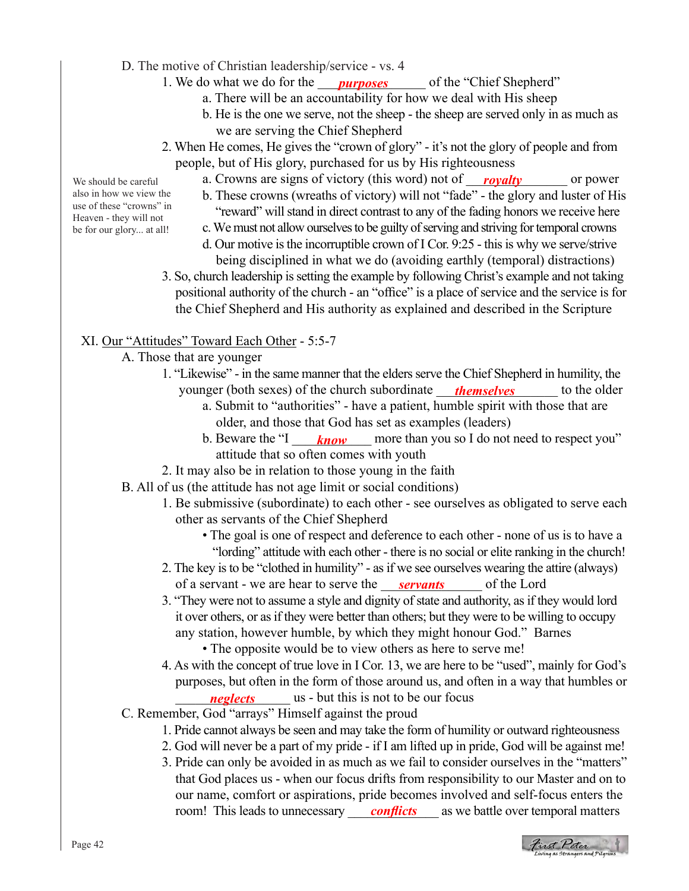D. The motive of Christian leadership/service - vs. 4

1. We do what we do for the ___*purposes*___ of the "Chief Shepherd"
   a. There will be an accountability for how we deal with His sheep
   b. He is the one we serve, not the sheep - the sheep are served only in as much as we are serving the Chief Shepherd
2. When He comes, He gives the "crown of glory" - it's not the glory of people and from people, but of His glory, purchased for us by His righteousness
   a. Crowns are signs of victory (this word) not of ___*royalty*___ or power
   b. These crowns (wreaths of victory) will not "fade" - the glory and luster of His "reward" will stand in direct contrast to any of the fading honors we receive here
   c. We must not allow ourselves to be guilty of serving and striving for temporal crowns
   d. Our motive is the incorruptible crown of I Cor. 9:25 - this is why we serve/strive being disciplined in what we do (avoiding earthly (temporal) distractions)
3. So, church leadership is setting the example by following Christ's example and not taking positional authority of the church - an "office" is a place of service and the service is for the Chief Shepherd and His authority as explained and described in the Scripture

We should be careful also in how we view the use of these "crowns" in Heaven - they will not be for our glory... at all!

XI. Our "Attitudes" Toward Each Other - 5:5-7

A. Those that are younger

1. "Likewise" - in the same manner that the elders serve the Chief Shepherd in humility, the younger (both sexes) of the church subordinate ___*themselves*___ to the older
   a. Submit to "authorities" - have a patient, humble spirit with those that are older, and those that God has set as examples (leaders)
   b. Beware the "I ___*know*___ more than you so I do not need to respect you" attitude that so often comes with youth
2. It may also be in relation to those young in the faith

B. All of us (the attitude has not age limit or social conditions)

1. Be submissive (subordinate) to each other - see ourselves as obligated to serve each other as servants of the Chief Shepherd
   - The goal is one of respect and deference to each other - none of us is to have a "lording" attitude with each other - there is no social or elite ranking in the church!
2. The key is to be "clothed in humility" - as if we see ourselves wearing the attire (always) of a servant - we are hear to serve the ___*servants*___ of the Lord
3. "They were not to assume a style and dignity of state and authority, as if they would lord it over others, or as if they were better than others; but they were to be willing to occupy any station, however humble, by which they might honour God." Barnes
   - The opposite would be to view others as here to serve me!
4. As with the concept of true love in I Cor. 13, we are here to be "used", mainly for God's purposes, but often in the form of those around us, and often in a way that humbles or ___*neglects*___ us - but this is not to be our focus

C. Remember, God "arrays" Himself against the proud

1. Pride cannot always be seen and may take the form of humility or outward righteousness
2. God will never be a part of my pride - if I am lifted up in pride, God will be against me!
3. Pride can only be avoided in as much as we fail to consider ourselves in the "matters" that God places us - when our focus drifts from responsibility to our Master and on to our name, comfort or aspirations, pride becomes involved and self-focus enters the room! This leads to unnecessary ___*conflicts*___ as we battle over temporal matters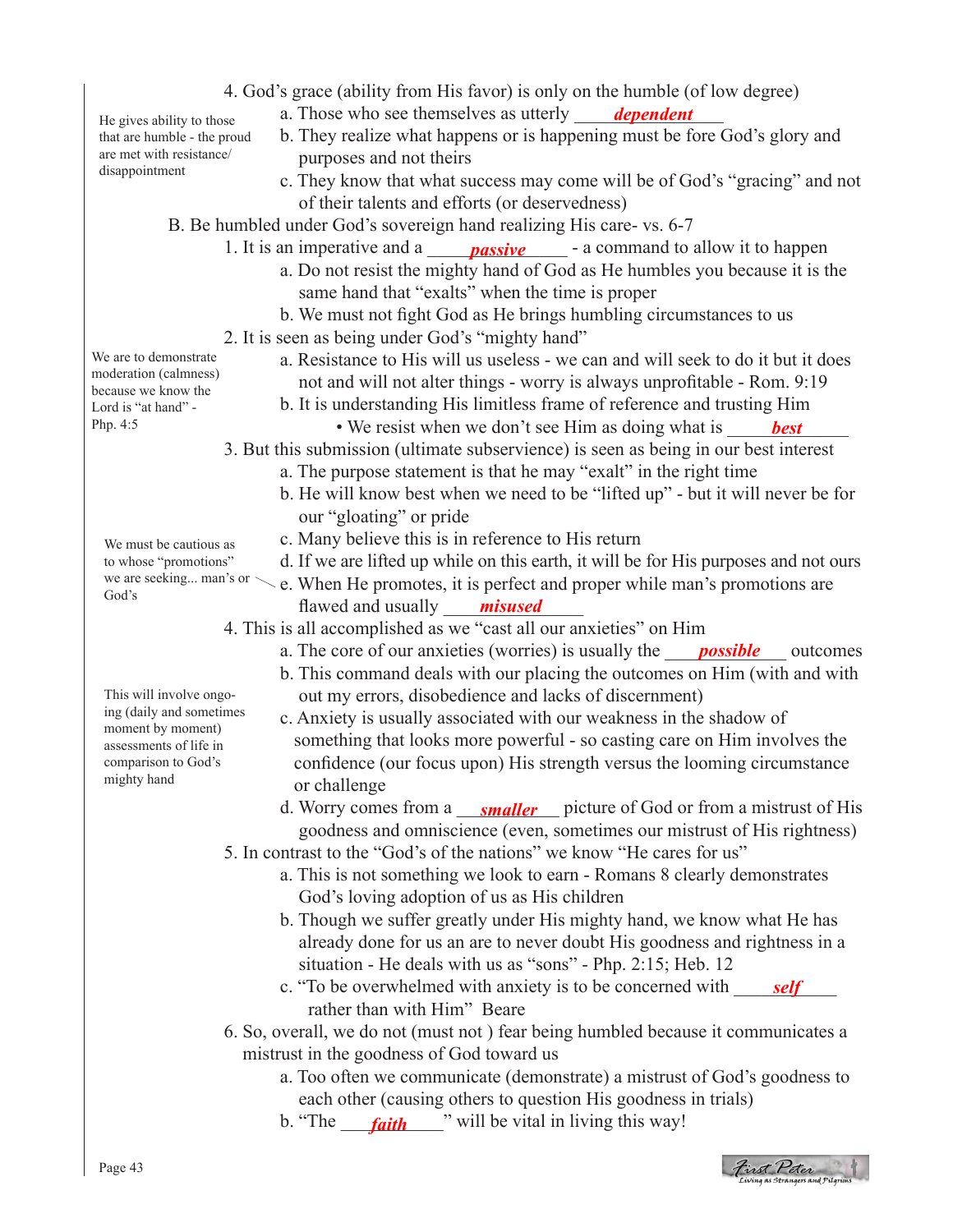4. God's grace (ability from His favor) is only on the humble (of low degree)

> He gives ability to those that are humble - the proud are met with resistance/ disappointment

   a. Those who see themselves as utterly ____***dependent***____
   b. They realize what happens or is happening must be fore God's glory and purposes and not theirs
   c. They know that what success may come will be of God's "gracing" and not of their talents and efforts (or deservedness)

B. Be humbled under God's sovereign hand realizing His care- vs. 6-7

1. It is an imperative and a ____***passive***____ - a command to allow it to happen
   a. Do not resist the mighty hand of God as He humbles you because it is the same hand that "exalts" when the time is proper
   b. We must not fight God as He brings humbling circumstances to us
2. It is seen as being under God's "mighty hand"

> We are to demonstrate moderation (calmness) because we know the Lord is "at hand" - Php. 4:5

   a. Resistance to His will us useless - we can and will seek to do it but it does not and will not alter things - worry is always unprofitable - Rom. 9:19
   b. It is understanding His limitless frame of reference and trusting Him
      • We resist when we don't see Him as doing what is ____***best***____
3. But this submission (ultimate subservience) is seen as being in our best interest
   a. The purpose statement is that he may "exalt" in the right time
   b. He will know best when we need to be "lifted up" - but it will never be for our "gloating" or pride
   c. Many believe this is in reference to His return
   d. If we are lifted up while on this earth, it will be for His purposes and not ours
   e. When He promotes, it is perfect and proper while man's promotions are flawed and usually ____***misused***____

> We must be cautious as to whose "promotions" we are seeking... man's or God's

4. This is all accomplished as we "cast all our anxieties" on Him
   a. The core of our anxieties (worries) is usually the ____***possible***____ outcomes
   b. This command deals with our placing the outcomes on Him (with and with out my errors, disobedience and lacks of discernment)
   c. Anxiety is usually associated with our weakness in the shadow of something that looks more powerful - so casting care on Him involves the confidence (our focus upon) His strength versus the looming circumstance or challenge
   d. Worry comes from a ____***smaller***____ picture of God or from a mistrust of His goodness and omniscience (even, sometimes our mistrust of His rightness)

> This will involve ongoing (daily and sometimes moment by moment) assessments of life in comparison to God's mighty hand

5. In contrast to the "God's of the nations" we know "He cares for us"
   a. This is not something we look to earn - Romans 8 clearly demonstrates God's loving adoption of us as His children
   b. Though we suffer greatly under His mighty hand, we know what He has already done for us an are to never doubt His goodness and rightness in a situation - He deals with us as "sons" - Php. 2:15; Heb. 12
   c. "To be overwhelmed with anxiety is to be concerned with ____***self***____ rather than with Him" Beare
6. So, overall, we do not (must not ) fear being humbled because it communicates a mistrust in the goodness of God toward us
   a. Too often we communicate (demonstrate) a mistrust of God's goodness to each other (causing others to question His goodness in trials)
   b. "The ____***faith***____" will be vital in living this way!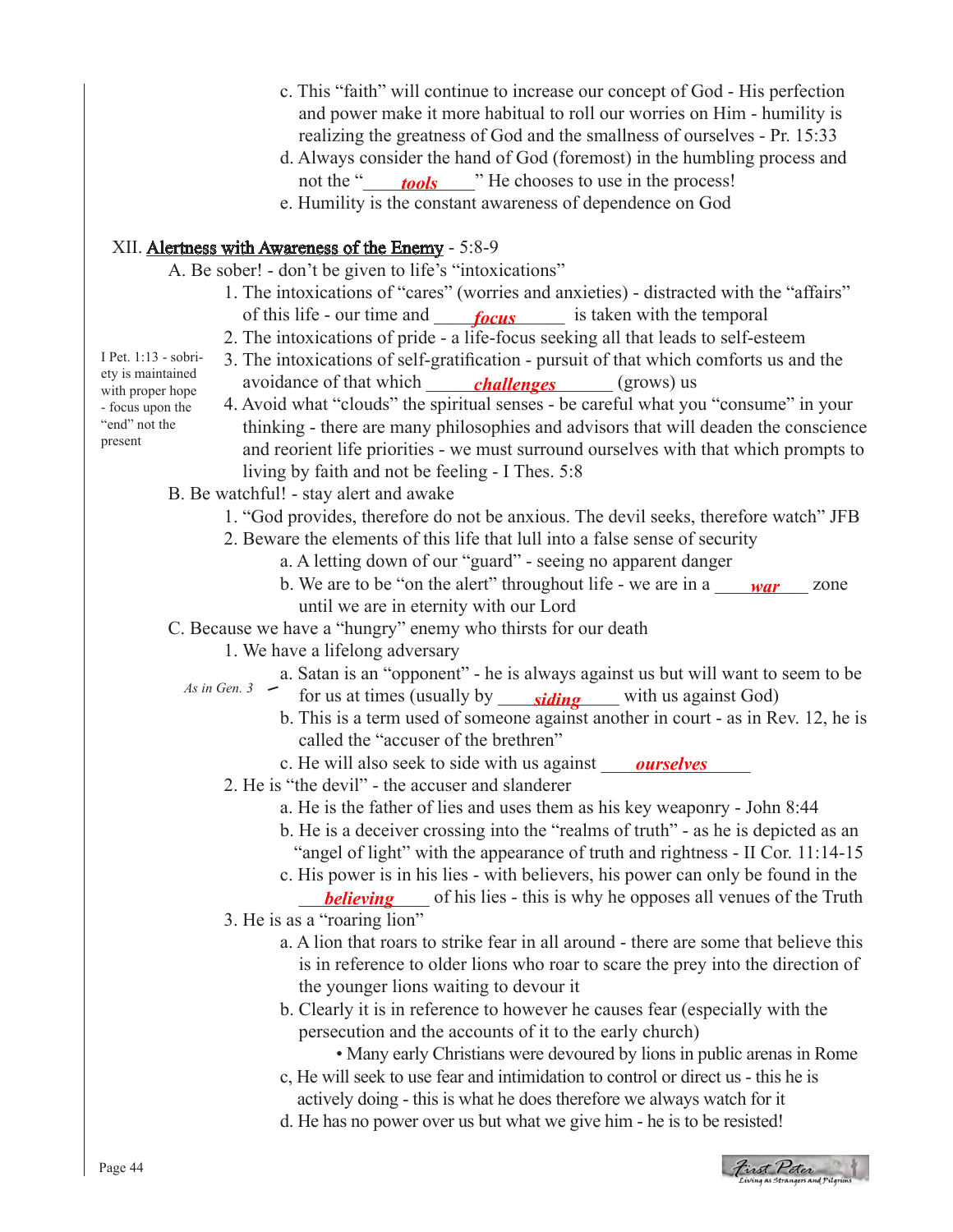c. This "faith" will continue to increase our concept of God - His perfection and power make it more habitual to roll our worries on Him - humility is realizing the greatness of God and the smallness of ourselves - Pr. 15:33

d. Always consider the hand of God (foremost) in the humbling process and not the "___***tools***___" He chooses to use in the process!

e. Humility is the constant awareness of dependence on God

## XII. <u>Alertness with Awareness of the Enemy</u> - 5:8-9

A. Be sober! - don't be given to life's "intoxications"

1. The intoxications of "cares" (worries and anxieties) - distracted with the "affairs" of this life - our time and ___***focus***___ is taken with the temporal
2. The intoxications of pride - a life-focus seeking all that leads to self-esteem
3. The intoxications of self-gratification - pursuit of that which comforts us and the avoidance of that which ___***challenges***___ (grows) us
4. Avoid what "clouds" the spiritual senses - be careful what you "consume" in your thinking - there are many philosophies and advisors that will deaden the conscience and reorient life priorities - we must surround ourselves with that which prompts to living by faith and not be feeling - I Thes. 5:8

*Margin note: I Pet. 1:13 - sobriety is maintained with proper hope - focus upon the "end" not the present*

B. Be watchful! - stay alert and awake

1. "God provides, therefore do not be anxious. The devil seeks, therefore watch" JFB
2. Beware the elements of this life that lull into a false sense of security
   a. A letting down of our "guard" - seeing no apparent danger
   b. We are to be "on the alert" throughout life - we are in a ___***war***___ zone until we are in eternity with our Lord

C. Because we have a "hungry" enemy who thirsts for our death

1. We have a lifelong adversary
   a. Satan is an "opponent" - he is always against us but will want to seem to be for us at times (usually by ___***siding***___ with us against God) *(As in Gen. 3)*
   b. This is a term used of someone against another in court - as in Rev. 12, he is called the "accuser of the brethren"
   c. He will also seek to side with us against ___***ourselves***___
2. He is "the devil" - the accuser and slanderer
   a. He is the father of lies and uses them as his key weaponry - John 8:44
   b. He is a deceiver crossing into the "realms of truth" - as he is depicted as an "angel of light" with the appearance of truth and rightness - II Cor. 11:14-15
   c. His power is in his lies - with believers, his power can only be found in the ___***believing***___ of his lies - this is why he opposes all venues of the Truth
3. He is as a "roaring lion"
   a. A lion that roars to strike fear in all around - there are some that believe this is in reference to older lions who roar to scare the prey into the direction of the younger lions waiting to devour it
   b. Clearly it is in reference to however he causes fear (especially with the persecution and the accounts of it to the early church)
      - Many early Christians were devoured by lions in public arenas in Rome

   c, He will seek to use fear and intimidation to control or direct us - this he is actively doing - this is what he does therefore we always watch for it
   d. He has no power over us but what we give him - he is to be resisted!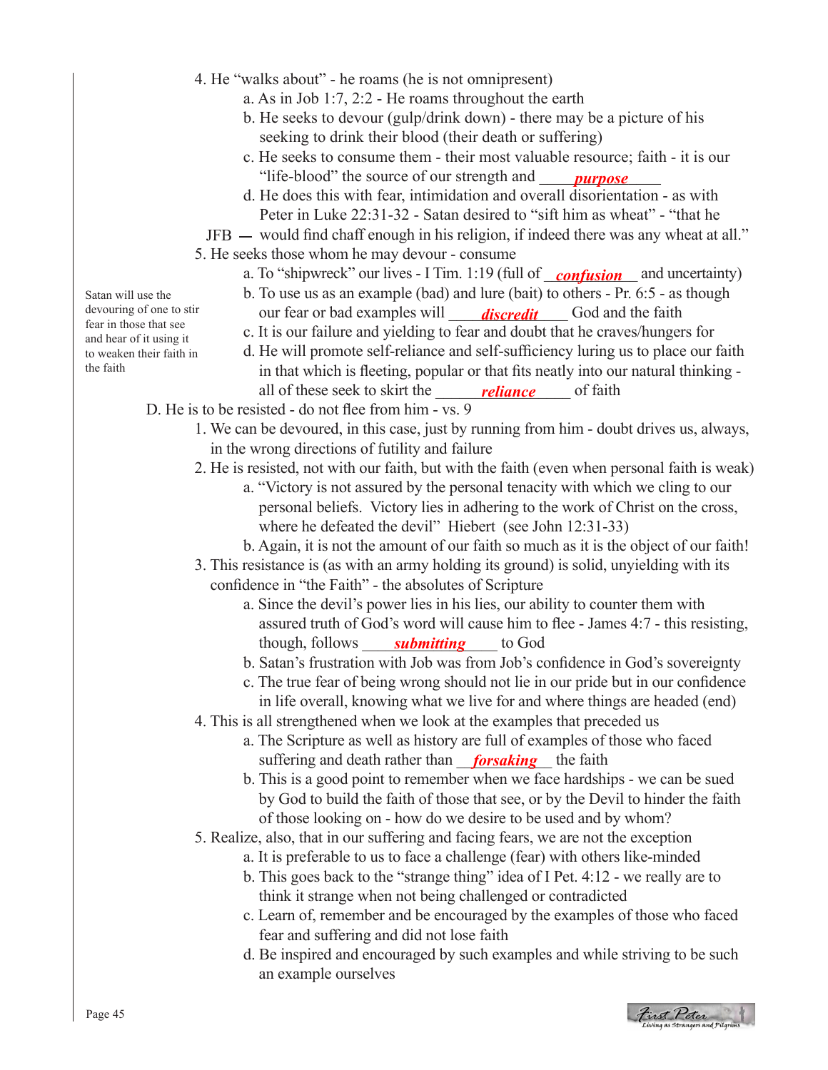4. He "walks about" - he roams (he is not omnipresent)
   a. As in Job 1:7, 2:2 - He roams throughout the earth
   b. He seeks to devour (gulp/drink down) - there may be a picture of his seeking to drink their blood (their death or suffering)
   c. He seeks to consume them - their most valuable resource; faith - it is our "life-blood" the source of our strength and ____***purpose*****____**
   d. He does this with fear, intimidation and overall disorientation - as with Peter in Luke 22:31-32 - Satan desired to "sift him as wheat" - "that he

JFB — would find chaff enough in his religion, if indeed there was any wheat at all."

5. He seeks those whom he may devour - consume
   a. To "shipwreck" our lives - I Tim. 1:19 (full of ***confusion*** and uncertainty)
   b. To use us as an example (bad) and lure (bait) to others - Pr. 6:5 - as though our fear or bad examples will ____***discredit*****____** God and the faith
   c. It is our failure and yielding to fear and doubt that he craves/hungers for
   d. He will promote self-reliance and self-sufficiency luring us to place our faith in that which is fleeting, popular or that fits neatly into our natural thinking - all of these seek to skirt the ______***reliance*****______** of faith

Satan will use the devouring of one to stir fear in those that see and hear of it using it to weaken their faith in the faith

D. He is to be resisted - do not flee from him - vs. 9
1. We can be devoured, in this case, just by running from him - doubt drives us, always, in the wrong directions of futility and failure
2. He is resisted, not with our faith, but with the faith (even when personal faith is weak)
   a. "Victory is not assured by the personal tenacity with which we cling to our personal beliefs. Victory lies in adhering to the work of Christ on the cross, where he defeated the devil" Hiebert (see John 12:31-33)
   b. Again, it is not the amount of our faith so much as it is the object of our faith!
3. This resistance is (as with an army holding its ground) is solid, unyielding with its confidence in "the Faith" - the absolutes of Scripture
   a. Since the devil's power lies in his lies, our ability to counter them with assured truth of God's word will cause him to flee - James 4:7 - this resisting, though, follows ____***submitting*****____** to God
   b. Satan's frustration with Job was from Job's confidence in God's sovereignty
   c. The true fear of being wrong should not lie in our pride but in our confidence in life overall, knowing what we live for and where things are headed (end)
4. This is all strengthened when we look at the examples that preceded us
   a. The Scripture as well as history are full of examples of those who faced suffering and death rather than ***forsaking*** the faith
   b. This is a good point to remember when we face hardships - we can be sued by God to build the faith of those that see, or by the Devil to hinder the faith of those looking on - how do we desire to be used and by whom?
5. Realize, also, that in our suffering and facing fears, we are not the exception
   a. It is preferable to us to face a challenge (fear) with others like-minded
   b. This goes back to the "strange thing" idea of I Pet. 4:12 - we really are to think it strange when not being challenged or contradicted
   c. Learn of, remember and be encouraged by the examples of those who faced fear and suffering and did not lose faith
   d. Be inspired and encouraged by such examples and while striving to be such an example ourselves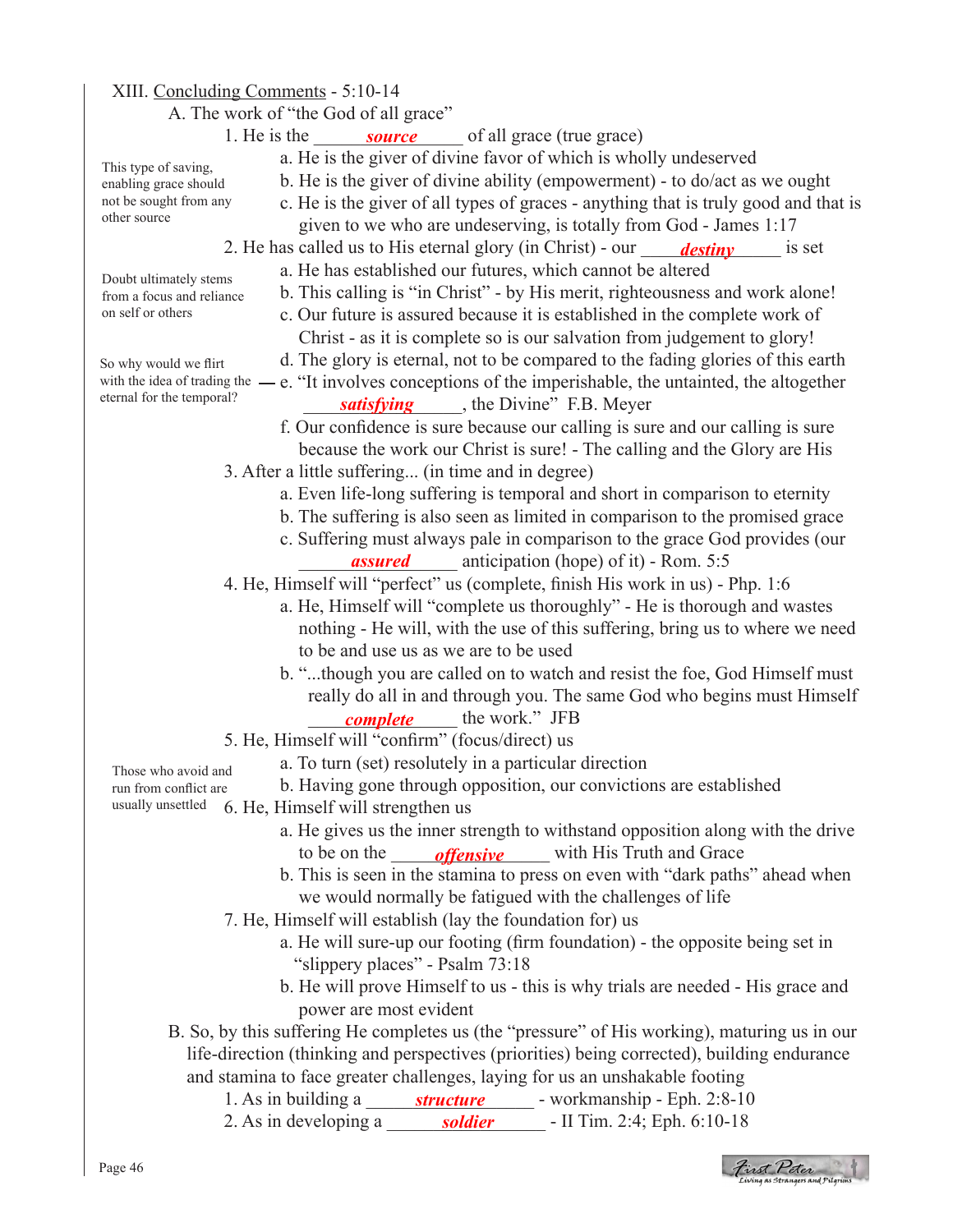XIII. Concluding Comments - 5:10-14

A. The work of "the God of all grace"

1. He is the ______***source***______ of all grace (true grace)
   - a. He is the giver of divine favor of which is wholly undeserved
   - b. He is the giver of divine ability (empowerment) - to do/act as we ought
   - c. He is the giver of all types of graces - anything that is truly good and that is given to we who are undeserving, is totally from God - James 1:17

   *This type of saving, enabling grace should not be sought from any other source*

2. He has called us to His eternal glory (in Christ) - our ____***destiny***______ is set
   - a. He has established our futures, which cannot be altered
   - b. This calling is "in Christ" - by His merit, righteousness and work alone!
   - c. Our future is assured because it is established in the complete work of Christ - as it is complete so is our salvation from judgement to glory!
   - d. The glory is eternal, not to be compared to the fading glories of this earth
   - e. "It involves conceptions of the imperishable, the untainted, the altogether ____***satisfying***_____, the Divine" F.B. Meyer
   - f. Our confidence is sure because our calling is sure and our calling is sure because the work our Christ is sure! - The calling and the Glory are His

   *Doubt ultimately stems from a focus and reliance on self or others*

   *So why would we flirt with the idea of trading the eternal for the temporal?*

3. After a little suffering... (in time and in degree)
   - a. Even life-long suffering is temporal and short in comparison to eternity
   - b. The suffering is also seen as limited in comparison to the promised grace
   - c. Suffering must always pale in comparison to the grace God provides (our ______***assured***______ anticipation (hope) of it) - Rom. 5:5

4. He, Himself will "perfect" us (complete, finish His work in us) - Php. 1:6
   - a. He, Himself will "complete us thoroughly" - He is thorough and wastes nothing - He will, with the use of this suffering, bring us to where we need to be and use us as we are to be used
   - b. "...though you are called on to watch and resist the foe, God Himself must really do all in and through you. The same God who begins must Himself ____***complete***_____ the work." JFB

5. He, Himself will "confirm" (focus/direct) us
   - a. To turn (set) resolutely in a particular direction
   - b. Having gone through opposition, our convictions are established

   *Those who avoid and run from conflict are usually unsettled*

6. He, Himself will strengthen us
   - a. He gives us the inner strength to withstand opposition along with the drive to be on the _____***offensive***_____ with His Truth and Grace
   - b. This is seen in the stamina to press on even with "dark paths" ahead when we would normally be fatigued with the challenges of life

7. He, Himself will establish (lay the foundation for) us
   - a. He will sure-up our footing (firm foundation) - the opposite being set in "slippery places" - Psalm 73:18
   - b. He will prove Himself to us - this is why trials are needed - His grace and power are most evident

B. So, by this suffering He completes us (the "pressure" of His working), maturing us in our life-direction (thinking and perspectives (priorities) being corrected), building endurance and stamina to face greater challenges, laying for us an unshakable footing

1. As in building a ______***structure***______ - workmanship - Eph. 2:8-10
2. As in developing a _______***soldier***_______ - II Tim. 2:4; Eph. 6:10-18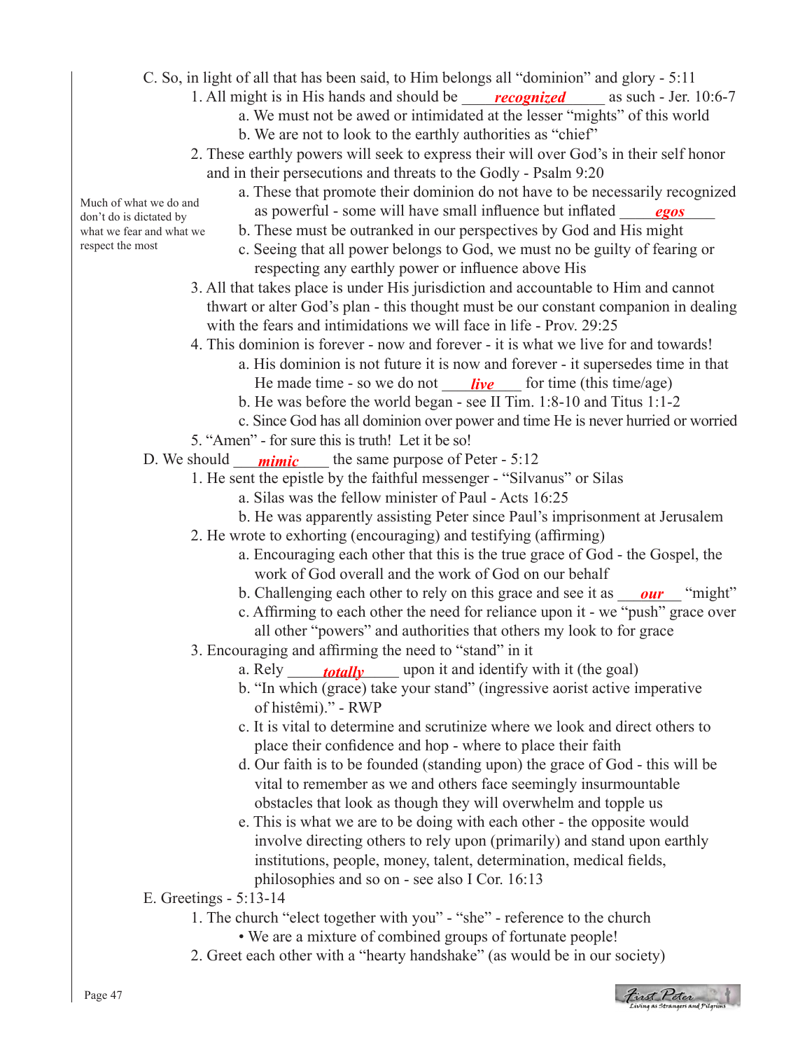C. So, in light of all that has been said, to Him belongs all "dominion" and glory - 5:11

1. All might is in His hands and should be ___*recognized*___ as such - Jer. 10:6-7
    a. We must not be awed or intimidated at the lesser "mights" of this world
    b. We are not to look to the earthly authorities as "chief"
2. These earthly powers will seek to express their will over God's in their self honor and in their persecutions and threats to the Godly - Psalm 9:20

   Much of what we do and don't do is dictated by what we fear and what we respect the most

    a. These that promote their dominion do not have to be necessarily recognized as powerful - some will have small influence but inflated ___*egos*___
    b. These must be outranked in our perspectives by God and His might
    c. Seeing that all power belongs to God, we must no be guilty of fearing or respecting any earthly power or influence above His
3. All that takes place is under His jurisdiction and accountable to Him and cannot thwart or alter God's plan - this thought must be our constant companion in dealing with the fears and intimidations we will face in life - Prov. 29:25
4. This dominion is forever - now and forever - it is what we live for and towards!
    a. His dominion is not future it is now and forever - it supersedes time in that He made time - so we do not ___*live*___ for time (this time/age)
    b. He was before the world began - see II Tim. 1:8-10 and Titus 1:1-2
    c. Since God has all dominion over power and time He is never hurried or worried
5. "Amen" - for sure this is truth! Let it be so!

D. We should ___*mimic*___ the same purpose of Peter - 5:12

1. He sent the epistle by the faithful messenger - "Silvanus" or Silas
    a. Silas was the fellow minister of Paul - Acts 16:25
    b. He was apparently assisting Peter since Paul's imprisonment at Jerusalem
2. He wrote to exhorting (encouraging) and testifying (affirming)
    a. Encouraging each other that this is the true grace of God - the Gospel, the work of God overall and the work of God on our behalf
    b. Challenging each other to rely on this grace and see it as ___*our*___ "might"
    c. Affirming to each other the need for reliance upon it - we "push" grace over all other "powers" and authorities that others my look to for grace
3. Encouraging and affirming the need to "stand" in it
    a. Rely ___*totally*___ upon it and identify with it (the goal)
    b. "In which (grace) take your stand" (ingressive aorist active imperative of histêmi)." - RWP
    c. It is vital to determine and scrutinize where we look and direct others to place their confidence and hop - where to place their faith
    d. Our faith is to be founded (standing upon) the grace of God - this will be vital to remember as we and others face seemingly insurmountable obstacles that look as though they will overwhelm and topple us
    e. This is what we are to be doing with each other - the opposite would involve directing others to rely upon (primarily) and stand upon earthly institutions, people, money, talent, determination, medical fields, philosophies and so on - see also I Cor. 16:13

E. Greetings - 5:13-14

1. The church "elect together with you" - "she" - reference to the church
    - We are a mixture of combined groups of fortunate people!
2. Greet each other with a "hearty handshake" (as would be in our society)